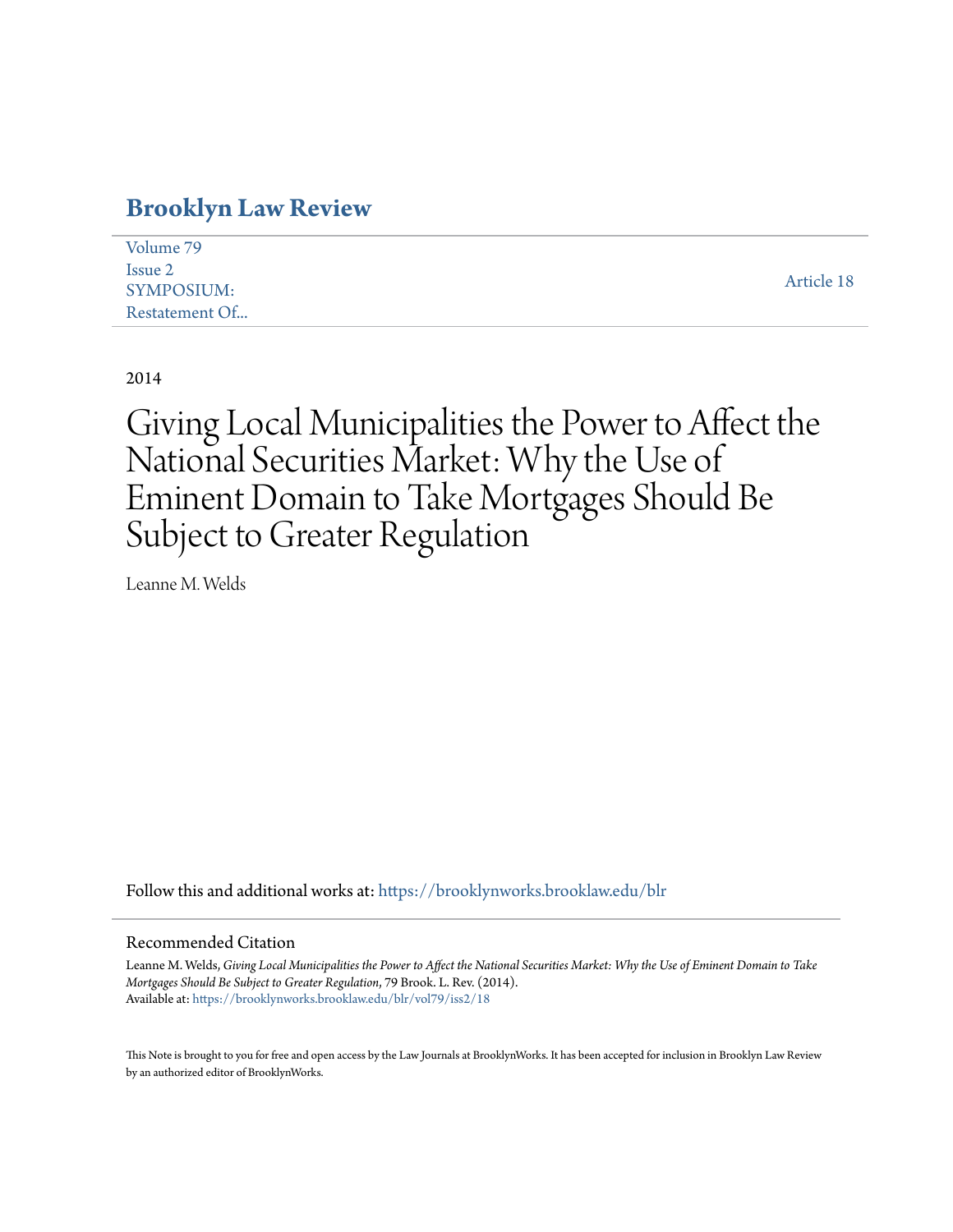# Brooklyn Law Review

Volume 79
Issue 2
SYMPOSIUM:
Restatement Of...

Article 18

2014

# Giving Local Municipalities the Power to Affect the National Securities Market: Why the Use of Eminent Domain to Take Mortgages Should Be Subject to Greater Regulation

Leanne M. Welds

Follow this and additional works at: https://brooklynworks.brooklaw.edu/blr

## Recommended Citation

Leanne M. Welds, *Giving Local Municipalities the Power to Affect the National Securities Market: Why the Use of Eminent Domain to Take Mortgages Should Be Subject to Greater Regulation*, 79 Brook. L. Rev. (2014).
Available at: https://brooklynworks.brooklaw.edu/blr/vol79/iss2/18

This Note is brought to you for free and open access by the Law Journals at BrooklynWorks. It has been accepted for inclusion in Brooklyn Law Review by an authorized editor of BrooklynWorks.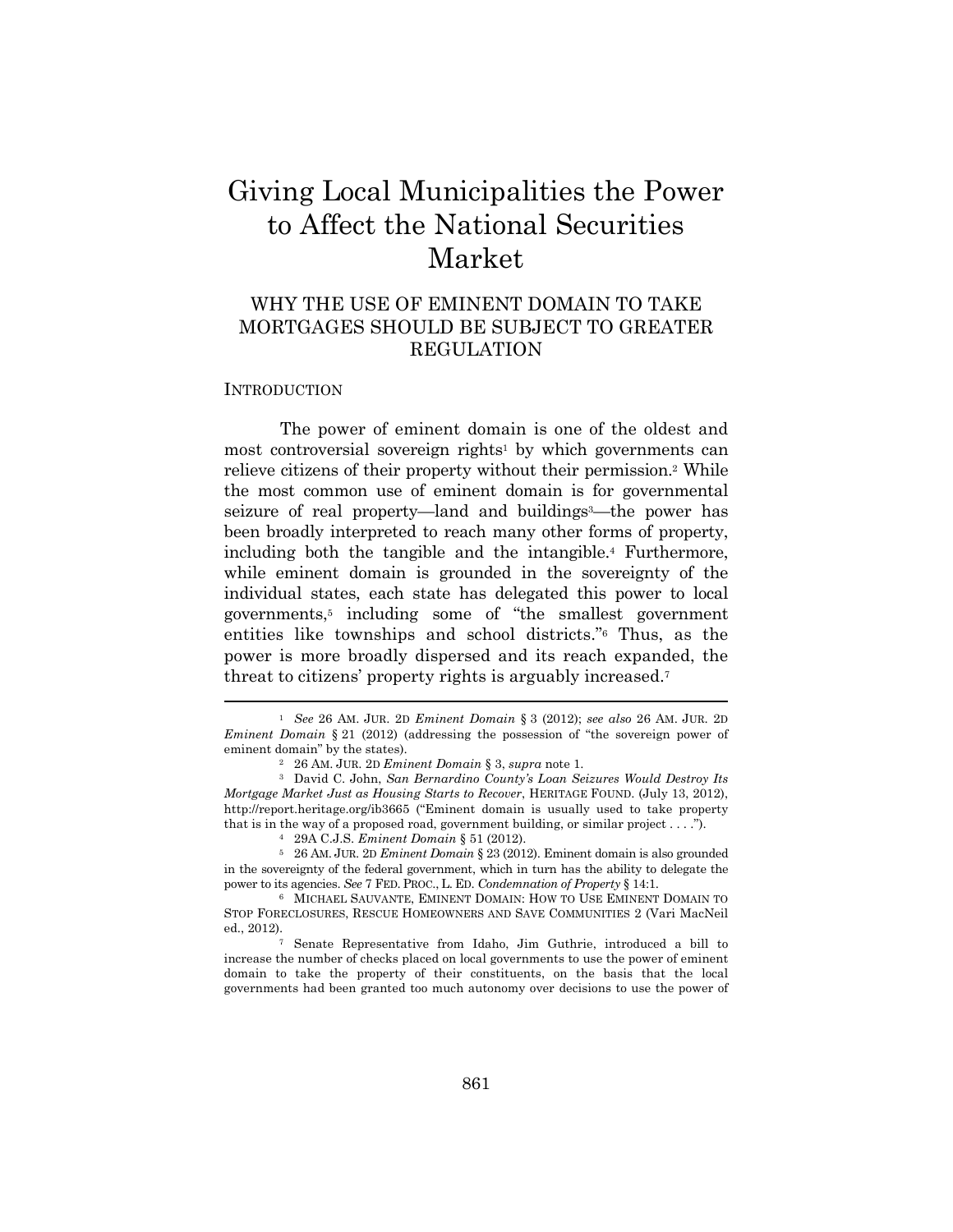# Giving Local Municipalities the Power to Affect the National Securities Market

## WHY THE USE OF EMINENT DOMAIN TO TAKE MORTGAGES SHOULD BE SUBJECT TO GREATER REGULATION

### INTRODUCTION

The power of eminent domain is one of the oldest and most controversial sovereign rights[1] by which governments can relieve citizens of their property without their permission.[2] While the most common use of eminent domain is for governmental seizure of real property—land and buildings[3]—the power has been broadly interpreted to reach many other forms of property, including both the tangible and the intangible.[4] Furthermore, while eminent domain is grounded in the sovereignty of the individual states, each state has delegated this power to local governments,[5] including some of "the smallest government entities like townships and school districts."[6] Thus, as the power is more broadly dispersed and its reach expanded, the threat to citizens' property rights is arguably increased.[7]

---

[1] *See* 26 AM. JUR. 2D *Eminent Domain* § 3 (2012); *see also* 26 AM. JUR. 2D *Eminent Domain* § 21 (2012) (addressing the possession of "the sovereign power of eminent domain" by the states).

[2] 26 AM. JUR. 2D *Eminent Domain* § 3, *supra* note 1.

[3] David C. John, *San Bernardino County's Loan Seizures Would Destroy Its Mortgage Market Just as Housing Starts to Recover*, HERITAGE FOUND. (July 13, 2012), http://report.heritage.org/ib3665 ("Eminent domain is usually used to take property that is in the way of a proposed road, government building, or similar project . . . .").

[4] 29A C.J.S. *Eminent Domain* § 51 (2012).

[5] 26 AM. JUR. 2D *Eminent Domain* § 23 (2012). Eminent domain is also grounded in the sovereignty of the federal government, which in turn has the ability to delegate the power to its agencies. *See* 7 FED. PROC., L. ED. *Condemnation of Property* § 14:1.

[6] MICHAEL SAUVANTE, EMINENT DOMAIN: HOW TO USE EMINENT DOMAIN TO STOP FORECLOSURES, RESCUE HOMEOWNERS AND SAVE COMMUNITIES 2 (Vari MacNeil ed., 2012).

[7] Senate Representative from Idaho, Jim Guthrie, introduced a bill to increase the number of checks placed on local governments to use the power of eminent domain to take the property of their constituents, on the basis that the local governments had been granted too much autonomy over decisions to use the power of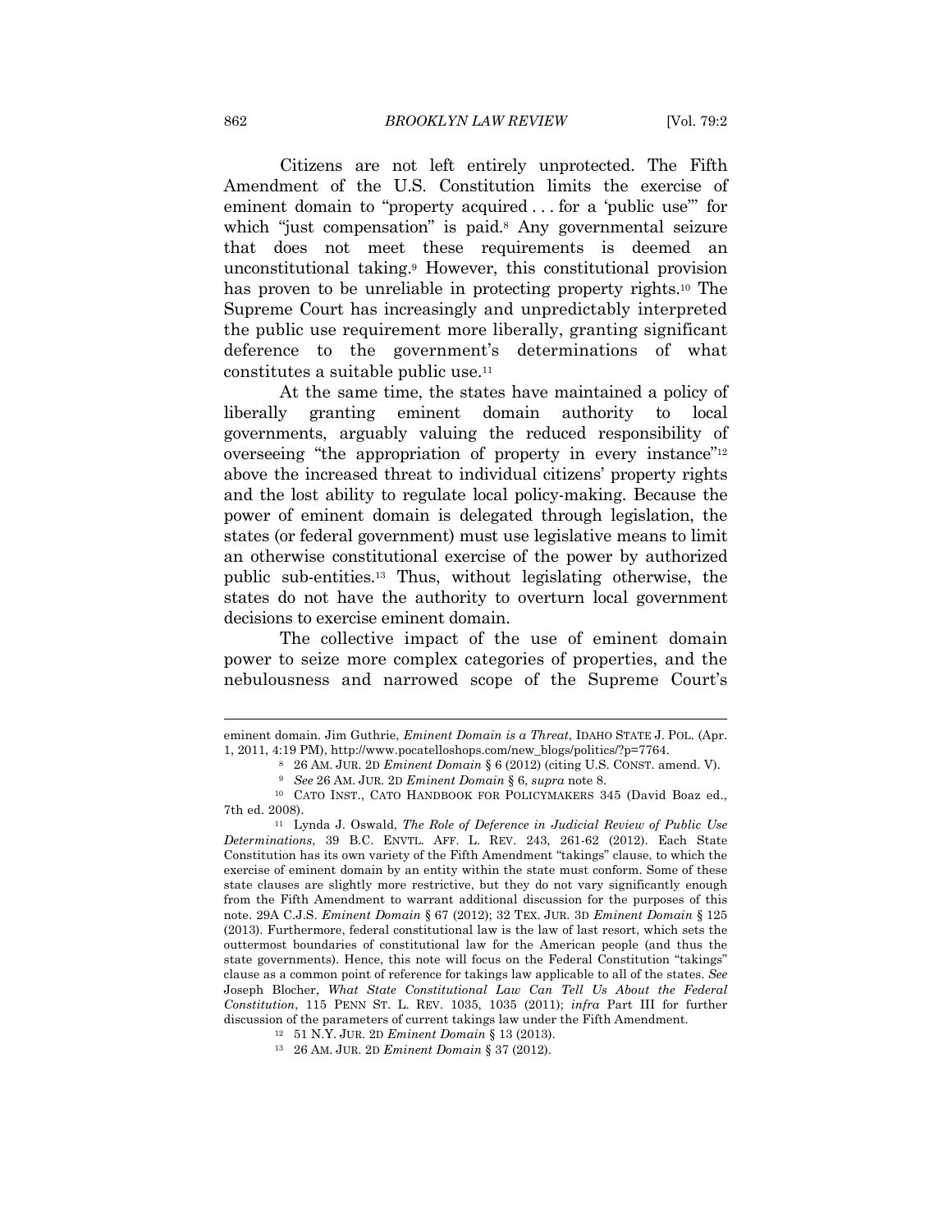Citizens are not left entirely unprotected. The Fifth Amendment of the U.S. Constitution limits the exercise of eminent domain to "property acquired . . . for a 'public use'" for which "just compensation" is paid.[8] Any governmental seizure that does not meet these requirements is deemed an unconstitutional taking.[9] However, this constitutional provision has proven to be unreliable in protecting property rights.[10] The Supreme Court has increasingly and unpredictably interpreted the public use requirement more liberally, granting significant deference to the government's determinations of what constitutes a suitable public use.[11]

At the same time, the states have maintained a policy of liberally granting eminent domain authority to local governments, arguably valuing the reduced responsibility of overseeing "the appropriation of property in every instance"[12] above the increased threat to individual citizens' property rights and the lost ability to regulate local policy-making. Because the power of eminent domain is delegated through legislation, the states (or federal government) must use legislative means to limit an otherwise constitutional exercise of the power by authorized public sub-entities.[13] Thus, without legislating otherwise, the states do not have the authority to overturn local government decisions to exercise eminent domain.

The collective impact of the use of eminent domain power to seize more complex categories of properties, and the nebulousness and narrowed scope of the Supreme Court's

---

eminent domain. Jim Guthrie, *Eminent Domain is a Threat*, IDAHO STATE J. POL. (Apr. 1, 2011, 4:19 PM), http://www.pocatelloshops.com/new_blogs/politics/?p=7764.

[8] 26 AM. JUR. 2D *Eminent Domain* § 6 (2012) (citing U.S. CONST. amend. V).

[9] *See* 26 AM. JUR. 2D *Eminent Domain* § 6, *supra* note 8.

[10] CATO INST., CATO HANDBOOK FOR POLICYMAKERS 345 (David Boaz ed., 7th ed. 2008).

[11] Lynda J. Oswald, *The Role of Deference in Judicial Review of Public Use Determinations*, 39 B.C. ENVTL. AFF. L. REV. 243, 261-62 (2012). Each State Constitution has its own variety of the Fifth Amendment "takings" clause, to which the exercise of eminent domain by an entity within the state must conform. Some of these state clauses are slightly more restrictive, but they do not vary significantly enough from the Fifth Amendment to warrant additional discussion for the purposes of this note. 29A C.J.S. *Eminent Domain* § 67 (2012); 32 TEX. JUR. 3D *Eminent Domain* § 125 (2013). Furthermore, federal constitutional law is the law of last resort, which sets the outtermost boundaries of constitutional law for the American people (and thus the state governments). Hence, this note will focus on the Federal Constitution "takings" clause as a common point of reference for takings law applicable to all of the states. *See* Joseph Blocher, *What State Constitutional Law Can Tell Us About the Federal Constitution*, 115 PENN ST. L. REV. 1035, 1035 (2011); *infra* Part III for further discussion of the parameters of current takings law under the Fifth Amendment.

[12] 51 N.Y. JUR. 2D *Eminent Domain* § 13 (2013).

[13] 26 AM. JUR. 2D *Eminent Domain* § 37 (2012).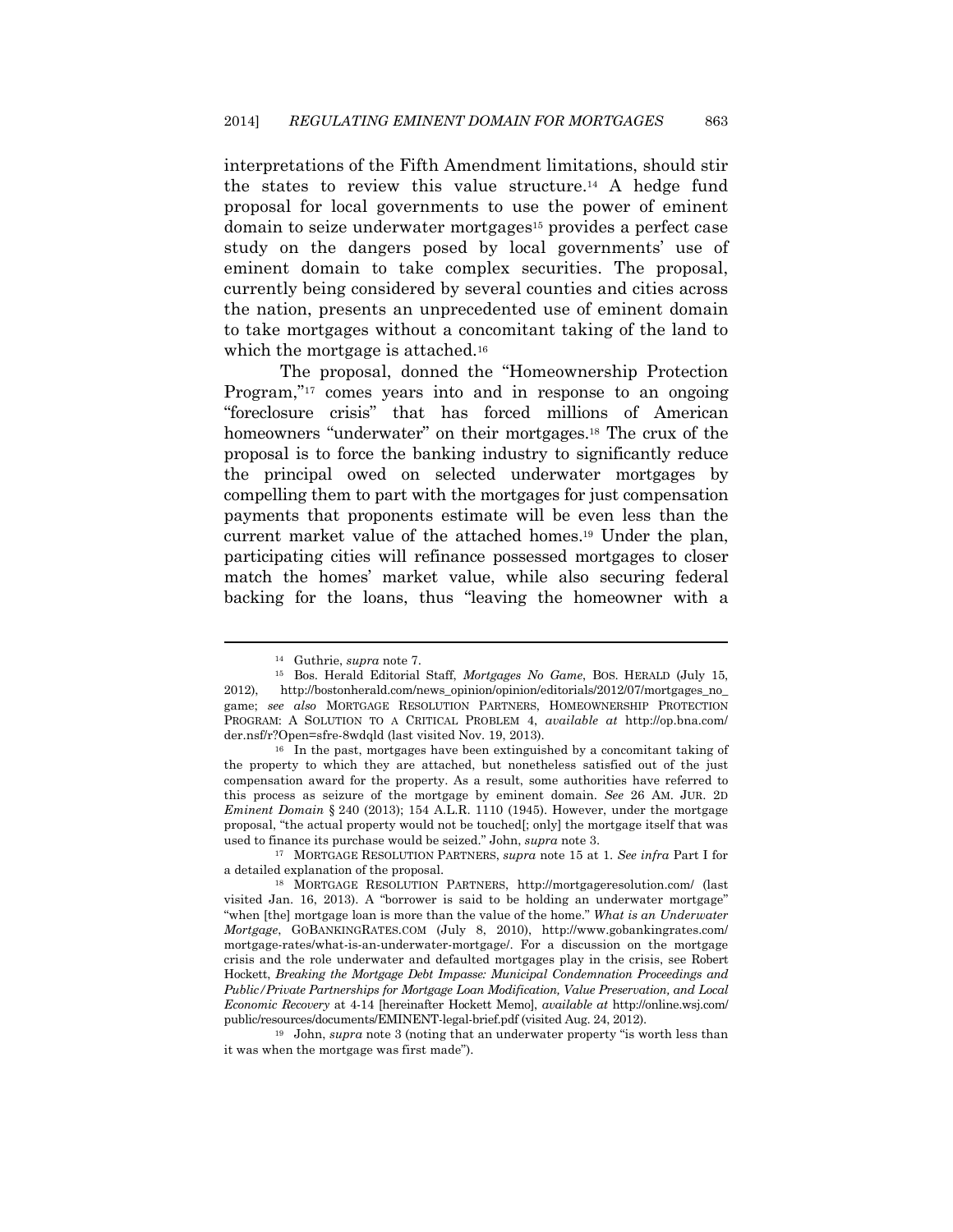interpretations of the Fifth Amendment limitations, should stir the states to review this value structure.[14] A hedge fund proposal for local governments to use the power of eminent domain to seize underwater mortgages[15] provides a perfect case study on the dangers posed by local governments' use of eminent domain to take complex securities. The proposal, currently being considered by several counties and cities across the nation, presents an unprecedented use of eminent domain to take mortgages without a concomitant taking of the land to which the mortgage is attached.[16]

The proposal, donned the "Homeownership Protection Program,"[17] comes years into and in response to an ongoing "foreclosure crisis" that has forced millions of American homeowners "underwater" on their mortgages.[18] The crux of the proposal is to force the banking industry to significantly reduce the principal owed on selected underwater mortgages by compelling them to part with the mortgages for just compensation payments that proponents estimate will be even less than the current market value of the attached homes.[19] Under the plan, participating cities will refinance possessed mortgages to closer match the homes' market value, while also securing federal backing for the loans, thus "leaving the homeowner with a

---

[14] Guthrie, *supra* note 7.

[15] Bos. Herald Editorial Staff, *Mortgages No Game*, BOS. HERALD (July 15, 2012), http://bostonherald.com/news_opinion/opinion/editorials/2012/07/mortgages_no_game; *see also* MORTGAGE RESOLUTION PARTNERS, HOMEOWNERSHIP PROTECTION PROGRAM: A SOLUTION TO A CRITICAL PROBLEM 4, *available at* http://op.bna.com/der.nsf/r?Open=sfre-8wdqld (last visited Nov. 19, 2013).

[16] In the past, mortgages have been extinguished by a concomitant taking of the property to which they are attached, but nonetheless satisfied out of the just compensation award for the property. As a result, some authorities have referred to this process as seizure of the mortgage by eminent domain. *See* 26 AM. JUR. 2D *Eminent Domain* § 240 (2013); 154 A.L.R. 1110 (1945). However, under the mortgage proposal, "the actual property would not be touched[; only] the mortgage itself that was used to finance its purchase would be seized." John, *supra* note 3.

[17] MORTGAGE RESOLUTION PARTNERS, *supra* note 15 at 1. *See infra* Part I for a detailed explanation of the proposal.

[18] MORTGAGE RESOLUTION PARTNERS, http://mortgageresolution.com/ (last visited Jan. 16, 2013). A "borrower is said to be holding an underwater mortgage" "when [the] mortgage loan is more than the value of the home." *What is an Underwater Mortgage*, GOBANKINGRATES.COM (July 8, 2010), http://www.gobankingrates.com/mortgage-rates/what-is-an-underwater-mortgage/. For a discussion on the mortgage crisis and the role underwater and defaulted mortgages play in the crisis, see Robert Hockett, *Breaking the Mortgage Debt Impasse: Municipal Condemnation Proceedings and Public/Private Partnerships for Mortgage Loan Modification, Value Preservation, and Local Economic Recovery* at 4-14 [hereinafter Hockett Memo], *available at* http://online.wsj.com/public/resources/documents/EMINENT-legal-brief.pdf (visited Aug. 24, 2012).

[19] John, *supra* note 3 (noting that an underwater property "is worth less than it was when the mortgage was first made").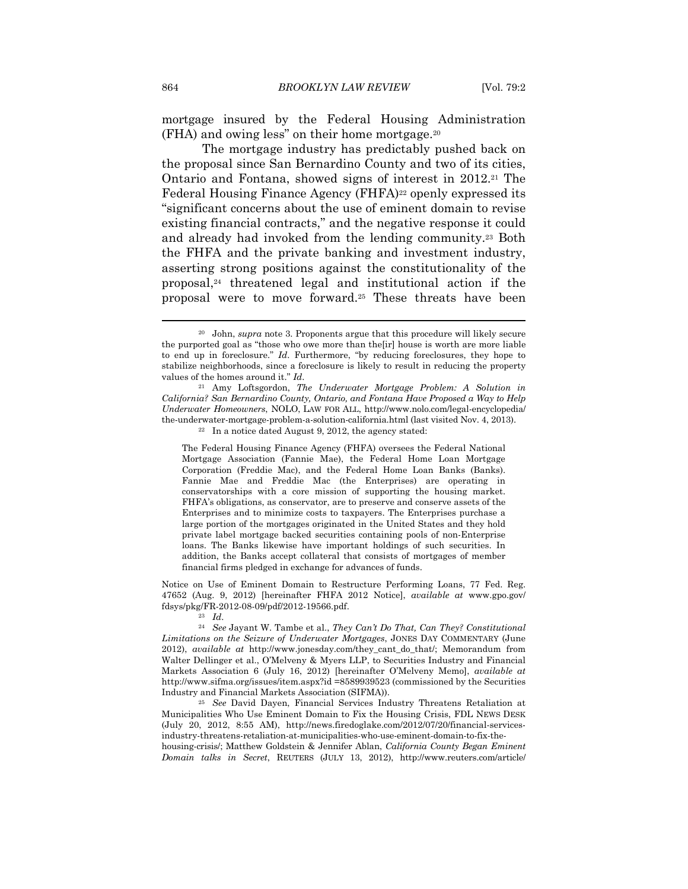mortgage insured by the Federal Housing Administration (FHA) and owing less" on their home mortgage.[20]

The mortgage industry has predictably pushed back on the proposal since San Bernardino County and two of its cities, Ontario and Fontana, showed signs of interest in 2012.[21] The Federal Housing Finance Agency (FHFA)[22] openly expressed its "significant concerns about the use of eminent domain to revise existing financial contracts," and the negative response it could and already had invoked from the lending community.[23] Both the FHFA and the private banking and investment industry, asserting strong positions against the constitutionality of the proposal,[24] threatened legal and institutional action if the proposal were to move forward.[25] These threats have been

---

[20] John, *supra* note 3. Proponents argue that this procedure will likely secure the purported goal as "those who owe more than the[ir] house is worth are more liable to end up in foreclosure." *Id*. Furthermore, "by reducing foreclosures, they hope to stabilize neighborhoods, since a foreclosure is likely to result in reducing the property values of the homes around it." *Id*.

[21] Amy Loftsgordon, *The Underwater Mortgage Problem: A Solution in California? San Bernardino County, Ontario, and Fontana Have Proposed a Way to Help Underwater Homeowners*, NOLO, LAW FOR ALL, http://www.nolo.com/legal-encyclopedia/the-underwater-mortgage-problem-a-solution-california.html (last visited Nov. 4, 2013).

[22] In a notice dated August 9, 2012, the agency stated:

> The Federal Housing Finance Agency (FHFA) oversees the Federal National Mortgage Association (Fannie Mae), the Federal Home Loan Mortgage Corporation (Freddie Mac), and the Federal Home Loan Banks (Banks). Fannie Mae and Freddie Mac (the Enterprises) are operating in conservatorships with a core mission of supporting the housing market. FHFA's obligations, as conservator, are to preserve and conserve assets of the Enterprises and to minimize costs to taxpayers. The Enterprises purchase a large portion of the mortgages originated in the United States and they hold private label mortgage backed securities containing pools of non-Enterprise loans. The Banks likewise have important holdings of such securities. In addition, the Banks accept collateral that consists of mortgages of member financial firms pledged in exchange for advances of funds.

Notice on Use of Eminent Domain to Restructure Performing Loans, 77 Fed. Reg. 47652 (Aug. 9, 2012) [hereinafter FHFA 2012 Notice], *available at* www.gpo.gov/fdsys/pkg/FR-2012-08-09/pdf/2012-19566.pdf.

[23] *Id*.

[24] *See* Jayant W. Tambe et al., *They Can't Do That, Can They? Constitutional Limitations on the Seizure of Underwater Mortgages*, JONES DAY COMMENTARY (June 2012), *available at* http://www.jonesday.com/they_cant_do_that/; Memorandum from Walter Dellinger et al., O'Melveny & Myers LLP, to Securities Industry and Financial Markets Association 6 (July 16, 2012) [hereinafter O'Melveny Memo], *available at* http://www.sifma.org/issues/item.aspx?id =8589939523 (commissioned by the Securities Industry and Financial Markets Association (SIFMA)).

[25] *See* David Dayen, Financial Services Industry Threatens Retaliation at Municipalities Who Use Eminent Domain to Fix the Housing Crisis, FDL NEWS DESK (July 20, 2012, 8:55 AM), http://news.firedoglake.com/2012/07/20/financial-services-industry-threatens-retaliation-at-municipalities-who-use-eminent-domain-to-fix-the-housing-crisis/; Matthew Goldstein & Jennifer Ablan, *California County Began Eminent Domain talks in Secret*, REUTERS (JULY 13, 2012), http://www.reuters.com/article/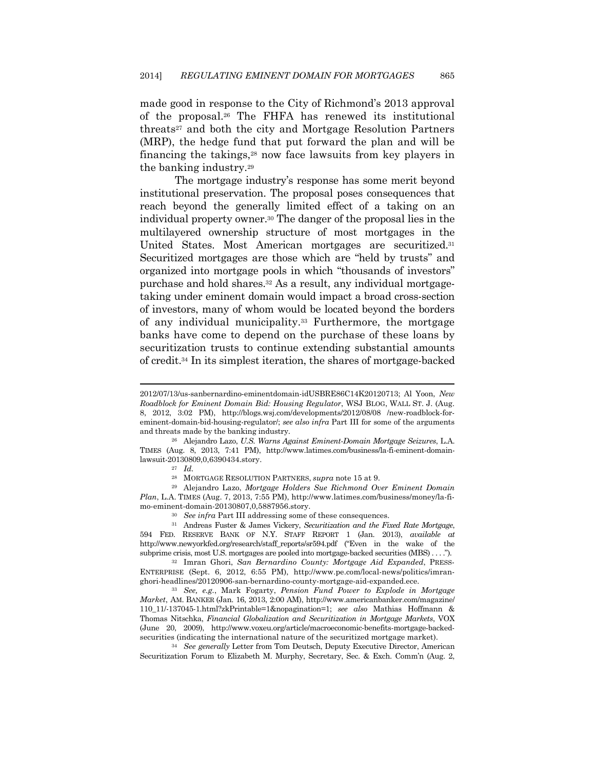made good in response to the City of Richmond's 2013 approval of the proposal.[26] The FHFA has renewed its institutional threats[27] and both the city and Mortgage Resolution Partners (MRP), the hedge fund that put forward the plan and will be financing the takings,[28] now face lawsuits from key players in the banking industry.[29]

The mortgage industry's response has some merit beyond institutional preservation. The proposal poses consequences that reach beyond the generally limited effect of a taking on an individual property owner.[30] The danger of the proposal lies in the multilayered ownership structure of most mortgages in the United States. Most American mortgages are securitized.[31] Securitized mortgages are those which are "held by trusts" and organized into mortgage pools in which "thousands of investors" purchase and hold shares.[32] As a result, any individual mortgage-taking under eminent domain would impact a broad cross-section of investors, many of whom would be located beyond the borders of any individual municipality.[33] Furthermore, the mortgage banks have come to depend on the purchase of these loans by securitization trusts to continue extending substantial amounts of credit.[34] In its simplest iteration, the shares of mortgage-backed

---

2012/07/13/us-sanbernardino-eminentdomain-idUSBRE86C14K20120713; Al Yoon, *New Roadblock for Eminent Domain Bid: Housing Regulator*, WSJ BLOG, WALL ST. J. (Aug. 8, 2012, 3:02 PM), http://blogs.wsj.com/developments/2012/08/08 /new-roadblock-for-eminent-domain-bid-housing-regulator/; *see also infra* Part III for some of the arguments and threats made by the banking industry.

[26] Alejandro Lazo, *U.S. Warns Against Eminent-Domain Mortgage Seizures*, L.A. TIMES (Aug. 8, 2013, 7:41 PM), http://www.latimes.com/business/la-fi-eminent-domain-lawsuit-20130809,0,6390434.story.

[27] *Id.*

[28] MORTGAGE RESOLUTION PARTNERS, *supra* note 15 at 9.

[29] Alejandro Lazo, *Mortgage Holders Sue Richmond Over Eminent Domain Plan*, L.A. TIMES (Aug. 7, 2013, 7:55 PM), http://www.latimes.com/business/money/la-fi-mo-eminent-domain-20130807,0,5887956.story.

[30] *See infra* Part III addressing some of these consequences.

[31] Andreas Fuster & James Vickery, *Securitization and the Fixed Rate Mortgage*, 594 FED. RESERVE BANK OF N.Y. STAFF REPORT 1 (Jan. 2013), *available at* http://www.newyorkfed.org/research/staff_reports/sr594.pdf ("Even in the wake of the subprime crisis, most U.S. mortgages are pooled into mortgage-backed securities (MBS) . . . .").

[32] Imran Ghori, *San Bernardino County: Mortgage Aid Expanded*, PRESS-ENTERPRISE (Sept. 6, 2012, 6:55 PM), http://www.pe.com/local-news/politics/imran-ghori-headlines/20120906-san-bernardino-county-mortgage-aid-expanded.ece.

[33] *See, e.g.*, Mark Fogarty, *Pension Fund Power to Explode in Mortgage Market*, AM. BANKER (Jan. 16, 2013, 2:00 AM), http://www.americanbanker.com/magazine/110_11/-137045-1.html?zkPrintable=1&nopagination=1; *see also* Mathias Hoffmann & Thomas Nitschka, *Financial Globalization and Securitization in Mortgage Markets*, VOX (June 20, 2009), http://www.voxeu.org/article/macroeconomic-benefits-mortgage-backed-securities (indicating the international nature of the securitized mortgage market).

[34] *See generally* Letter from Tom Deutsch, Deputy Executive Director, American Securitization Forum to Elizabeth M. Murphy, Secretary, Sec. & Exch. Comm'n (Aug. 2,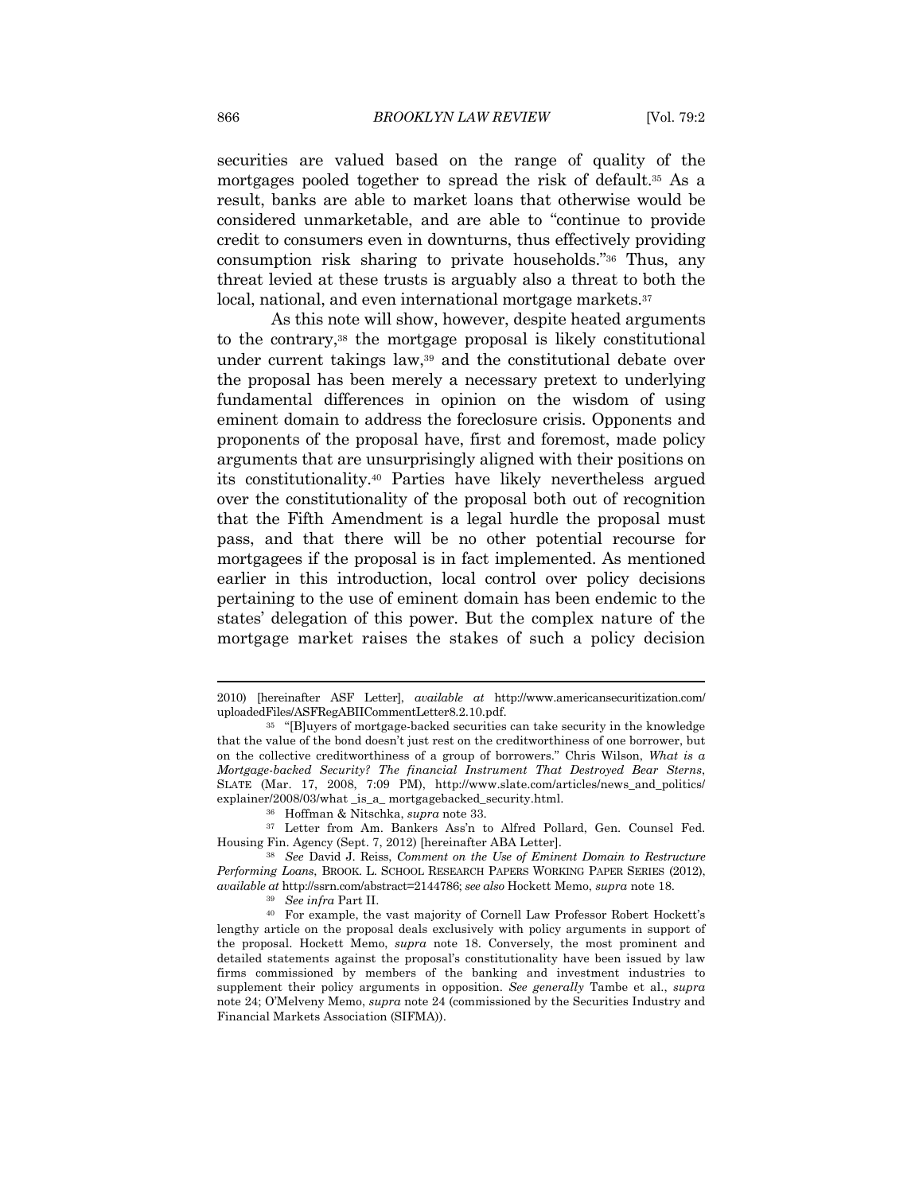securities are valued based on the range of quality of the mortgages pooled together to spread the risk of default.[35] As a result, banks are able to market loans that otherwise would be considered unmarketable, and are able to "continue to provide credit to consumers even in downturns, thus effectively providing consumption risk sharing to private households."[36] Thus, any threat levied at these trusts is arguably also a threat to both the local, national, and even international mortgage markets.[37]

As this note will show, however, despite heated arguments to the contrary,[38] the mortgage proposal is likely constitutional under current takings law,[39] and the constitutional debate over the proposal has been merely a necessary pretext to underlying fundamental differences in opinion on the wisdom of using eminent domain to address the foreclosure crisis. Opponents and proponents of the proposal have, first and foremost, made policy arguments that are unsurprisingly aligned with their positions on its constitutionality.[40] Parties have likely nevertheless argued over the constitutionality of the proposal both out of recognition that the Fifth Amendment is a legal hurdle the proposal must pass, and that there will be no other potential recourse for mortgagees if the proposal is in fact implemented. As mentioned earlier in this introduction, local control over policy decisions pertaining to the use of eminent domain has been endemic to the states' delegation of this power. But the complex nature of the mortgage market raises the stakes of such a policy decision

---

2010) [hereinafter ASF Letter], *available at* http://www.americansecuritization.com/uploadedFiles/ASFRegABIICommentLetter8.2.10.pdf.

[35] "[B]uyers of mortgage-backed securities can take security in the knowledge that the value of the bond doesn't just rest on the creditworthiness of one borrower, but on the collective creditworthiness of a group of borrowers." Chris Wilson, *What is a Mortgage-backed Security? The financial Instrument That Destroyed Bear Sterns*, SLATE (Mar. 17, 2008, 7:09 PM), http://www.slate.com/articles/news_and_politics/explainer/2008/03/what _is_a_ mortgagebacked_security.html.

[36] Hoffman & Nitschka, *supra* note 33.

[37] Letter from Am. Bankers Ass'n to Alfred Pollard, Gen. Counsel Fed. Housing Fin. Agency (Sept. 7, 2012) [hereinafter ABA Letter].

[38] *See* David J. Reiss, *Comment on the Use of Eminent Domain to Restructure Performing Loans*, BROOK. L. SCHOOL RESEARCH PAPERS WORKING PAPER SERIES (2012), *available at* http://ssrn.com/abstract=2144786; *see also* Hockett Memo, *supra* note 18.

[39] *See infra* Part II.

[40] For example, the vast majority of Cornell Law Professor Robert Hockett's lengthy article on the proposal deals exclusively with policy arguments in support of the proposal. Hockett Memo, *supra* note 18. Conversely, the most prominent and detailed statements against the proposal's constitutionality have been issued by law firms commissioned by members of the banking and investment industries to supplement their policy arguments in opposition. *See generally* Tambe et al., *supra* note 24; O'Melveny Memo, *supra* note 24 (commissioned by the Securities Industry and Financial Markets Association (SIFMA)).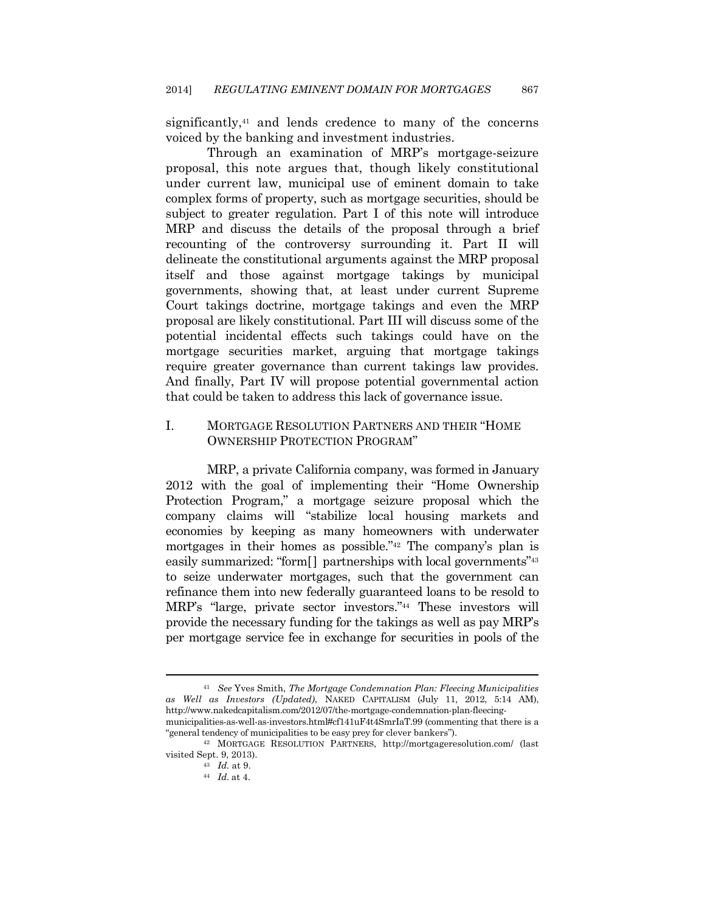significantly,[41] and lends credence to many of the concerns voiced by the banking and investment industries.

Through an examination of MRP's mortgage-seizure proposal, this note argues that, though likely constitutional under current law, municipal use of eminent domain to take complex forms of property, such as mortgage securities, should be subject to greater regulation. Part I of this note will introduce MRP and discuss the details of the proposal through a brief recounting of the controversy surrounding it. Part II will delineate the constitutional arguments against the MRP proposal itself and those against mortgage takings by municipal governments, showing that, at least under current Supreme Court takings doctrine, mortgage takings and even the MRP proposal are likely constitutional. Part III will discuss some of the potential incidental effects such takings could have on the mortgage securities market, arguing that mortgage takings require greater governance than current takings law provides. And finally, Part IV will propose potential governmental action that could be taken to address this lack of governance issue.

## I. MORTGAGE RESOLUTION PARTNERS AND THEIR "HOME OWNERSHIP PROTECTION PROGRAM"

MRP, a private California company, was formed in January 2012 with the goal of implementing their "Home Ownership Protection Program," a mortgage seizure proposal which the company claims will "stabilize local housing markets and economies by keeping as many homeowners with underwater mortgages in their homes as possible."[42] The company's plan is easily summarized: "form[] partnerships with local governments"[43] to seize underwater mortgages, such that the government can refinance them into new federally guaranteed loans to be resold to MRP's "large, private sector investors."[44] These investors will provide the necessary funding for the takings as well as pay MRP's per mortgage service fee in exchange for securities in pools of the

---

[41] *See* Yves Smith, *The Mortgage Condemnation Plan: Fleecing Municipalities as Well as Investors (Updated)*, NAKED CAPITALISM (July 11, 2012, 5:14 AM), http://www.nakedcapitalism.com/2012/07/the-mortgage-condemnation-plan-fleecing-municipalities-as-well-as-investors.html#cf141uF4t4SmrIaT.99 (commenting that there is a "general tendency of municipalities to be easy prey for clever bankers").

[42] MORTGAGE RESOLUTION PARTNERS, http://mortgageresolution.com/ (last visited Sept. 9, 2013).

[43] *Id.* at 9.

[44] *Id.* at 4.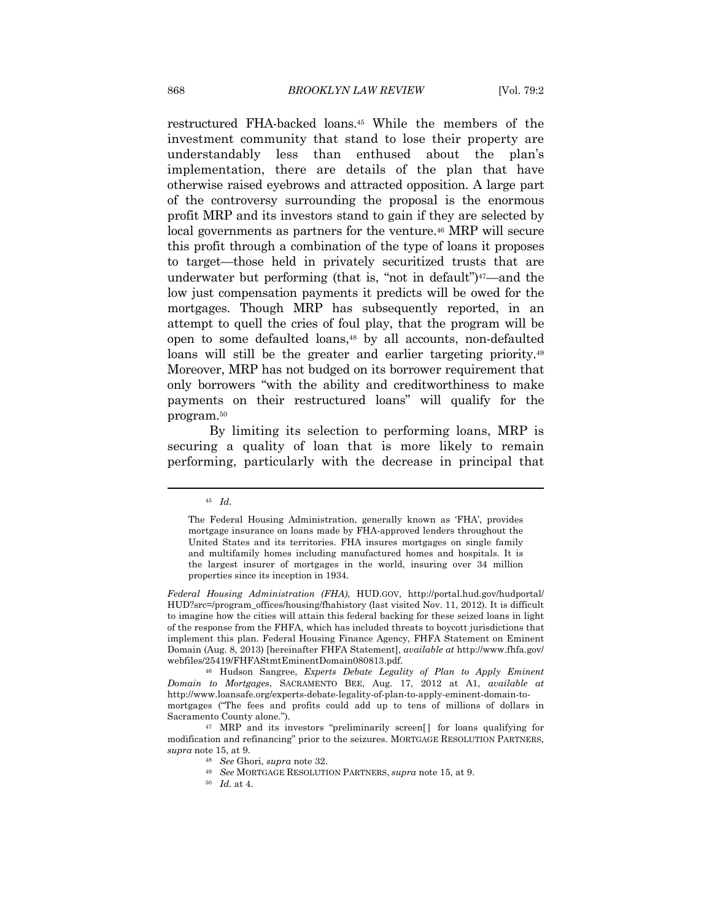restructured FHA-backed loans.[45] While the members of the investment community that stand to lose their property are understandably less than enthused about the plan's implementation, there are details of the plan that have otherwise raised eyebrows and attracted opposition. A large part of the controversy surrounding the proposal is the enormous profit MRP and its investors stand to gain if they are selected by local governments as partners for the venture.[46] MRP will secure this profit through a combination of the type of loans it proposes to target—those held in privately securitized trusts that are underwater but performing (that is, "not in default")[47]—and the low just compensation payments it predicts will be owed for the mortgages. Though MRP has subsequently reported, in an attempt to quell the cries of foul play, that the program will be open to some defaulted loans,[48] by all accounts, non-defaulted loans will still be the greater and earlier targeting priority.[49] Moreover, MRP has not budged on its borrower requirement that only borrowers "with the ability and creditworthiness to make payments on their restructured loans" will qualify for the program.[50]

By limiting its selection to performing loans, MRP is securing a quality of loan that is more likely to remain performing, particularly with the decrease in principal that

---

[45] *Id.*

> The Federal Housing Administration, generally known as 'FHA', provides mortgage insurance on loans made by FHA-approved lenders throughout the United States and its territories. FHA insures mortgages on single family and multifamily homes including manufactured homes and hospitals. It is the largest insurer of mortgages in the world, insuring over 34 million properties since its inception in 1934.

*Federal Housing Administration (FHA)*, HUD.GOV, http://portal.hud.gov/hudportal/HUD?src=/program_offices/housing/fhahistory (last visited Nov. 11, 2012). It is difficult to imagine how the cities will attain this federal backing for these seized loans in light of the response from the FHFA, which has included threats to boycott jurisdictions that implement this plan. Federal Housing Finance Agency, FHFA Statement on Eminent Domain (Aug. 8, 2013) [hereinafter FHFA Statement], *available at* http://www.fhfa.gov/webfiles/25419/FHFAStmtEminentDomain080813.pdf.

[46] Hudson Sangree, *Experts Debate Legality of Plan to Apply Eminent Domain to Mortgages*, SACRAMENTO BEE, Aug. 17, 2012 at A1, *available at* http://www.loansafe.org/experts-debate-legality-of-plan-to-apply-eminent-domain-to-mortgages ("The fees and profits could add up to tens of millions of dollars in Sacramento County alone.").

[47] MRP and its investors "preliminarily screen[] for loans qualifying for modification and refinancing" prior to the seizures. MORTGAGE RESOLUTION PARTNERS, *supra* note 15, at 9.

[48] *See* Ghori, *supra* note 32.

[49] *See* MORTGAGE RESOLUTION PARTNERS, *supra* note 15, at 9.

[50] *Id.* at 4.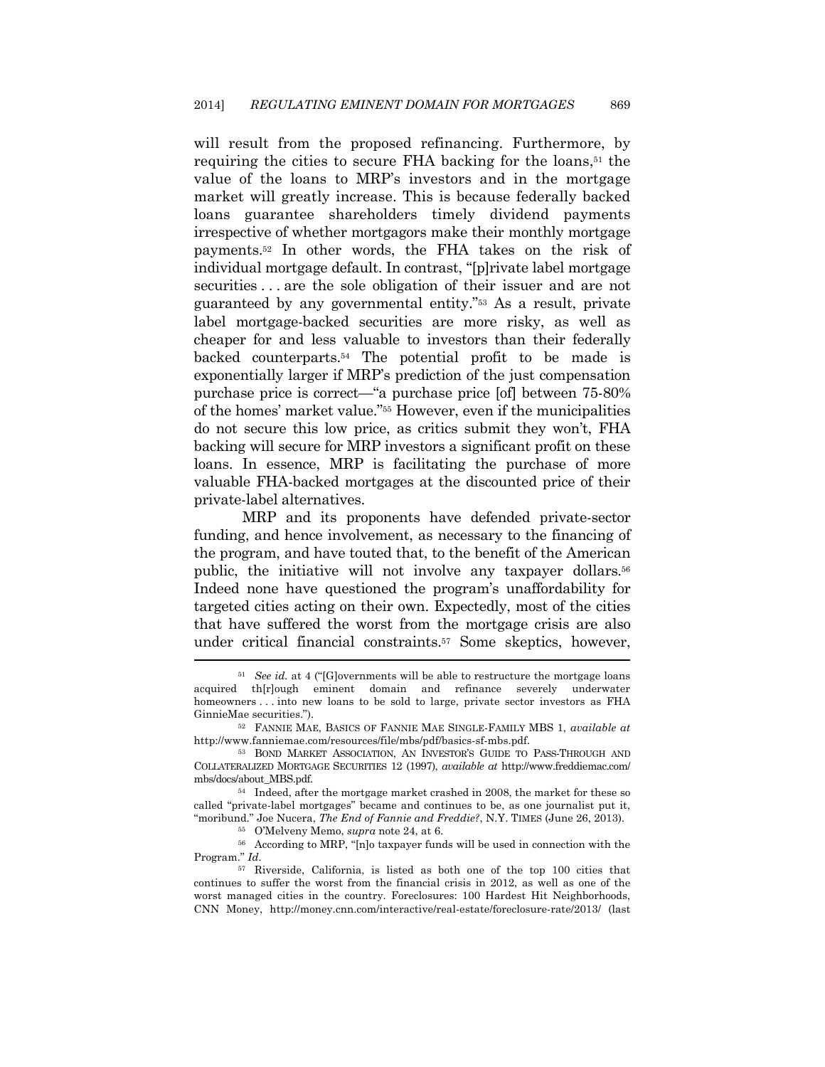will result from the proposed refinancing. Furthermore, by requiring the cities to secure FHA backing for the loans,[51] the value of the loans to MRP's investors and in the mortgage market will greatly increase. This is because federally backed loans guarantee shareholders timely dividend payments irrespective of whether mortgagors make their monthly mortgage payments.[52] In other words, the FHA takes on the risk of individual mortgage default. In contrast, "[p]rivate label mortgage securities . . . are the sole obligation of their issuer and are not guaranteed by any governmental entity."[53] As a result, private label mortgage-backed securities are more risky, as well as cheaper for and less valuable to investors than their federally backed counterparts.[54] The potential profit to be made is exponentially larger if MRP's prediction of the just compensation purchase price is correct—"a purchase price [of] between 75-80% of the homes' market value."[55] However, even if the municipalities do not secure this low price, as critics submit they won't, FHA backing will secure for MRP investors a significant profit on these loans. In essence, MRP is facilitating the purchase of more valuable FHA-backed mortgages at the discounted price of their private-label alternatives.

MRP and its proponents have defended private-sector funding, and hence involvement, as necessary to the financing of the program, and have touted that, to the benefit of the American public, the initiative will not involve any taxpayer dollars.[56] Indeed none have questioned the program's unaffordability for targeted cities acting on their own. Expectedly, most of the cities that have suffered the worst from the mortgage crisis are also under critical financial constraints.[57] Some skeptics, however,

---

[51] *See id.* at 4 ("[G]overnments will be able to restructure the mortgage loans acquired th[r]ough eminent domain and refinance severely underwater homeowners . . . into new loans to be sold to large, private sector investors as FHA GinnieMae securities.").

[52] FANNIE MAE, BASICS OF FANNIE MAE SINGLE-FAMILY MBS 1, *available at* http://www.fanniemae.com/resources/file/mbs/pdf/basics-sf-mbs.pdf.

[53] BOND MARKET ASSOCIATION, AN INVESTOR'S GUIDE TO PASS-THROUGH AND COLLATERALIZED MORTGAGE SECURITIES 12 (1997), *available at* http://www.freddiemac.com/mbs/docs/about_MBS.pdf.

[54] Indeed, after the mortgage market crashed in 2008, the market for these so called "private-label mortgages" became and continues to be, as one journalist put it, "moribund." Joe Nucera, *The End of Fannie and Freddie?*, N.Y. TIMES (June 26, 2013).

[55] O'Melveny Memo, *supra* note 24, at 6.

[56] According to MRP, "[n]o taxpayer funds will be used in connection with the Program." *Id*.

[57] Riverside, California, is listed as both one of the top 100 cities that continues to suffer the worst from the financial crisis in 2012, as well as one of the worst managed cities in the country. Foreclosures: 100 Hardest Hit Neighborhoods, CNN Money, http://money.cnn.com/interactive/real-estate/foreclosure-rate/2013/ (last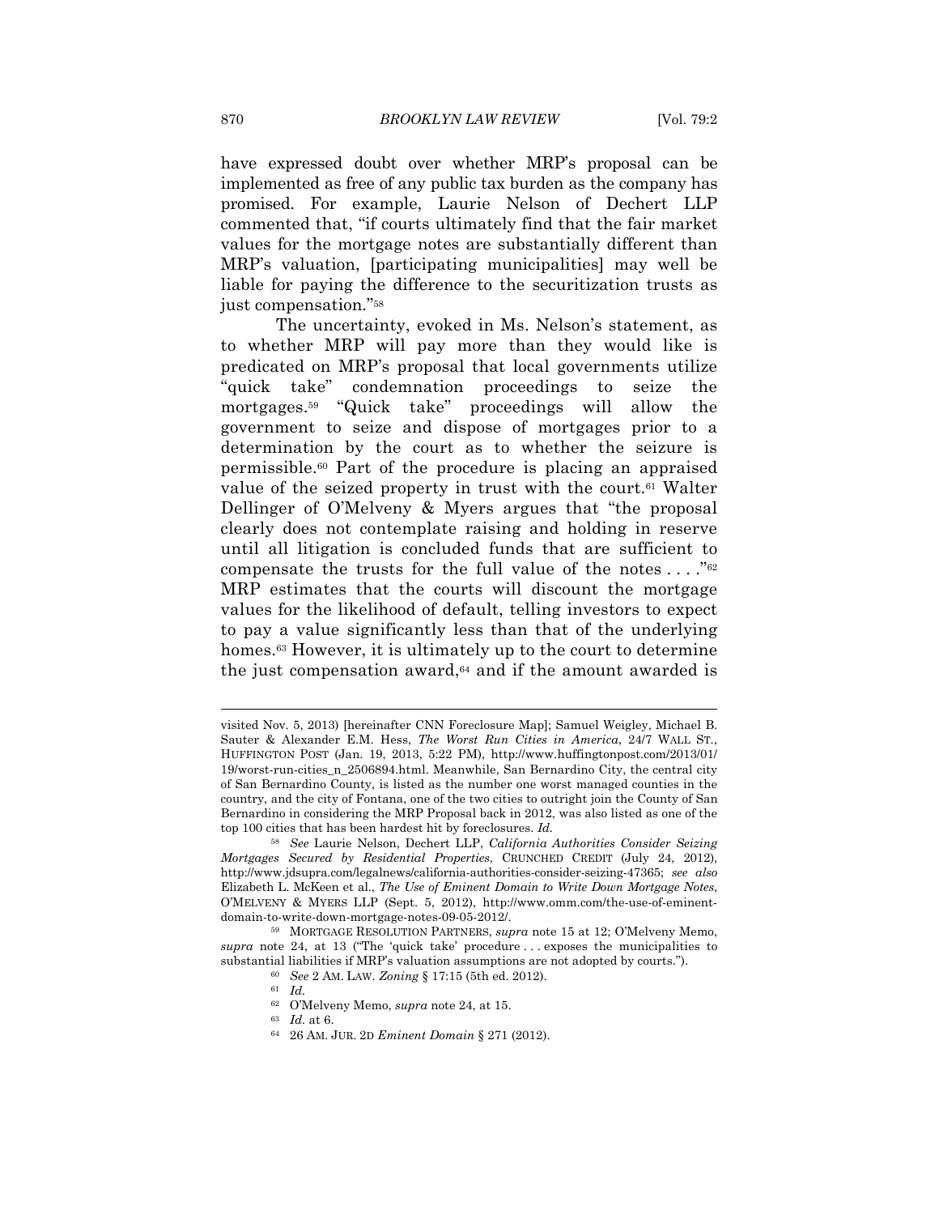have expressed doubt over whether MRP's proposal can be implemented as free of any public tax burden as the company has promised. For example, Laurie Nelson of Dechert LLP commented that, "if courts ultimately find that the fair market values for the mortgage notes are substantially different than MRP's valuation, [participating municipalities] may well be liable for paying the difference to the securitization trusts as just compensation."[58]

The uncertainty, evoked in Ms. Nelson's statement, as to whether MRP will pay more than they would like is predicated on MRP's proposal that local governments utilize "quick take" condemnation proceedings to seize the mortgages.[59] "Quick take" proceedings will allow the government to seize and dispose of mortgages prior to a determination by the court as to whether the seizure is permissible.[60] Part of the procedure is placing an appraised value of the seized property in trust with the court.[61] Walter Dellinger of O'Melveny & Myers argues that "the proposal clearly does not contemplate raising and holding in reserve until all litigation is concluded funds that are sufficient to compensate the trusts for the full value of the notes . . . ."[62] MRP estimates that the courts will discount the mortgage values for the likelihood of default, telling investors to expect to pay a value significantly less than that of the underlying homes.[63] However, it is ultimately up to the court to determine the just compensation award,[64] and if the amount awarded is

---

visited Nov. 5, 2013) [hereinafter CNN Foreclosure Map]; Samuel Weigley, Michael B. Sauter & Alexander E.M. Hess, *The Worst Run Cities in America*, 24/7 WALL ST., HUFFINGTON POST (Jan. 19, 2013, 5:22 PM), http://www.huffingtonpost.com/2013/01/19/worst-run-cities_n_2506894.html. Meanwhile, San Bernardino City, the central city of San Bernardino County, is listed as the number one worst managed counties in the country, and the city of Fontana, one of the two cities to outright join the County of San Bernardino in considering the MRP Proposal back in 2012, was also listed as one of the top 100 cities that has been hardest hit by foreclosures. *Id.*

[58] *See* Laurie Nelson, Dechert LLP, *California Authorities Consider Seizing Mortgages Secured by Residential Properties*, CRUNCHED CREDIT (July 24, 2012), http://www.jdsupra.com/legalnews/california-authorities-consider-seizing-47365; *see also* Elizabeth L. McKeen et al., *The Use of Eminent Domain to Write Down Mortgage Notes*, O'MELVENY & MYERS LLP (Sept. 5, 2012), http://www.omm.com/the-use-of-eminent-domain-to-write-down-mortgage-notes-09-05-2012/.

[59] MORTGAGE RESOLUTION PARTNERS, *supra* note 15 at 12; O'Melveny Memo, *supra* note 24, at 13 ("The 'quick take' procedure . . . exposes the municipalities to substantial liabilities if MRP's valuation assumptions are not adopted by courts.").

[60] *See* 2 AM. LAW. *Zoning* § 17:15 (5th ed. 2012).

[61] *Id.*

[62] O'Melveny Memo, *supra* note 24, at 15.

[63] *Id.* at 6.

[64] 26 AM. JUR. 2D *Eminent Domain* § 271 (2012).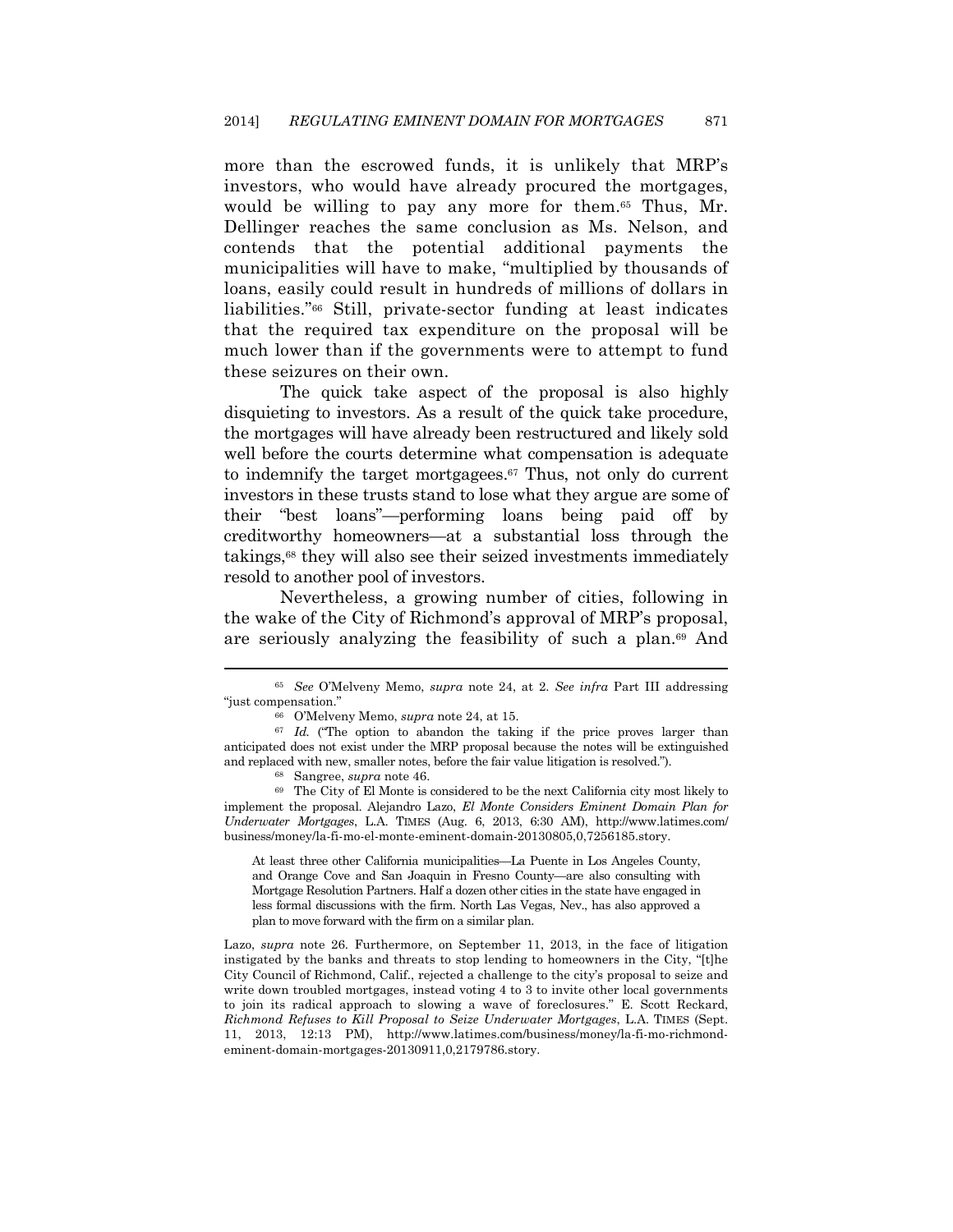more than the escrowed funds, it is unlikely that MRP's investors, who would have already procured the mortgages, would be willing to pay any more for them.[65] Thus, Mr. Dellinger reaches the same conclusion as Ms. Nelson, and contends that the potential additional payments the municipalities will have to make, "multiplied by thousands of loans, easily could result in hundreds of millions of dollars in liabilities."[66] Still, private-sector funding at least indicates that the required tax expenditure on the proposal will be much lower than if the governments were to attempt to fund these seizures on their own.

The quick take aspect of the proposal is also highly disquieting to investors. As a result of the quick take procedure, the mortgages will have already been restructured and likely sold well before the courts determine what compensation is adequate to indemnify the target mortgagees.[67] Thus, not only do current investors in these trusts stand to lose what they argue are some of their "best loans"—performing loans being paid off by creditworthy homeowners—at a substantial loss through the takings,[68] they will also see their seized investments immediately resold to another pool of investors.

Nevertheless, a growing number of cities, following in the wake of the City of Richmond's approval of MRP's proposal, are seriously analyzing the feasibility of such a plan.[69] And

---

[65] *See* O'Melveny Memo, *supra* note 24, at 2. *See infra* Part III addressing "just compensation."

[66] O'Melveny Memo, *supra* note 24, at 15.

[67] *Id.* ("The option to abandon the taking if the price proves larger than anticipated does not exist under the MRP proposal because the notes will be extinguished and replaced with new, smaller notes, before the fair value litigation is resolved.").

[68] Sangree, *supra* note 46.

[69] The City of El Monte is considered to be the next California city most likely to implement the proposal. Alejandro Lazo, *El Monte Considers Eminent Domain Plan for Underwater Mortgages*, L.A. TIMES (Aug. 6, 2013, 6:30 AM), http://www.latimes.com/business/money/la-fi-mo-el-monte-eminent-domain-20130805,0,7256185.story.

> At least three other California municipalities—La Puente in Los Angeles County, and Orange Cove and San Joaquin in Fresno County—are also consulting with Mortgage Resolution Partners. Half a dozen other cities in the state have engaged in less formal discussions with the firm. North Las Vegas, Nev., has also approved a plan to move forward with the firm on a similar plan.

Lazo, *supra* note 26. Furthermore, on September 11, 2013, in the face of litigation instigated by the banks and threats to stop lending to homeowners in the City, "[t]he City Council of Richmond, Calif., rejected a challenge to the city's proposal to seize and write down troubled mortgages, instead voting 4 to 3 to invite other local governments to join its radical approach to slowing a wave of foreclosures." E. Scott Reckard, *Richmond Refuses to Kill Proposal to Seize Underwater Mortgages*, L.A. TIMES (Sept. 11, 2013, 12:13 PM), http://www.latimes.com/business/money/la-fi-mo-richmond-eminent-domain-mortgages-20130911,0,2179786.story.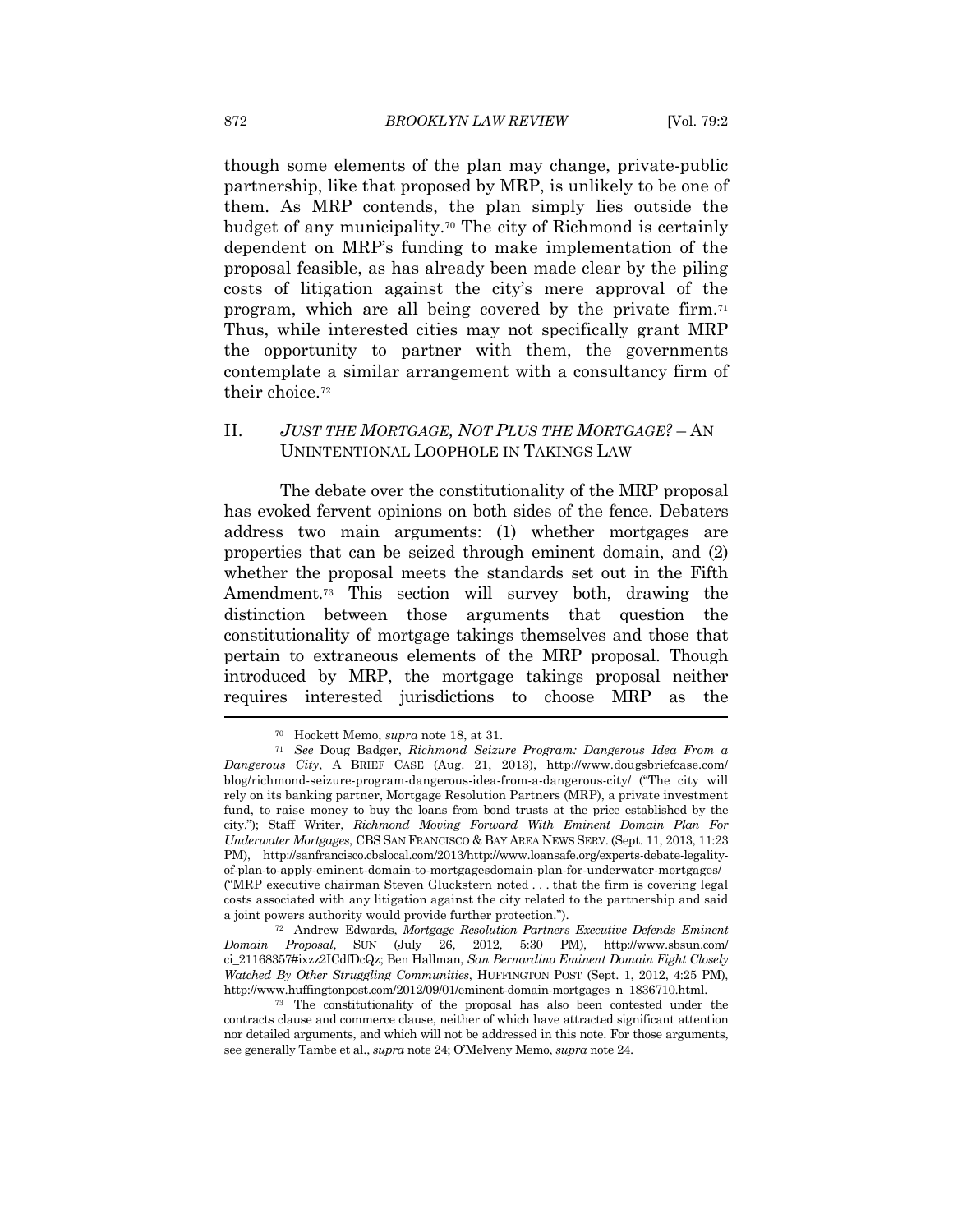though some elements of the plan may change, private-public partnership, like that proposed by MRP, is unlikely to be one of them. As MRP contends, the plan simply lies outside the budget of any municipality.[70] The city of Richmond is certainly dependent on MRP's funding to make implementation of the proposal feasible, as has already been made clear by the piling costs of litigation against the city's mere approval of the program, which are all being covered by the private firm.[71] Thus, while interested cities may not specifically grant MRP the opportunity to partner with them, the governments contemplate a similar arrangement with a consultancy firm of their choice.[72]

## II. *JUST THE MORTGAGE, NOT PLUS THE MORTGAGE?* – AN UNINTENTIONAL LOOPHOLE IN TAKINGS LAW

The debate over the constitutionality of the MRP proposal has evoked fervent opinions on both sides of the fence. Debaters address two main arguments: (1) whether mortgages are properties that can be seized through eminent domain, and (2) whether the proposal meets the standards set out in the Fifth Amendment.[73] This section will survey both, drawing the distinction between those arguments that question the constitutionality of mortgage takings themselves and those that pertain to extraneous elements of the MRP proposal. Though introduced by MRP, the mortgage takings proposal neither requires interested jurisdictions to choose MRP as the

---

[70] Hockett Memo, *supra* note 18, at 31.

[71] *See* Doug Badger, *Richmond Seizure Program: Dangerous Idea From a Dangerous City*, A BRIEF CASE (Aug. 21, 2013), http://www.dougsbriefcase.com/blog/richmond-seizure-program-dangerous-idea-from-a-dangerous-city/ ("The city will rely on its banking partner, Mortgage Resolution Partners (MRP), a private investment fund, to raise money to buy the loans from bond trusts at the price established by the city."); Staff Writer, *Richmond Moving Forward With Eminent Domain Plan For Underwater Mortgages*, CBS SAN FRANCISCO & BAY AREA NEWS SERV. (Sept. 11, 2013, 11:23 PM), http://sanfrancisco.cbslocal.com/2013/http://www.loansafe.org/experts-debate-legality-of-plan-to-apply-eminent-domain-to-mortgagesdomain-plan-for-underwater-mortgages/ ("MRP executive chairman Steven Gluckstern noted . . . that the firm is covering legal costs associated with any litigation against the city related to the partnership and said a joint powers authority would provide further protection.").

[72] Andrew Edwards, *Mortgage Resolution Partners Executive Defends Eminent Domain Proposal*, SUN (July 26, 2012, 5:30 PM), http://www.sbsun.com/ci_21168357#ixzz2ICdfDcQz; Ben Hallman, *San Bernardino Eminent Domain Fight Closely Watched By Other Struggling Communities*, HUFFINGTON POST (Sept. 1, 2012, 4:25 PM), http://www.huffingtonpost.com/2012/09/01/eminent-domain-mortgages_n_1836710.html.

[73] The constitutionality of the proposal has also been contested under the contracts clause and commerce clause, neither of which have attracted significant attention nor detailed arguments, and which will not be addressed in this note. For those arguments, see generally Tambe et al., *supra* note 24; O'Melveny Memo, *supra* note 24.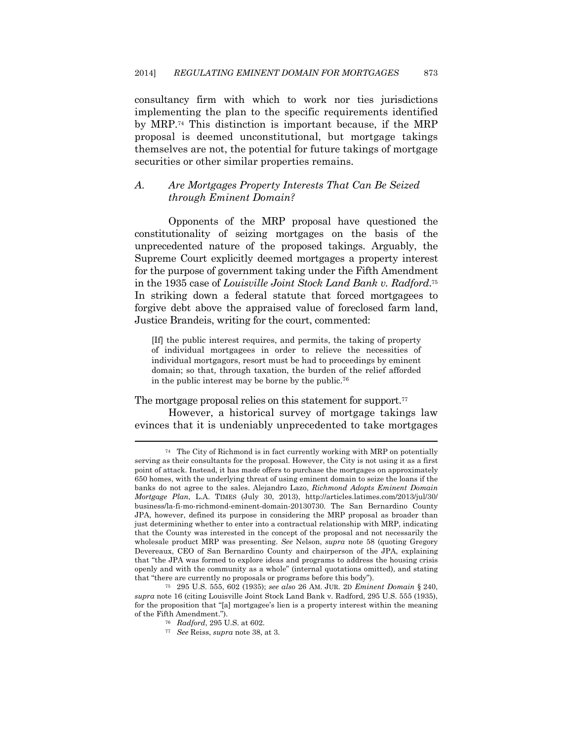consultancy firm with which to work nor ties jurisdictions implementing the plan to the specific requirements identified by MRP.[74] This distinction is important because, if the MRP proposal is deemed unconstitutional, but mortgage takings themselves are not, the potential for future takings of mortgage securities or other similar properties remains.

### *A. Are Mortgages Property Interests That Can Be Seized through Eminent Domain?*

Opponents of the MRP proposal have questioned the constitutionality of seizing mortgages on the basis of the unprecedented nature of the proposed takings. Arguably, the Supreme Court explicitly deemed mortgages a property interest for the purpose of government taking under the Fifth Amendment in the 1935 case of *Louisville Joint Stock Land Bank v. Radford*.[75] In striking down a federal statute that forced mortgagees to forgive debt above the appraised value of foreclosed farm land, Justice Brandeis, writing for the court, commented:

> [If] the public interest requires, and permits, the taking of property of individual mortgagees in order to relieve the necessities of individual mortgagors, resort must be had to proceedings by eminent domain; so that, through taxation, the burden of the relief afforded in the public interest may be borne by the public.[76]

The mortgage proposal relies on this statement for support.[77]

However, a historical survey of mortgage takings law evinces that it is undeniably unprecedented to take mortgages

---

[74] The City of Richmond is in fact currently working with MRP on potentially serving as their consultants for the proposal. However, the City is not using it as a first point of attack. Instead, it has made offers to purchase the mortgages on approximately 650 homes, with the underlying threat of using eminent domain to seize the loans if the banks do not agree to the sales. Alejandro Lazo, *Richmond Adopts Eminent Domain Mortgage Plan*, L.A. TIMES (July 30, 2013), http://articles.latimes.com/2013/jul/30/business/la-fi-mo-richmond-eminent-domain-20130730. The San Bernardino County JPA, however, defined its purpose in considering the MRP proposal as broader than just determining whether to enter into a contractual relationship with MRP, indicating that the County was interested in the concept of the proposal and not necessarily the wholesale product MRP was presenting. *See* Nelson, *supra* note 58 (quoting Gregory Devereaux, CEO of San Bernardino County and chairperson of the JPA, explaining that "the JPA was formed to explore ideas and programs to address the housing crisis openly and with the community as a whole" (internal quotations omitted), and stating that "there are currently no proposals or programs before this body").

[75] 295 U.S. 555, 602 (1935); *see also* 26 AM. JUR. 2D *Eminent Domain* § 240, *supra* note 16 (citing Louisville Joint Stock Land Bank v. Radford, 295 U.S. 555 (1935), for the proposition that "[a] mortgagee's lien is a property interest within the meaning of the Fifth Amendment.").

[76] *Radford*, 295 U.S. at 602.

[77] *See* Reiss, *supra* note 38, at 3.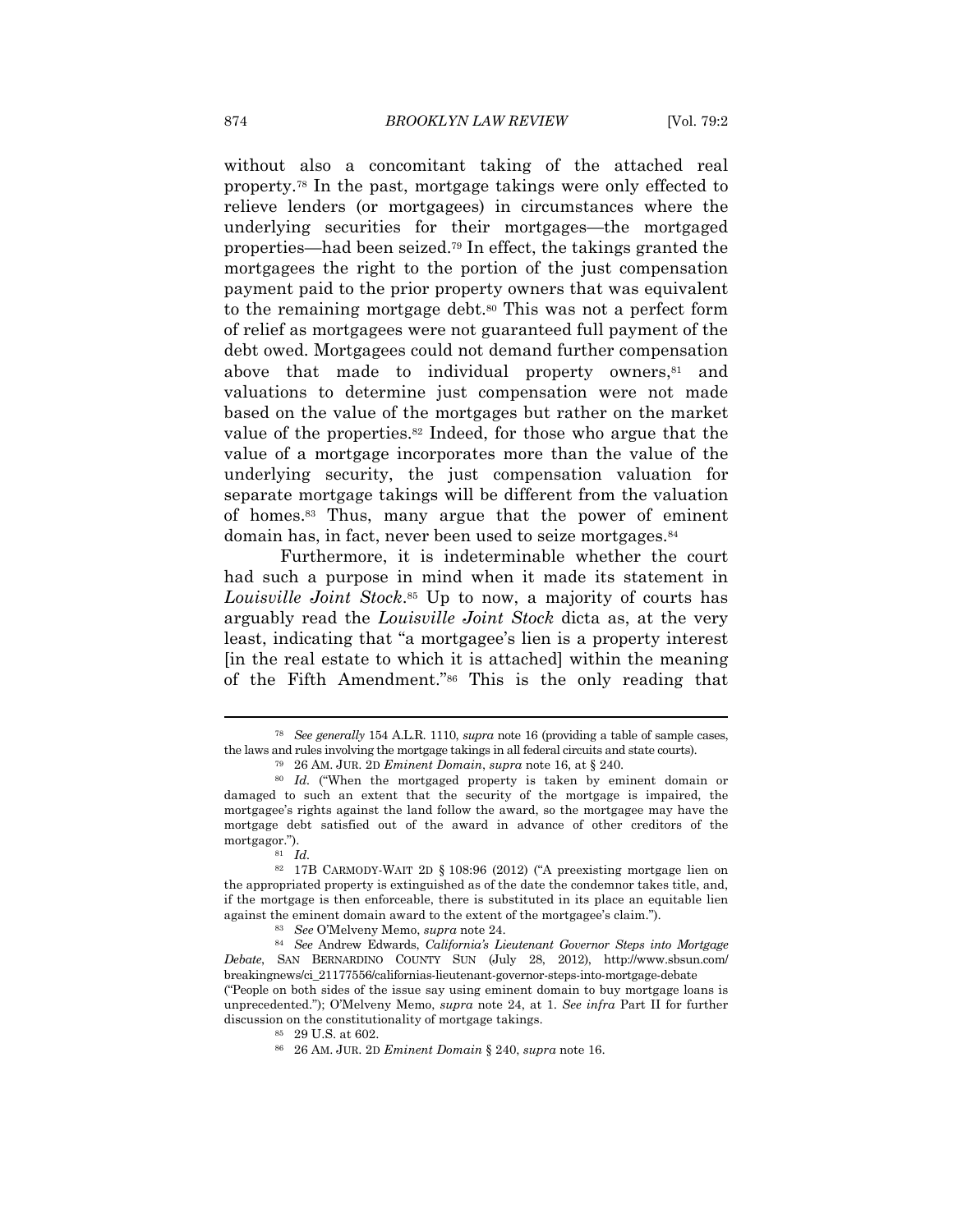without also a concomitant taking of the attached real property.[78] In the past, mortgage takings were only effected to relieve lenders (or mortgagees) in circumstances where the underlying securities for their mortgages—the mortgaged properties—had been seized.[79] In effect, the takings granted the mortgagees the right to the portion of the just compensation payment paid to the prior property owners that was equivalent to the remaining mortgage debt.[80] This was not a perfect form of relief as mortgagees were not guaranteed full payment of the debt owed. Mortgagees could not demand further compensation above that made to individual property owners,[81] and valuations to determine just compensation were not made based on the value of the mortgages but rather on the market value of the properties.[82] Indeed, for those who argue that the value of a mortgage incorporates more than the value of the underlying security, the just compensation valuation for separate mortgage takings will be different from the valuation of homes.[83] Thus, many argue that the power of eminent domain has, in fact, never been used to seize mortgages.[84]

Furthermore, it is indeterminable whether the court had such a purpose in mind when it made its statement in *Louisville Joint Stock*.[85] Up to now, a majority of courts has arguably read the *Louisville Joint Stock* dicta as, at the very least, indicating that "a mortgagee's lien is a property interest [in the real estate to which it is attached] within the meaning of the Fifth Amendment."[86] This is the only reading that

---

[78] *See generally* 154 A.L.R. 1110, *supra* note 16 (providing a table of sample cases, the laws and rules involving the mortgage takings in all federal circuits and state courts).

[79] 26 AM. JUR. 2D *Eminent Domain*, *supra* note 16, at § 240.

[80] *Id.* ("When the mortgaged property is taken by eminent domain or damaged to such an extent that the security of the mortgage is impaired, the mortgagee's rights against the land follow the award, so the mortgagee may have the mortgage debt satisfied out of the award in advance of other creditors of the mortgagor.").

[81] *Id.*

[82] 17B CARMODY-WAIT 2D § 108:96 (2012) ("A preexisting mortgage lien on the appropriated property is extinguished as of the date the condemnor takes title, and, if the mortgage is then enforceable, there is substituted in its place an equitable lien against the eminent domain award to the extent of the mortgagee's claim.").

[83] *See* O'Melveny Memo, *supra* note 24.

[84] *See* Andrew Edwards, *California's Lieutenant Governor Steps into Mortgage Debate*, SAN BERNARDINO COUNTY SUN (July 28, 2012), http://www.sbsun.com/breakingnews/ci_21177556/californias-lieutenant-governor-steps-into-mortgage-debate ("People on both sides of the issue say using eminent domain to buy mortgage loans is unprecedented."); O'Melveny Memo, *supra* note 24, at 1. *See infra* Part II for further discussion on the constitutionality of mortgage takings.

[85] 29 U.S. at 602.

[86] 26 AM. JUR. 2D *Eminent Domain* § 240, *supra* note 16.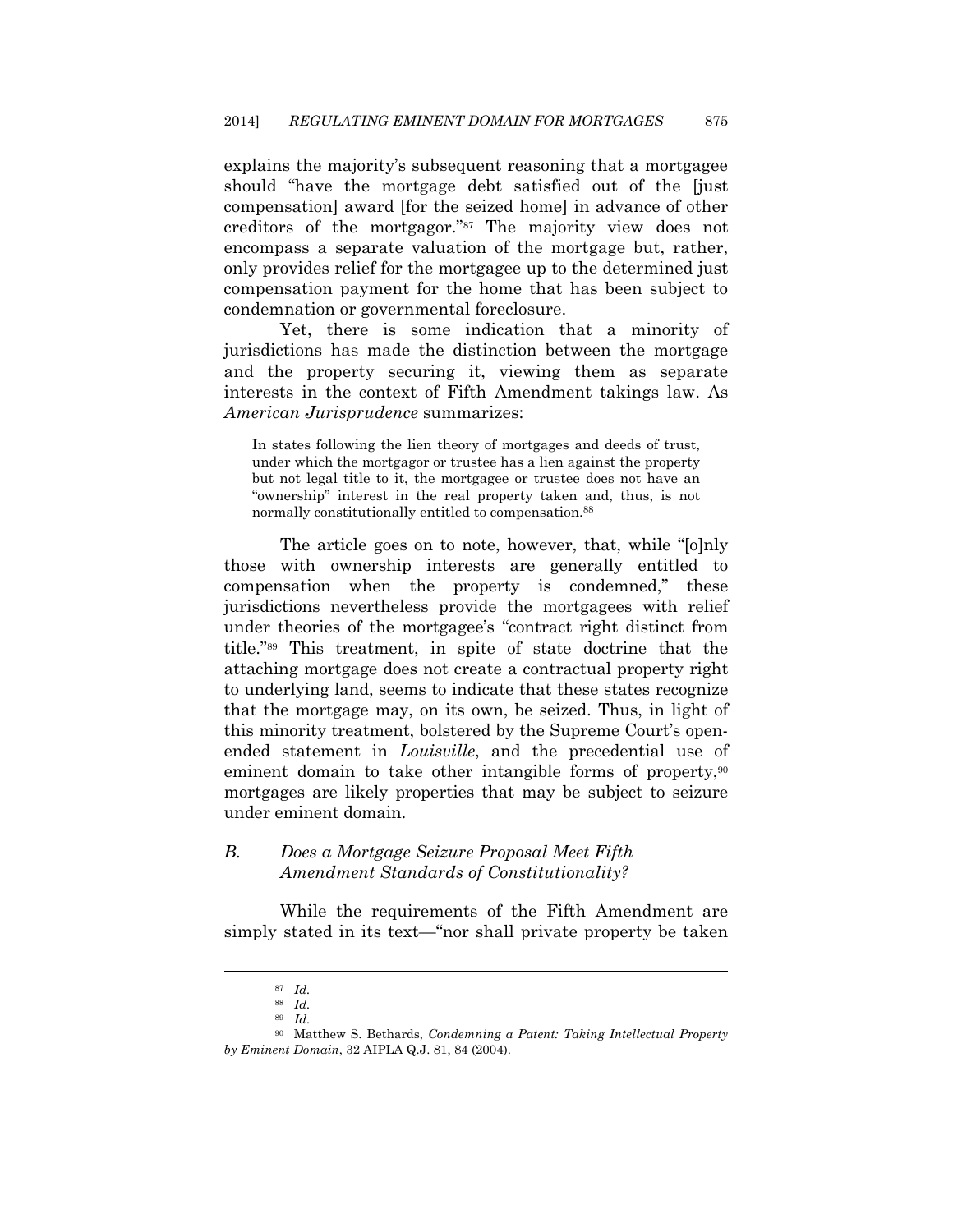explains the majority's subsequent reasoning that a mortgagee should "have the mortgage debt satisfied out of the [just compensation] award [for the seized home] in advance of other creditors of the mortgagor."[87] The majority view does not encompass a separate valuation of the mortgage but, rather, only provides relief for the mortgagee up to the determined just compensation payment for the home that has been subject to condemnation or governmental foreclosure.

Yet, there is some indication that a minority of jurisdictions has made the distinction between the mortgage and the property securing it, viewing them as separate interests in the context of Fifth Amendment takings law. As *American Jurisprudence* summarizes:

> In states following the lien theory of mortgages and deeds of trust, under which the mortgagor or trustee has a lien against the property but not legal title to it, the mortgagee or trustee does not have an "ownership" interest in the real property taken and, thus, is not normally constitutionally entitled to compensation.[88]

The article goes on to note, however, that, while "[o]nly those with ownership interests are generally entitled to compensation when the property is condemned," these jurisdictions nevertheless provide the mortgagees with relief under theories of the mortgagee's "contract right distinct from title."[89] This treatment, in spite of state doctrine that the attaching mortgage does not create a contractual property right to underlying land, seems to indicate that these states recognize that the mortgage may, on its own, be seized. Thus, in light of this minority treatment, bolstered by the Supreme Court's open-ended statement in *Louisville*, and the precedential use of eminent domain to take other intangible forms of property,[90] mortgages are likely properties that may be subject to seizure under eminent domain.

### *B. Does a Mortgage Seizure Proposal Meet Fifth Amendment Standards of Constitutionality?*

While the requirements of the Fifth Amendment are simply stated in its text—"nor shall private property be taken

---

[87] *Id.*

[88] *Id.*

[89] *Id.*

[90] Matthew S. Bethards, *Condemning a Patent: Taking Intellectual Property by Eminent Domain*, 32 AIPLA Q.J. 81, 84 (2004).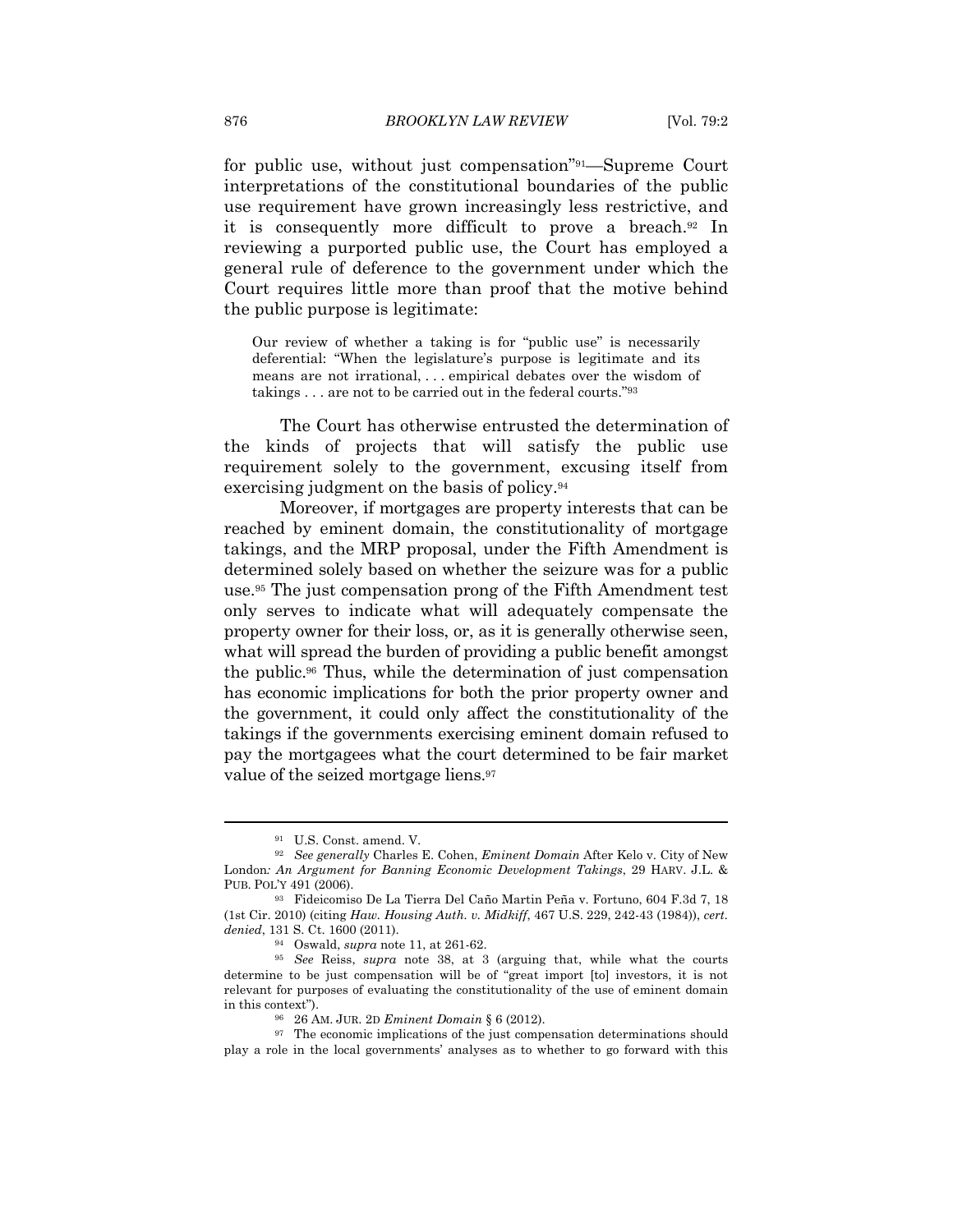for public use, without just compensation"[91]—Supreme Court interpretations of the constitutional boundaries of the public use requirement have grown increasingly less restrictive, and it is consequently more difficult to prove a breach.[92] In reviewing a purported public use, the Court has employed a general rule of deference to the government under which the Court requires little more than proof that the motive behind the public purpose is legitimate:

> Our review of whether a taking is for "public use" is necessarily deferential: "When the legislature's purpose is legitimate and its means are not irrational, . . . empirical debates over the wisdom of takings . . . are not to be carried out in the federal courts."[93]

The Court has otherwise entrusted the determination of the kinds of projects that will satisfy the public use requirement solely to the government, excusing itself from exercising judgment on the basis of policy.[94]

Moreover, if mortgages are property interests that can be reached by eminent domain, the constitutionality of mortgage takings, and the MRP proposal, under the Fifth Amendment is determined solely based on whether the seizure was for a public use.[95] The just compensation prong of the Fifth Amendment test only serves to indicate what will adequately compensate the property owner for their loss, or, as it is generally otherwise seen, what will spread the burden of providing a public benefit amongst the public.[96] Thus, while the determination of just compensation has economic implications for both the prior property owner and the government, it could only affect the constitutionality of the takings if the governments exercising eminent domain refused to pay the mortgagees what the court determined to be fair market value of the seized mortgage liens.[97]

---

[91] U.S. Const. amend. V.

[92] *See generally* Charles E. Cohen, *Eminent Domain* After Kelo v. City of New London*: An Argument for Banning Economic Development Takings*, 29 HARV. J.L. & PUB. POL'Y 491 (2006).

[93] Fideicomiso De La Tierra Del Caño Martin Peña v. Fortuno, 604 F.3d 7, 18 (1st Cir. 2010) (citing *Haw. Housing Auth. v. Midkiff*, 467 U.S. 229, 242-43 (1984)), *cert. denied*, 131 S. Ct. 1600 (2011).

[94] Oswald, *supra* note 11, at 261-62.

[95] *See* Reiss, *supra* note 38, at 3 (arguing that, while what the courts determine to be just compensation will be of "great import [to] investors, it is not relevant for purposes of evaluating the constitutionality of the use of eminent domain in this context").

[96] 26 AM. JUR. 2D *Eminent Domain* § 6 (2012).

[97] The economic implications of the just compensation determinations should play a role in the local governments' analyses as to whether to go forward with this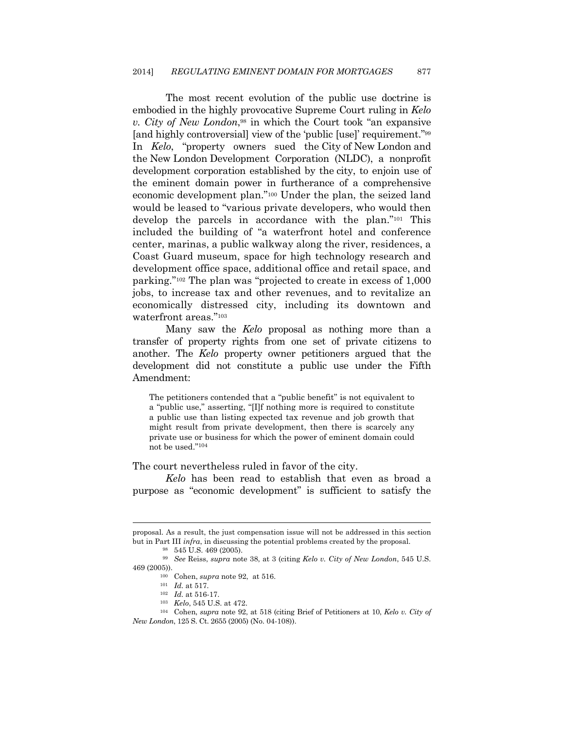The most recent evolution of the public use doctrine is embodied in the highly provocative Supreme Court ruling in *Kelo v. City of New London*,[98] in which the Court took "an expansive [and highly controversial] view of the 'public [use]' requirement."[99] In *Kelo*, "property owners sued the City of New London and the New London Development Corporation (NLDC), a nonprofit development corporation established by the city, to enjoin use of the eminent domain power in furtherance of a comprehensive economic development plan."[100] Under the plan, the seized land would be leased to "various private developers, who would then develop the parcels in accordance with the plan."[101] This included the building of "a waterfront hotel and conference center, marinas, a public walkway along the river, residences, a Coast Guard museum, space for high technology research and development office space, additional office and retail space, and parking."[102] The plan was "projected to create in excess of 1,000 jobs, to increase tax and other revenues, and to revitalize an economically distressed city, including its downtown and waterfront areas."[103]

Many saw the *Kelo* proposal as nothing more than a transfer of property rights from one set of private citizens to another. The *Kelo* property owner petitioners argued that the development did not constitute a public use under the Fifth Amendment:

> The petitioners contended that a "public benefit" is not equivalent to a "public use," asserting, "[I]f nothing more is required to constitute a public use than listing expected tax revenue and job growth that might result from private development, then there is scarcely any private use or business for which the power of eminent domain could not be used."[104]

The court nevertheless ruled in favor of the city.

*Kelo* has been read to establish that even as broad a purpose as "economic development" is sufficient to satisfy the

---

proposal. As a result, the just compensation issue will not be addressed in this section but in Part III *infra*, in discussing the potential problems created by the proposal.

[98] 545 U.S. 469 (2005).

[99] *See* Reiss, *supra* note 38, at 3 (citing *Kelo v. City of New London*, 545 U.S. 469 (2005)).

[100] Cohen, *supra* note 92, at 516.

[101] *Id.* at 517.

[102] *Id.* at 516-17.

[103] *Kelo*, 545 U.S. at 472.

[104] Cohen, *supra* note 92, at 518 (citing Brief of Petitioners at 10, *Kelo v. City of New London*, 125 S. Ct. 2655 (2005) (No. 04-108)).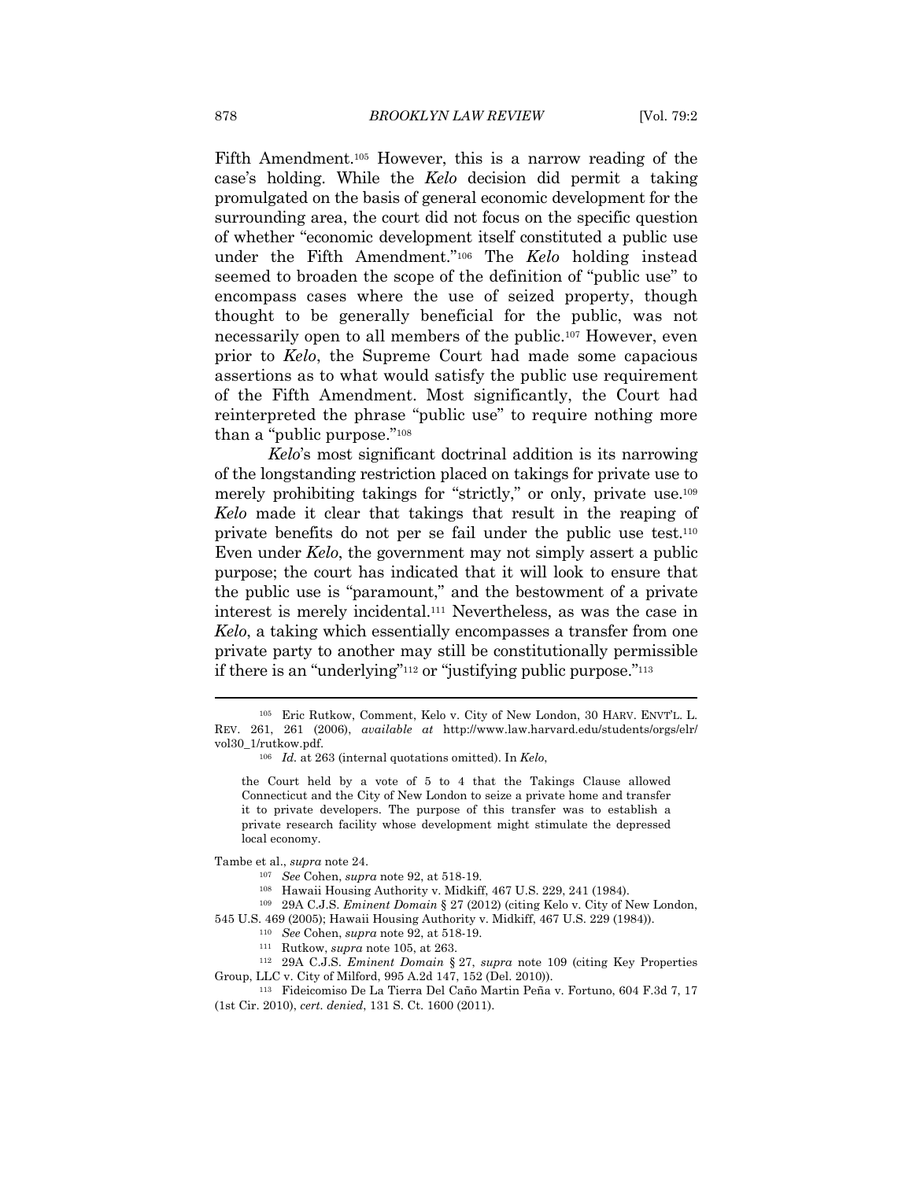Fifth Amendment.[105] However, this is a narrow reading of the case's holding. While the *Kelo* decision did permit a taking promulgated on the basis of general economic development for the surrounding area, the court did not focus on the specific question of whether "economic development itself constituted a public use under the Fifth Amendment."[106] The *Kelo* holding instead seemed to broaden the scope of the definition of "public use" to encompass cases where the use of seized property, though thought to be generally beneficial for the public, was not necessarily open to all members of the public.[107] However, even prior to *Kelo*, the Supreme Court had made some capacious assertions as to what would satisfy the public use requirement of the Fifth Amendment. Most significantly, the Court had reinterpreted the phrase "public use" to require nothing more than a "public purpose."[108]

*Kelo*'s most significant doctrinal addition is its narrowing of the longstanding restriction placed on takings for private use to merely prohibiting takings for "strictly," or only, private use.[109] *Kelo* made it clear that takings that result in the reaping of private benefits do not per se fail under the public use test.[110] Even under *Kelo*, the government may not simply assert a public purpose; the court has indicated that it will look to ensure that the public use is "paramount," and the bestowment of a private interest is merely incidental.[111] Nevertheless, as was the case in *Kelo*, a taking which essentially encompasses a transfer from one private party to another may still be constitutionally permissible if there is an "underlying"[112] or "justifying public purpose."[113]

---

[105] Eric Rutkow, Comment, Kelo v. City of New London, 30 HARV. ENVT'L. L. REV. 261, 261 (2006), *available at* http://www.law.harvard.edu/students/orgs/elr/vol30_1/rutkow.pdf.

[106] *Id.* at 263 (internal quotations omitted). In *Kelo*,

> the Court held by a vote of 5 to 4 that the Takings Clause allowed Connecticut and the City of New London to seize a private home and transfer it to private developers. The purpose of this transfer was to establish a private research facility whose development might stimulate the depressed local economy.

Tambe et al., *supra* note 24.

[107] *See* Cohen, *supra* note 92, at 518-19.

[108] Hawaii Housing Authority v. Midkiff, 467 U.S. 229, 241 (1984).

[109] 29A C.J.S. *Eminent Domain* § 27 (2012) (citing Kelo v. City of New London, 545 U.S. 469 (2005); Hawaii Housing Authority v. Midkiff, 467 U.S. 229 (1984)).

[110] *See* Cohen, *supra* note 92, at 518-19.

[111] Rutkow, *supra* note 105, at 263.

[112] 29A C.J.S. *Eminent Domain* § 27, *supra* note 109 (citing Key Properties Group, LLC v. City of Milford, 995 A.2d 147, 152 (Del. 2010)).

[113] Fideicomiso De La Tierra Del Caño Martin Peña v. Fortuno, 604 F.3d 7, 17 (1st Cir. 2010), *cert. denied*, 131 S. Ct. 1600 (2011).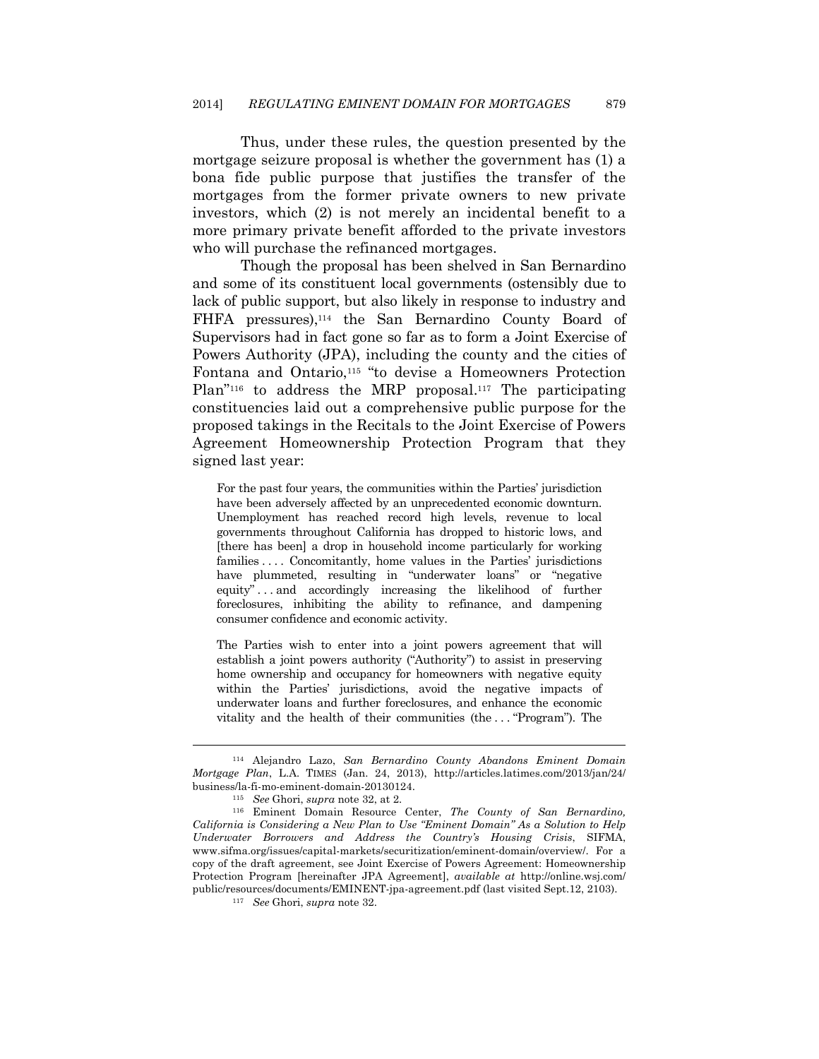Thus, under these rules, the question presented by the mortgage seizure proposal is whether the government has (1) a bona fide public purpose that justifies the transfer of the mortgages from the former private owners to new private investors, which (2) is not merely an incidental benefit to a more primary private benefit afforded to the private investors who will purchase the refinanced mortgages.

Though the proposal has been shelved in San Bernardino and some of its constituent local governments (ostensibly due to lack of public support, but also likely in response to industry and FHFA pressures),[114] the San Bernardino County Board of Supervisors had in fact gone so far as to form a Joint Exercise of Powers Authority (JPA), including the county and the cities of Fontana and Ontario,[115] "to devise a Homeowners Protection Plan"[116] to address the MRP proposal.[117] The participating constituencies laid out a comprehensive public purpose for the proposed takings in the Recitals to the Joint Exercise of Powers Agreement Homeownership Protection Program that they signed last year:

> For the past four years, the communities within the Parties' jurisdiction have been adversely affected by an unprecedented economic downturn. Unemployment has reached record high levels, revenue to local governments throughout California has dropped to historic lows, and [there has been] a drop in household income particularly for working families . . . . Concomitantly, home values in the Parties' jurisdictions have plummeted, resulting in "underwater loans" or "negative equity" . . . and accordingly increasing the likelihood of further foreclosures, inhibiting the ability to refinance, and dampening consumer confidence and economic activity.
>
> The Parties wish to enter into a joint powers agreement that will establish a joint powers authority ("Authority") to assist in preserving home ownership and occupancy for homeowners with negative equity within the Parties' jurisdictions, avoid the negative impacts of underwater loans and further foreclosures, and enhance the economic vitality and the health of their communities (the . . . "Program"). The

---

[114] Alejandro Lazo, *San Bernardino County Abandons Eminent Domain Mortgage Plan*, L.A. TIMES (Jan. 24, 2013), http://articles.latimes.com/2013/jan/24/business/la-fi-mo-eminent-domain-20130124.

[115] *See* Ghori, *supra* note 32, at 2.

[116] Eminent Domain Resource Center, *The County of San Bernardino, California is Considering a New Plan to Use "Eminent Domain" As a Solution to Help Underwater Borrowers and Address the Country's Housing Crisis*, SIFMA, www.sifma.org/issues/capital-markets/securitization/eminent-domain/overview/. For a copy of the draft agreement, see Joint Exercise of Powers Agreement: Homeownership Protection Program [hereinafter JPA Agreement], *available at* http://online.wsj.com/public/resources/documents/EMINENT-jpa-agreement.pdf (last visited Sept.12, 2103).

[117] *See* Ghori, *supra* note 32.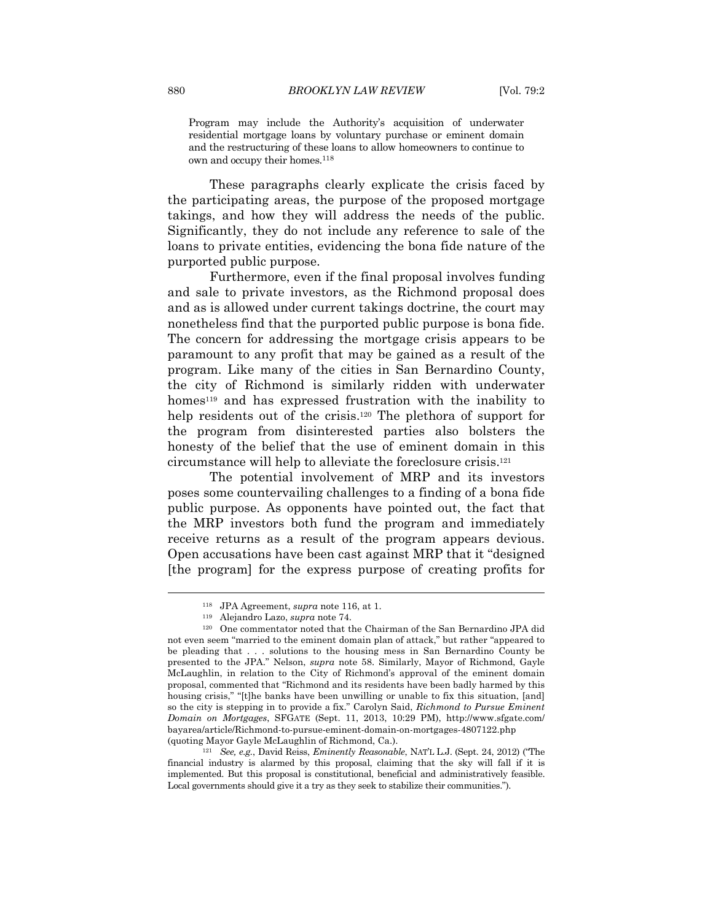> Program may include the Authority's acquisition of underwater residential mortgage loans by voluntary purchase or eminent domain and the restructuring of these loans to allow homeowners to continue to own and occupy their homes.[118]

These paragraphs clearly explicate the crisis faced by the participating areas, the purpose of the proposed mortgage takings, and how they will address the needs of the public. Significantly, they do not include any reference to sale of the loans to private entities, evidencing the bona fide nature of the purported public purpose.

Furthermore, even if the final proposal involves funding and sale to private investors, as the Richmond proposal does and as is allowed under current takings doctrine, the court may nonetheless find that the purported public purpose is bona fide. The concern for addressing the mortgage crisis appears to be paramount to any profit that may be gained as a result of the program. Like many of the cities in San Bernardino County, the city of Richmond is similarly ridden with underwater homes[119] and has expressed frustration with the inability to help residents out of the crisis.[120] The plethora of support for the program from disinterested parties also bolsters the honesty of the belief that the use of eminent domain in this circumstance will help to alleviate the foreclosure crisis.[121]

The potential involvement of MRP and its investors poses some countervailing challenges to a finding of a bona fide public purpose. As opponents have pointed out, the fact that the MRP investors both fund the program and immediately receive returns as a result of the program appears devious. Open accusations have been cast against MRP that it "designed [the program] for the express purpose of creating profits for

---

[118] JPA Agreement, *supra* note 116, at 1.

[119] Alejandro Lazo, *supra* note 74.

[120] One commentator noted that the Chairman of the San Bernardino JPA did not even seem "married to the eminent domain plan of attack," but rather "appeared to be pleading that . . . solutions to the housing mess in San Bernardino County be presented to the JPA." Nelson, *supra* note 58. Similarly, Mayor of Richmond, Gayle McLaughlin, in relation to the City of Richmond's approval of the eminent domain proposal, commented that "Richmond and its residents have been badly harmed by this housing crisis," "[t]he banks have been unwilling or unable to fix this situation, [and] so the city is stepping in to provide a fix." Carolyn Said, *Richmond to Pursue Eminent Domain on Mortgages*, SFGATE (Sept. 11, 2013, 10:29 PM), http://www.sfgate.com/bayarea/article/Richmond-to-pursue-eminent-domain-on-mortgages-4807122.php (quoting Mayor Gayle McLaughlin of Richmond, Ca.).

[121] *See, e.g.*, David Reiss, *Eminently Reasonable*, NAT'L L.J. (Sept. 24, 2012) ("The financial industry is alarmed by this proposal, claiming that the sky will fall if it is implemented. But this proposal is constitutional, beneficial and administratively feasible. Local governments should give it a try as they seek to stabilize their communities.").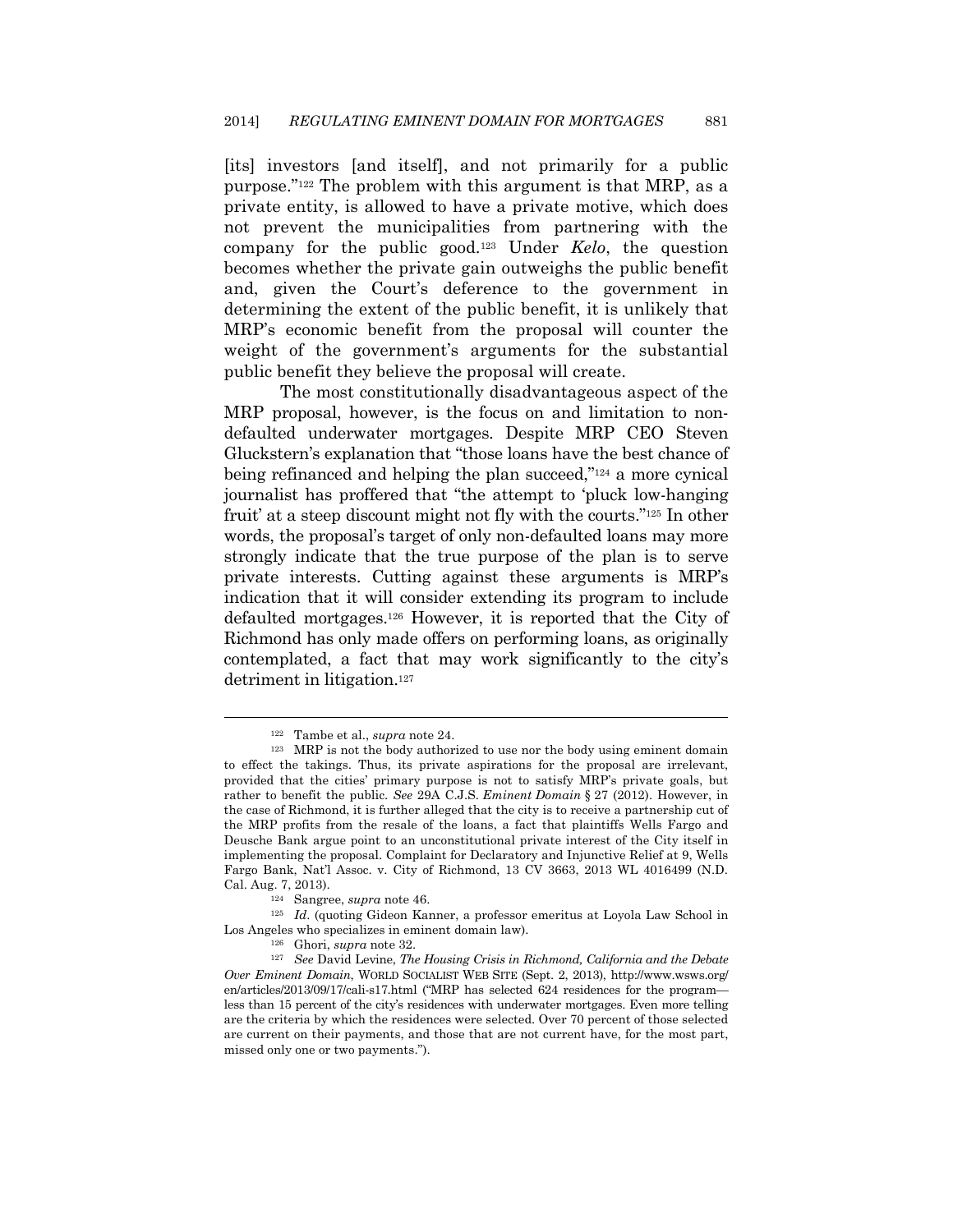[its] investors [and itself], and not primarily for a public purpose."[122] The problem with this argument is that MRP, as a private entity, is allowed to have a private motive, which does not prevent the municipalities from partnering with the company for the public good.[123] Under *Kelo*, the question becomes whether the private gain outweighs the public benefit and, given the Court's deference to the government in determining the extent of the public benefit, it is unlikely that MRP's economic benefit from the proposal will counter the weight of the government's arguments for the substantial public benefit they believe the proposal will create.

The most constitutionally disadvantageous aspect of the MRP proposal, however, is the focus on and limitation to non-defaulted underwater mortgages. Despite MRP CEO Steven Gluckstern's explanation that "those loans have the best chance of being refinanced and helping the plan succeed,"[124] a more cynical journalist has proffered that "the attempt to 'pluck low-hanging fruit' at a steep discount might not fly with the courts."[125] In other words, the proposal's target of only non-defaulted loans may more strongly indicate that the true purpose of the plan is to serve private interests. Cutting against these arguments is MRP's indication that it will consider extending its program to include defaulted mortgages.[126] However, it is reported that the City of Richmond has only made offers on performing loans, as originally contemplated, a fact that may work significantly to the city's detriment in litigation.[127]

---

[122] Tambe et al., *supra* note 24.

[123] MRP is not the body authorized to use nor the body using eminent domain to effect the takings. Thus, its private aspirations for the proposal are irrelevant, provided that the cities' primary purpose is not to satisfy MRP's private goals, but rather to benefit the public. *See* 29A C.J.S. *Eminent Domain* § 27 (2012). However, in the case of Richmond, it is further alleged that the city is to receive a partnership cut of the MRP profits from the resale of the loans, a fact that plaintiffs Wells Fargo and Deusche Bank argue point to an unconstitutional private interest of the City itself in implementing the proposal. Complaint for Declaratory and Injunctive Relief at 9, Wells Fargo Bank, Nat'l Assoc. v. City of Richmond, 13 CV 3663, 2013 WL 4016499 (N.D. Cal. Aug. 7, 2013).

[124] Sangree, *supra* note 46.

[125] *Id*. (quoting Gideon Kanner, a professor emeritus at Loyola Law School in Los Angeles who specializes in eminent domain law).

[126] Ghori, *supra* note 32.

[127] *See* David Levine, *The Housing Crisis in Richmond, California and the Debate Over Eminent Domain*, WORLD SOCIALIST WEB SITE (Sept. 2, 2013), http://www.wsws.org/en/articles/2013/09/17/cali-s17.html ("MRP has selected 624 residences for the program—less than 15 percent of the city's residences with underwater mortgages. Even more telling are the criteria by which the residences were selected. Over 70 percent of those selected are current on their payments, and those that are not current have, for the most part, missed only one or two payments.").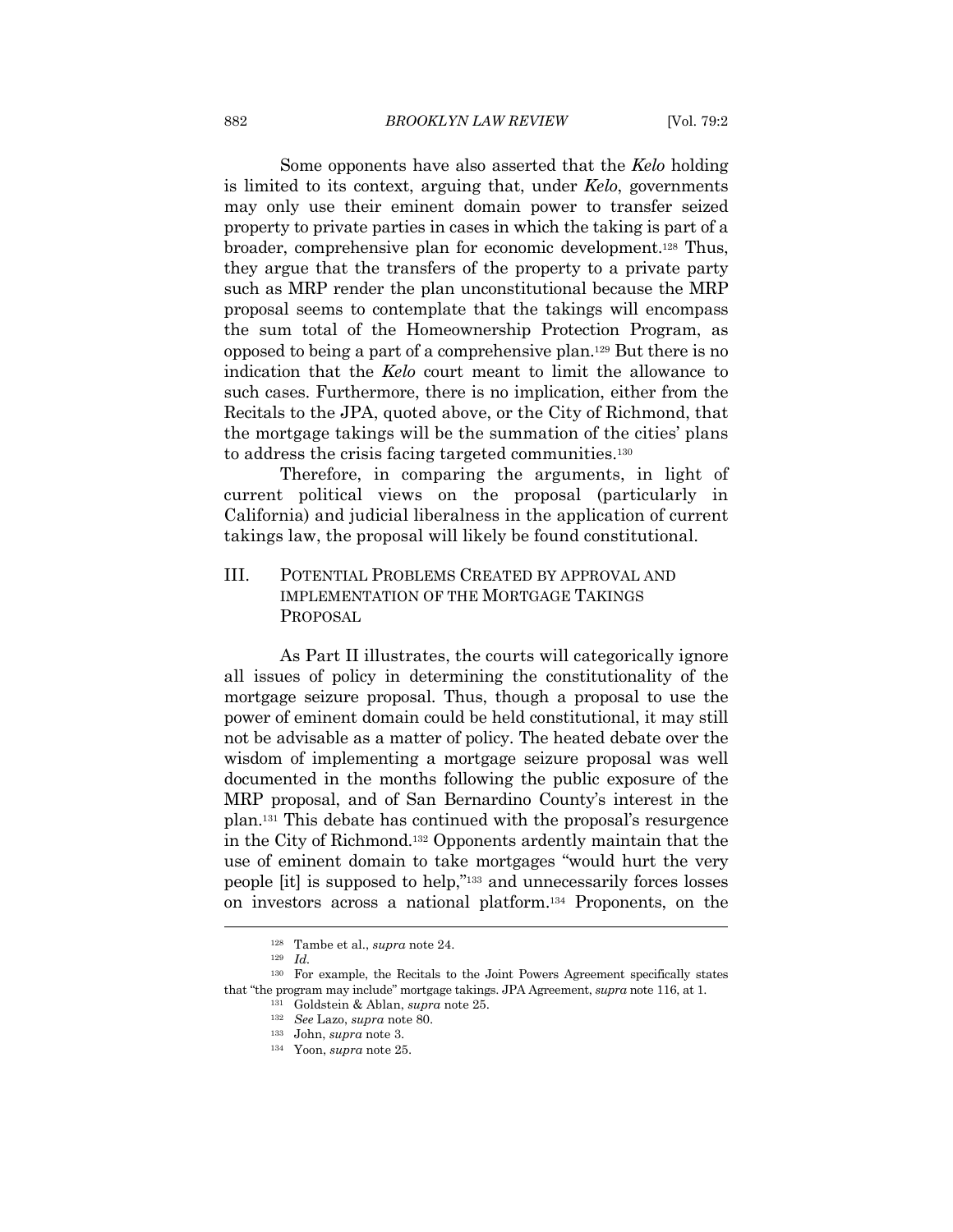Some opponents have also asserted that the *Kelo* holding is limited to its context, arguing that, under *Kelo*, governments may only use their eminent domain power to transfer seized property to private parties in cases in which the taking is part of a broader, comprehensive plan for economic development.[128] Thus, they argue that the transfers of the property to a private party such as MRP render the plan unconstitutional because the MRP proposal seems to contemplate that the takings will encompass the sum total of the Homeownership Protection Program, as opposed to being a part of a comprehensive plan.[129] But there is no indication that the *Kelo* court meant to limit the allowance to such cases. Furthermore, there is no implication, either from the Recitals to the JPA, quoted above, or the City of Richmond, that the mortgage takings will be the summation of the cities' plans to address the crisis facing targeted communities.[130]

Therefore, in comparing the arguments, in light of current political views on the proposal (particularly in California) and judicial liberalness in the application of current takings law, the proposal will likely be found constitutional.

## III. POTENTIAL PROBLEMS CREATED BY APPROVAL AND IMPLEMENTATION OF THE MORTGAGE TAKINGS PROPOSAL

As Part II illustrates, the courts will categorically ignore all issues of policy in determining the constitutionality of the mortgage seizure proposal. Thus, though a proposal to use the power of eminent domain could be held constitutional, it may still not be advisable as a matter of policy. The heated debate over the wisdom of implementing a mortgage seizure proposal was well documented in the months following the public exposure of the MRP proposal, and of San Bernardino County's interest in the plan.[131] This debate has continued with the proposal's resurgence in the City of Richmond.[132] Opponents ardently maintain that the use of eminent domain to take mortgages "would hurt the very people [it] is supposed to help,"[133] and unnecessarily forces losses on investors across a national platform.[134] Proponents, on the

---

[128] Tambe et al., *supra* note 24.

[129] *Id.*

[130] For example, the Recitals to the Joint Powers Agreement specifically states that "the program may include" mortgage takings. JPA Agreement, *supra* note 116, at 1.

[131] Goldstein & Ablan, *supra* note 25.

[132] *See* Lazo, *supra* note 80.

[133] John, *supra* note 3.

[134] Yoon, *supra* note 25.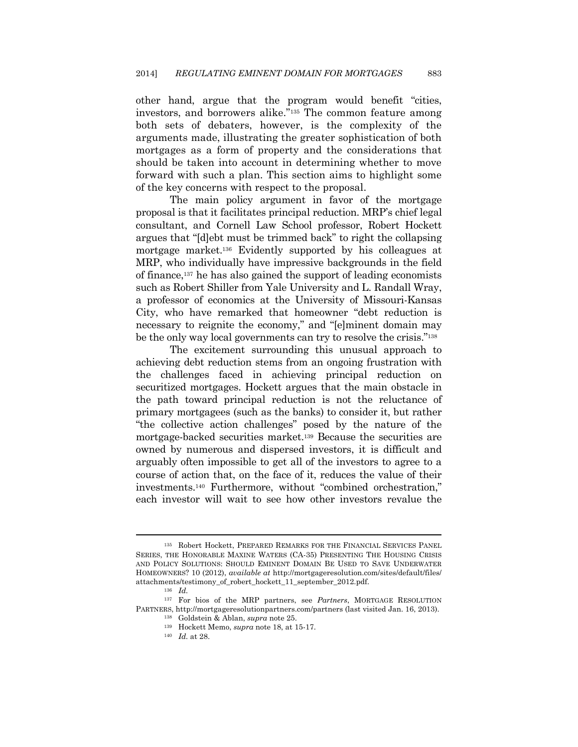other hand, argue that the program would benefit "cities, investors, and borrowers alike."[135] The common feature among both sets of debaters, however, is the complexity of the arguments made, illustrating the greater sophistication of both mortgages as a form of property and the considerations that should be taken into account in determining whether to move forward with such a plan. This section aims to highlight some of the key concerns with respect to the proposal.

The main policy argument in favor of the mortgage proposal is that it facilitates principal reduction. MRP's chief legal consultant, and Cornell Law School professor, Robert Hockett argues that "[d]ebt must be trimmed back" to right the collapsing mortgage market.[136] Evidently supported by his colleagues at MRP, who individually have impressive backgrounds in the field of finance,[137] he has also gained the support of leading economists such as Robert Shiller from Yale University and L. Randall Wray, a professor of economics at the University of Missouri-Kansas City, who have remarked that homeowner "debt reduction is necessary to reignite the economy," and "[e]minent domain may be the only way local governments can try to resolve the crisis."[138]

The excitement surrounding this unusual approach to achieving debt reduction stems from an ongoing frustration with the challenges faced in achieving principal reduction on securitized mortgages. Hockett argues that the main obstacle in the path toward principal reduction is not the reluctance of primary mortgagees (such as the banks) to consider it, but rather "the collective action challenges" posed by the nature of the mortgage-backed securities market.[139] Because the securities are owned by numerous and dispersed investors, it is difficult and arguably often impossible to get all of the investors to agree to a course of action that, on the face of it, reduces the value of their investments.[140] Furthermore, without "combined orchestration," each investor will wait to see how other investors revalue the

---

[135] Robert Hockett, PREPARED REMARKS FOR THE FINANCIAL SERVICES PANEL SERIES, THE HONORABLE MAXINE WATERS (CA-35) PRESENTING THE HOUSING CRISIS AND POLICY SOLUTIONS: SHOULD EMINENT DOMAIN BE USED TO SAVE UNDERWATER HOMEOWNERS? 10 (2012), *available at* http://mortgageresolution.com/sites/default/files/attachments/testimony_of_robert_hockett_11_september_2012.pdf.

[136] *Id.*

[137] For bios of the MRP partners, see *Partners*, MORTGAGE RESOLUTION PARTNERS, http://mortgageresolutionpartners.com/partners (last visited Jan. 16, 2013).

[138] Goldstein & Ablan, *supra* note 25.

[139] Hockett Memo, *supra* note 18, at 15-17.

[140] *Id.* at 28.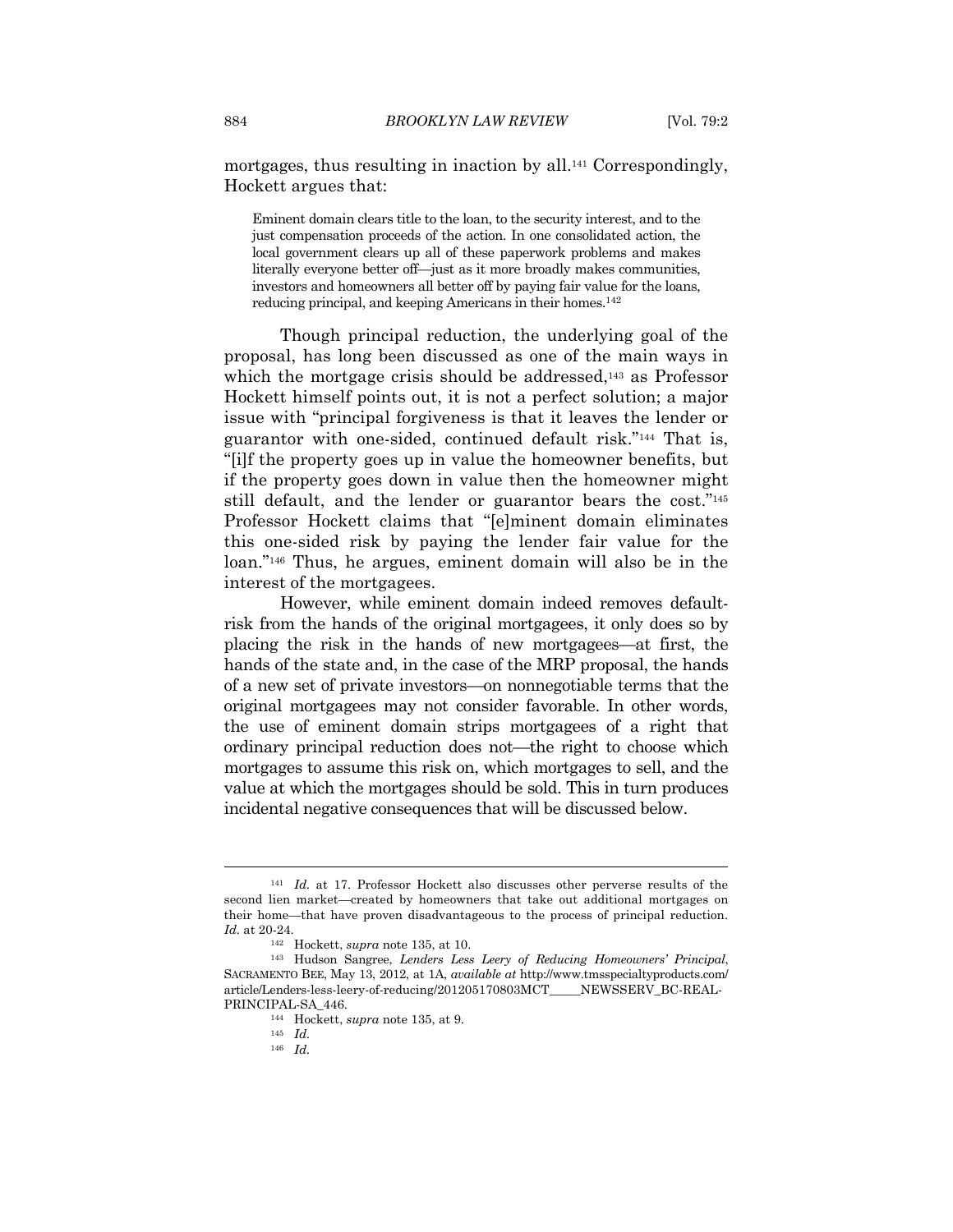mortgages, thus resulting in inaction by all.[141] Correspondingly, Hockett argues that:

> Eminent domain clears title to the loan, to the security interest, and to the just compensation proceeds of the action. In one consolidated action, the local government clears up all of these paperwork problems and makes literally everyone better off—just as it more broadly makes communities, investors and homeowners all better off by paying fair value for the loans, reducing principal, and keeping Americans in their homes.[142]

Though principal reduction, the underlying goal of the proposal, has long been discussed as one of the main ways in which the mortgage crisis should be addressed,[143] as Professor Hockett himself points out, it is not a perfect solution; a major issue with "principal forgiveness is that it leaves the lender or guarantor with one-sided, continued default risk."[144] That is, "[i]f the property goes up in value the homeowner benefits, but if the property goes down in value then the homeowner might still default, and the lender or guarantor bears the cost."[145] Professor Hockett claims that "[e]minent domain eliminates this one-sided risk by paying the lender fair value for the loan."[146] Thus, he argues, eminent domain will also be in the interest of the mortgagees.

However, while eminent domain indeed removes default-risk from the hands of the original mortgagees, it only does so by placing the risk in the hands of new mortgagees—at first, the hands of the state and, in the case of the MRP proposal, the hands of a new set of private investors—on nonnegotiable terms that the original mortgagees may not consider favorable. In other words, the use of eminent domain strips mortgagees of a right that ordinary principal reduction does not—the right to choose which mortgages to assume this risk on, which mortgages to sell, and the value at which the mortgages should be sold. This in turn produces incidental negative consequences that will be discussed below.

---

[141] *Id.* at 17. Professor Hockett also discusses other perverse results of the second lien market—created by homeowners that take out additional mortgages on their home—that have proven disadvantageous to the process of principal reduction. *Id.* at 20-24.

[142] Hockett, *supra* note 135, at 10.

[143] Hudson Sangree, *Lenders Less Leery of Reducing Homeowners' Principal*, SACRAMENTO BEE, May 13, 2012, at 1A, *available at* http://www.tmsspecialtyproducts.com/article/Lenders-less-leery-of-reducing/201205170803MCT_____NEWSSERV_BC-REAL-PRINCIPAL-SA_446.

[144] Hockett, *supra* note 135, at 9.

[145] *Id.*

[146] *Id.*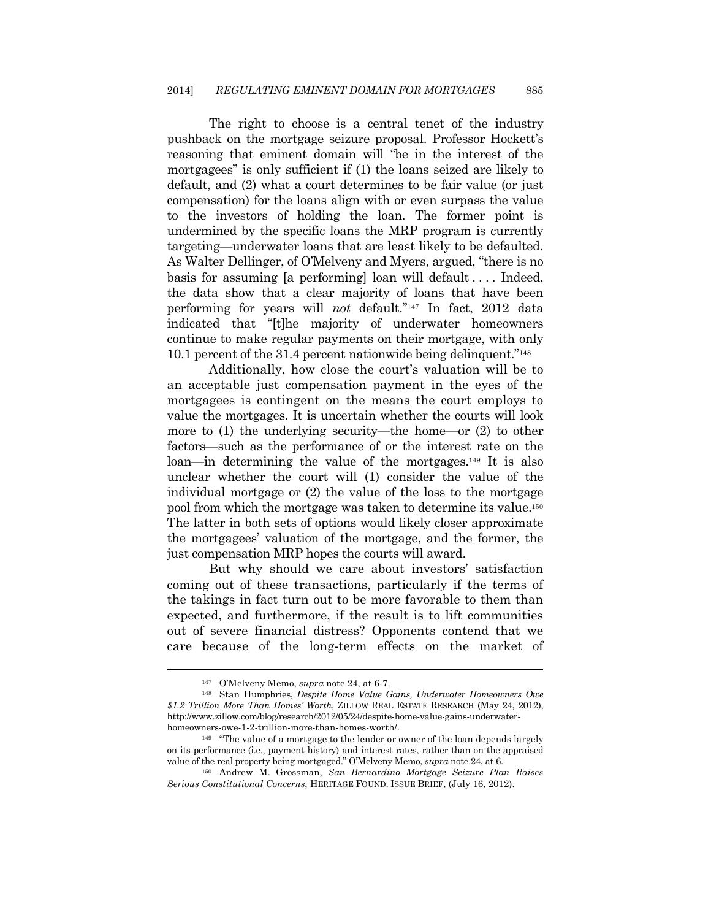The right to choose is a central tenet of the industry pushback on the mortgage seizure proposal. Professor Hockett's reasoning that eminent domain will "be in the interest of the mortgagees" is only sufficient if (1) the loans seized are likely to default, and (2) what a court determines to be fair value (or just compensation) for the loans align with or even surpass the value to the investors of holding the loan. The former point is undermined by the specific loans the MRP program is currently targeting—underwater loans that are least likely to be defaulted. As Walter Dellinger, of O'Melveny and Myers, argued, "there is no basis for assuming [a performing] loan will default . . . . Indeed, the data show that a clear majority of loans that have been performing for years will *not* default."[147] In fact, 2012 data indicated that "[t]he majority of underwater homeowners continue to make regular payments on their mortgage, with only 10.1 percent of the 31.4 percent nationwide being delinquent."[148]

Additionally, how close the court's valuation will be to an acceptable just compensation payment in the eyes of the mortgagees is contingent on the means the court employs to value the mortgages. It is uncertain whether the courts will look more to (1) the underlying security—the home—or (2) to other factors—such as the performance of or the interest rate on the loan—in determining the value of the mortgages.[149] It is also unclear whether the court will (1) consider the value of the individual mortgage or (2) the value of the loss to the mortgage pool from which the mortgage was taken to determine its value.[150] The latter in both sets of options would likely closer approximate the mortgagees' valuation of the mortgage, and the former, the just compensation MRP hopes the courts will award.

But why should we care about investors' satisfaction coming out of these transactions, particularly if the terms of the takings in fact turn out to be more favorable to them than expected, and furthermore, if the result is to lift communities out of severe financial distress? Opponents contend that we care because of the long-term effects on the market of

---

[147] O'Melveny Memo, *supra* note 24, at 6-7.

[148] Stan Humphries, *Despite Home Value Gains, Underwater Homeowners Owe $1.2 Trillion More Than Homes' Worth*, ZILLOW REAL ESTATE RESEARCH (May 24, 2012), http://www.zillow.com/blog/research/2012/05/24/despite-home-value-gains-underwater-homeowners-owe-1-2-trillion-more-than-homes-worth/.

[149] "The value of a mortgage to the lender or owner of the loan depends largely on its performance (i.e., payment history) and interest rates, rather than on the appraised value of the real property being mortgaged." O'Melveny Memo, *supra* note 24, at 6.

[150] Andrew M. Grossman, *San Bernardino Mortgage Seizure Plan Raises Serious Constitutional Concerns*, HERITAGE FOUND. ISSUE BRIEF, (July 16, 2012).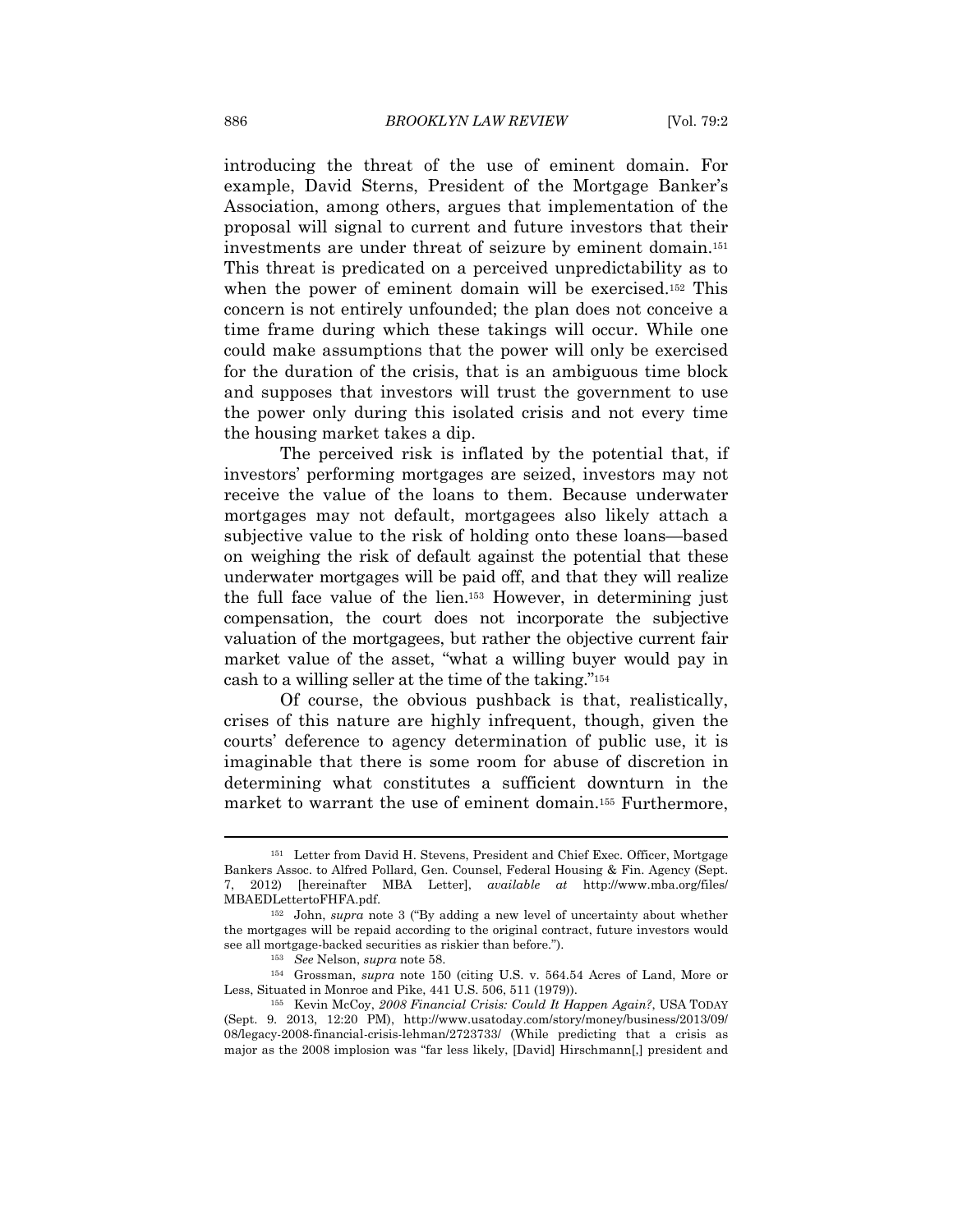introducing the threat of the use of eminent domain. For example, David Sterns, President of the Mortgage Banker's Association, among others, argues that implementation of the proposal will signal to current and future investors that their investments are under threat of seizure by eminent domain.[151] This threat is predicated on a perceived unpredictability as to when the power of eminent domain will be exercised.[152] This concern is not entirely unfounded; the plan does not conceive a time frame during which these takings will occur. While one could make assumptions that the power will only be exercised for the duration of the crisis, that is an ambiguous time block and supposes that investors will trust the government to use the power only during this isolated crisis and not every time the housing market takes a dip.

The perceived risk is inflated by the potential that, if investors' performing mortgages are seized, investors may not receive the value of the loans to them. Because underwater mortgages may not default, mortgagees also likely attach a subjective value to the risk of holding onto these loans—based on weighing the risk of default against the potential that these underwater mortgages will be paid off, and that they will realize the full face value of the lien.[153] However, in determining just compensation, the court does not incorporate the subjective valuation of the mortgagees, but rather the objective current fair market value of the asset, "what a willing buyer would pay in cash to a willing seller at the time of the taking."[154]

Of course, the obvious pushback is that, realistically, crises of this nature are highly infrequent, though, given the courts' deference to agency determination of public use, it is imaginable that there is some room for abuse of discretion in determining what constitutes a sufficient downturn in the market to warrant the use of eminent domain.[155] Furthermore,

---

[151] Letter from David H. Stevens, President and Chief Exec. Officer, Mortgage Bankers Assoc. to Alfred Pollard, Gen. Counsel, Federal Housing & Fin. Agency (Sept. 7, 2012) [hereinafter MBA Letter], *available at* http://www.mba.org/files/MBAEDLettertoFHFA.pdf.

[152] John, *supra* note 3 ("By adding a new level of uncertainty about whether the mortgages will be repaid according to the original contract, future investors would see all mortgage-backed securities as riskier than before.").

[153] *See* Nelson, *supra* note 58.

[154] Grossman, *supra* note 150 (citing U.S. v. 564.54 Acres of Land, More or Less, Situated in Monroe and Pike, 441 U.S. 506, 511 (1979)).

[155] Kevin McCoy, *2008 Financial Crisis: Could It Happen Again?*, USA TODAY (Sept. 9. 2013, 12:20 PM), http://www.usatoday.com/story/money/business/2013/09/08/legacy-2008-financial-crisis-lehman/2723733/ (While predicting that a crisis as major as the 2008 implosion was "far less likely, [David] Hirschmann[,] president and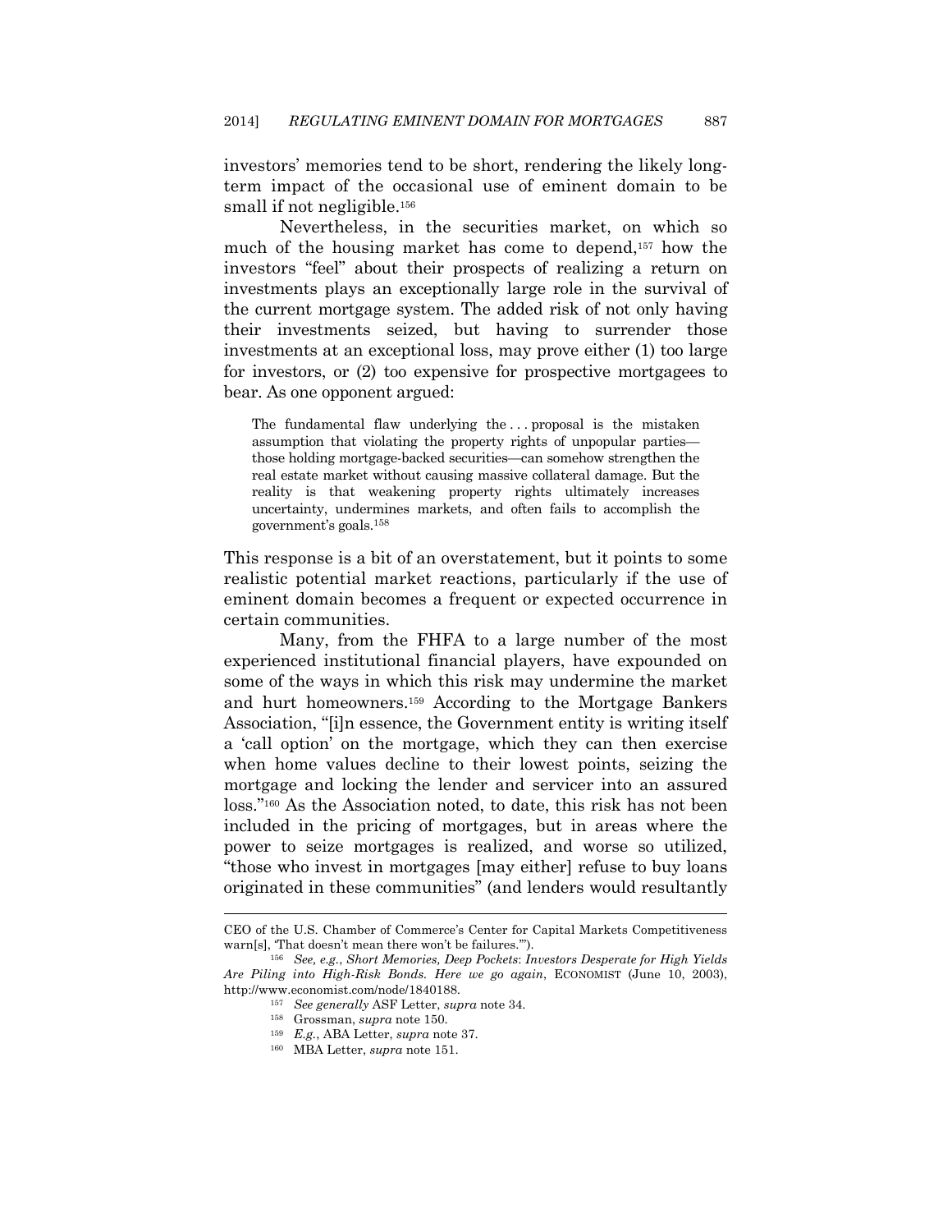investors' memories tend to be short, rendering the likely long-term impact of the occasional use of eminent domain to be small if not negligible.[156]

Nevertheless, in the securities market, on which so much of the housing market has come to depend,[157] how the investors "feel" about their prospects of realizing a return on investments plays an exceptionally large role in the survival of the current mortgage system. The added risk of not only having their investments seized, but having to surrender those investments at an exceptional loss, may prove either (1) too large for investors, or (2) too expensive for prospective mortgagees to bear. As one opponent argued:

> The fundamental flaw underlying the . . . proposal is the mistaken assumption that violating the property rights of unpopular parties—those holding mortgage-backed securities—can somehow strengthen the real estate market without causing massive collateral damage. But the reality is that weakening property rights ultimately increases uncertainty, undermines markets, and often fails to accomplish the government's goals.[158]

This response is a bit of an overstatement, but it points to some realistic potential market reactions, particularly if the use of eminent domain becomes a frequent or expected occurrence in certain communities.

Many, from the FHFA to a large number of the most experienced institutional financial players, have expounded on some of the ways in which this risk may undermine the market and hurt homeowners.[159] According to the Mortgage Bankers Association, "[i]n essence, the Government entity is writing itself a 'call option' on the mortgage, which they can then exercise when home values decline to their lowest points, seizing the mortgage and locking the lender and servicer into an assured loss."[160] As the Association noted, to date, this risk has not been included in the pricing of mortgages, but in areas where the power to seize mortgages is realized, and worse so utilized, "those who invest in mortgages [may either] refuse to buy loans originated in these communities" (and lenders would resultantly

---

CEO of the U.S. Chamber of Commerce's Center for Capital Markets Competitiveness warn[s], 'That doesn't mean there won't be failures.'").

[156] *See, e.g.*, *Short Memories, Deep Pockets*: *Investors Desperate for High Yields Are Piling into High-Risk Bonds. Here we go again*, ECONOMIST (June 10, 2003), http://www.economist.com/node/1840188.

[157] *See generally* ASF Letter, *supra* note 34.

[158] Grossman, *supra* note 150.

[159] *E.g.*, ABA Letter, *supra* note 37.

[160] MBA Letter, *supra* note 151.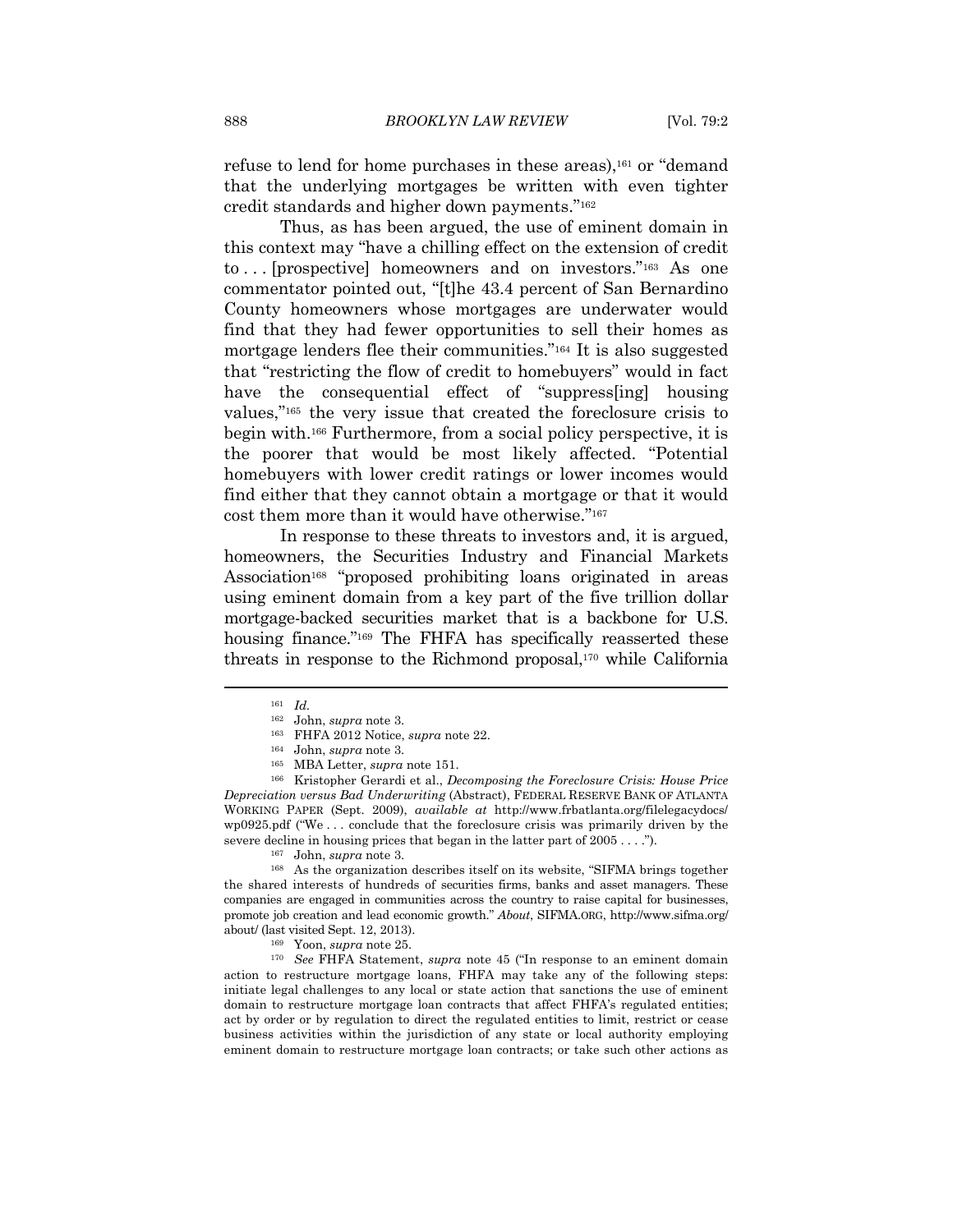refuse to lend for home purchases in these areas),[161] or "demand that the underlying mortgages be written with even tighter credit standards and higher down payments."[162]

Thus, as has been argued, the use of eminent domain in this context may "have a chilling effect on the extension of credit to . . . [prospective] homeowners and on investors."[163] As one commentator pointed out, "[t]he 43.4 percent of San Bernardino County homeowners whose mortgages are underwater would find that they had fewer opportunities to sell their homes as mortgage lenders flee their communities."[164] It is also suggested that "restricting the flow of credit to homebuyers" would in fact have the consequential effect of "suppress[ing] housing values,"[165] the very issue that created the foreclosure crisis to begin with.[166] Furthermore, from a social policy perspective, it is the poorer that would be most likely affected. "Potential homebuyers with lower credit ratings or lower incomes would find either that they cannot obtain a mortgage or that it would cost them more than it would have otherwise."[167]

In response to these threats to investors and, it is argued, homeowners, the Securities Industry and Financial Markets Association[168] "proposed prohibiting loans originated in areas using eminent domain from a key part of the five trillion dollar mortgage-backed securities market that is a backbone for U.S. housing finance."[169] The FHFA has specifically reasserted these threats in response to the Richmond proposal,[170] while California

---

[161] *Id.*

[162] John, *supra* note 3.

[163] FHFA 2012 Notice, *supra* note 22.

[164] John, *supra* note 3.

[165] MBA Letter, *supra* note 151.

[166] Kristopher Gerardi et al., *Decomposing the Foreclosure Crisis: House Price Depreciation versus Bad Underwriting* (Abstract), FEDERAL RESERVE BANK OF ATLANTA WORKING PAPER (Sept. 2009), *available at* http://www.frbatlanta.org/filelegacydocs/wp0925.pdf ("We . . . conclude that the foreclosure crisis was primarily driven by the severe decline in housing prices that began in the latter part of 2005 . . . .").

[167] John, *supra* note 3.

[168] As the organization describes itself on its website, "SIFMA brings together the shared interests of hundreds of securities firms, banks and asset managers. These companies are engaged in communities across the country to raise capital for businesses, promote job creation and lead economic growth." *About*, SIFMA.ORG, http://www.sifma.org/about/ (last visited Sept. 12, 2013).

[169] Yoon, *supra* note 25.

[170] *See* FHFA Statement, *supra* note 45 ("In response to an eminent domain action to restructure mortgage loans, FHFA may take any of the following steps: initiate legal challenges to any local or state action that sanctions the use of eminent domain to restructure mortgage loan contracts that affect FHFA's regulated entities; act by order or by regulation to direct the regulated entities to limit, restrict or cease business activities within the jurisdiction of any state or local authority employing eminent domain to restructure mortgage loan contracts; or take such other actions as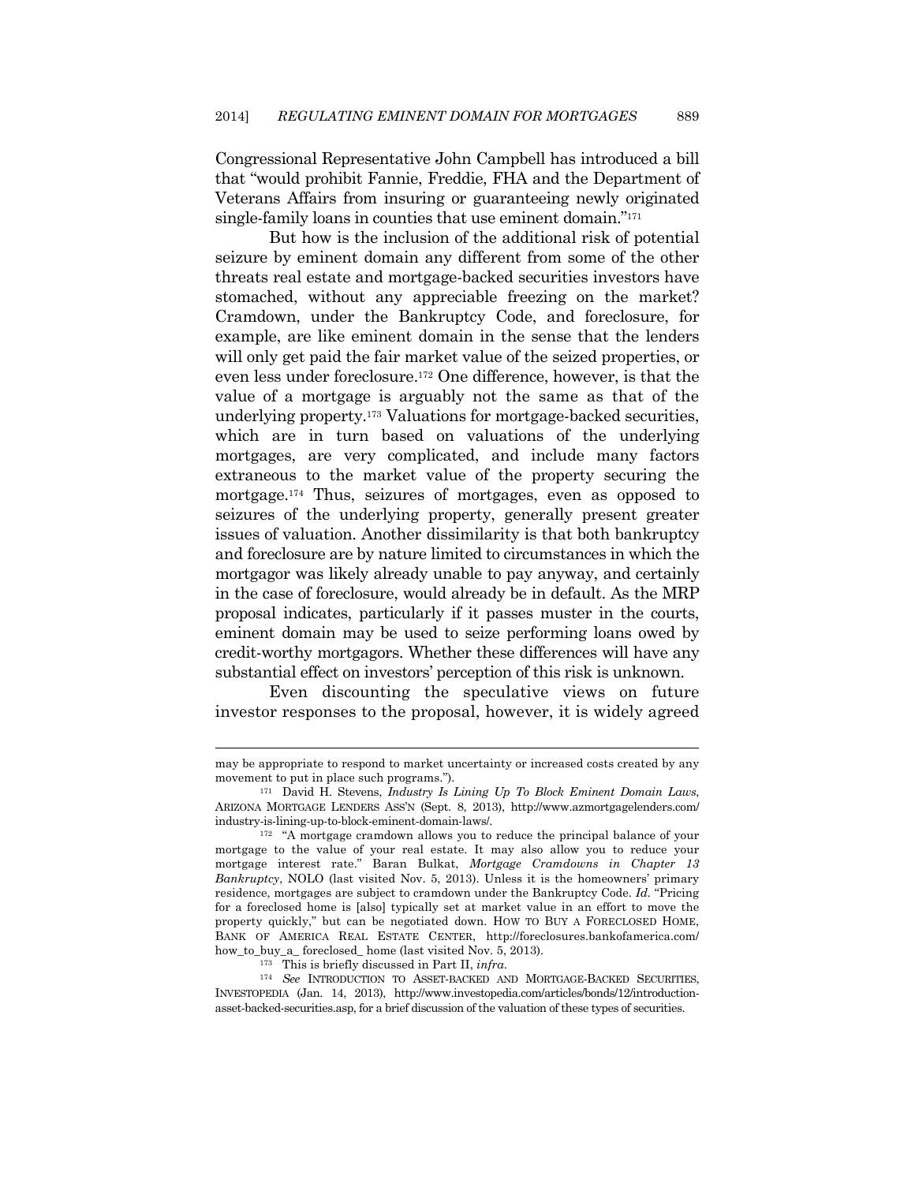Congressional Representative John Campbell has introduced a bill that "would prohibit Fannie, Freddie, FHA and the Department of Veterans Affairs from insuring or guaranteeing newly originated single-family loans in counties that use eminent domain."[171]

But how is the inclusion of the additional risk of potential seizure by eminent domain any different from some of the other threats real estate and mortgage-backed securities investors have stomached, without any appreciable freezing on the market? Cramdown, under the Bankruptcy Code, and foreclosure, for example, are like eminent domain in the sense that the lenders will only get paid the fair market value of the seized properties, or even less under foreclosure.[172] One difference, however, is that the value of a mortgage is arguably not the same as that of the underlying property.[173] Valuations for mortgage-backed securities, which are in turn based on valuations of the underlying mortgages, are very complicated, and include many factors extraneous to the market value of the property securing the mortgage.[174] Thus, seizures of mortgages, even as opposed to seizures of the underlying property, generally present greater issues of valuation. Another dissimilarity is that both bankruptcy and foreclosure are by nature limited to circumstances in which the mortgagor was likely already unable to pay anyway, and certainly in the case of foreclosure, would already be in default. As the MRP proposal indicates, particularly if it passes muster in the courts, eminent domain may be used to seize performing loans owed by credit-worthy mortgagors. Whether these differences will have any substantial effect on investors' perception of this risk is unknown.

Even discounting the speculative views on future investor responses to the proposal, however, it is widely agreed

---

may be appropriate to respond to market uncertainty or increased costs created by any movement to put in place such programs.").

[171] David H. Stevens, *Industry Is Lining Up To Block Eminent Domain Laws*, ARIZONA MORTGAGE LENDERS ASS'N (Sept. 8, 2013), http://www.azmortgagelenders.com/industry-is-lining-up-to-block-eminent-domain-laws/.

[172] "A mortgage cramdown allows you to reduce the principal balance of your mortgage to the value of your real estate. It may also allow you to reduce your mortgage interest rate." Baran Bulkat, *Mortgage Cramdowns in Chapter 13 Bankruptcy*, NOLO (last visited Nov. 5, 2013). Unless it is the homeowners' primary residence, mortgages are subject to cramdown under the Bankruptcy Code. *Id.* "Pricing for a foreclosed home is [also] typically set at market value in an effort to move the property quickly," but can be negotiated down. HOW TO BUY A FORECLOSED HOME, BANK OF AMERICA REAL ESTATE CENTER, http://foreclosures.bankofamerica.com/how_to_buy_a_ foreclosed_ home (last visited Nov. 5, 2013).

[173] This is briefly discussed in Part II, *infra*.

[174] *See* INTRODUCTION TO ASSET-BACKED AND MORTGAGE-BACKED SECURITIES, INVESTOPEDIA (Jan. 14, 2013), http://www.investopedia.com/articles/bonds/12/introduction-asset-backed-securities.asp, for a brief discussion of the valuation of these types of securities.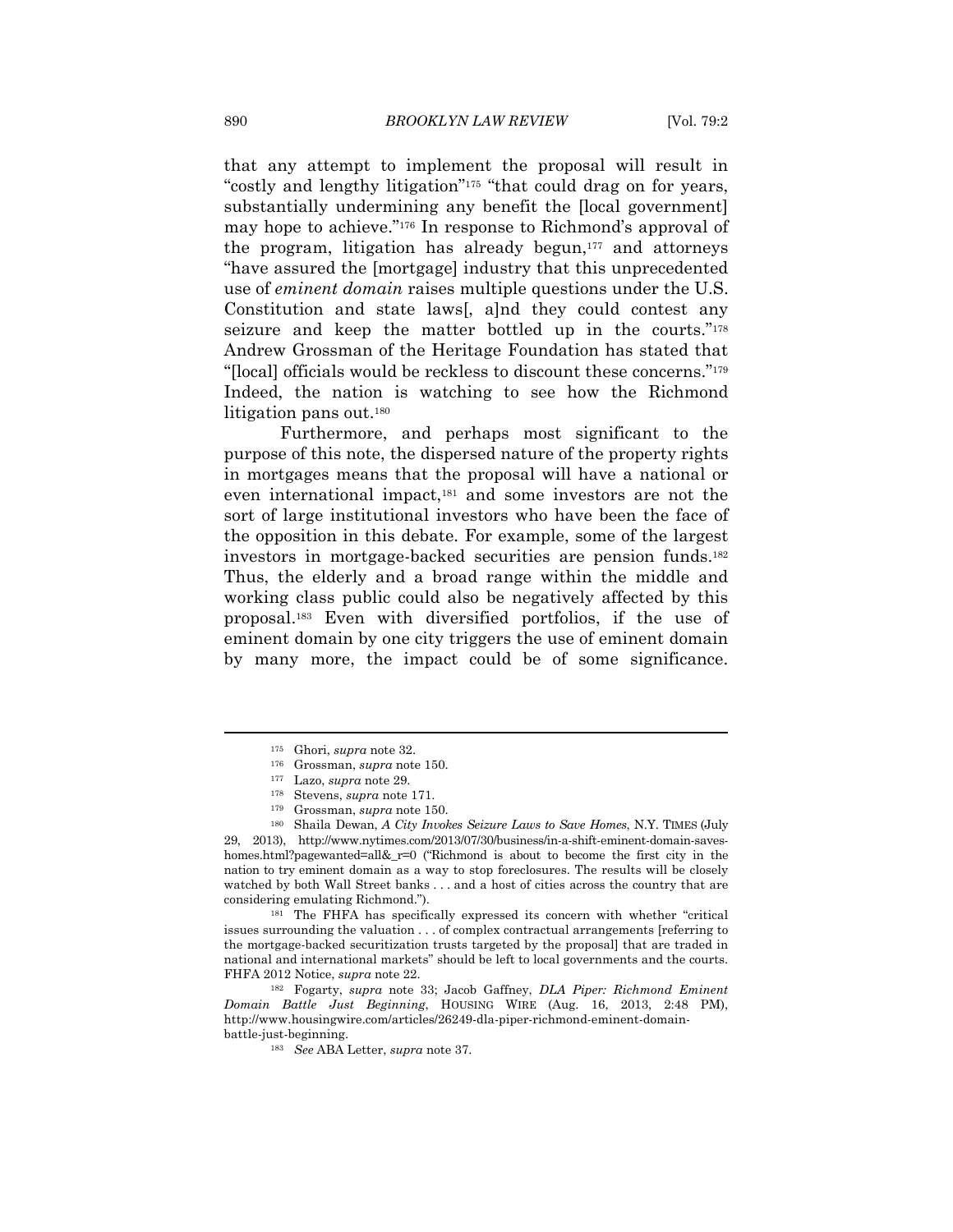that any attempt to implement the proposal will result in "costly and lengthy litigation"[175] "that could drag on for years, substantially undermining any benefit the [local government] may hope to achieve."[176] In response to Richmond's approval of the program, litigation has already begun,[177] and attorneys "have assured the [mortgage] industry that this unprecedented use of *eminent domain* raises multiple questions under the U.S. Constitution and state laws[, a]nd they could contest any seizure and keep the matter bottled up in the courts."[178] Andrew Grossman of the Heritage Foundation has stated that "[local] officials would be reckless to discount these concerns."[179] Indeed, the nation is watching to see how the Richmond litigation pans out.[180]

Furthermore, and perhaps most significant to the purpose of this note, the dispersed nature of the property rights in mortgages means that the proposal will have a national or even international impact,[181] and some investors are not the sort of large institutional investors who have been the face of the opposition in this debate. For example, some of the largest investors in mortgage-backed securities are pension funds.[182] Thus, the elderly and a broad range within the middle and working class public could also be negatively affected by this proposal.[183] Even with diversified portfolios, if the use of eminent domain by one city triggers the use of eminent domain by many more, the impact could be of some significance.

---

[175] Ghori, *supra* note 32.

[176] Grossman, *supra* note 150.

[177] Lazo, *supra* note 29.

[178] Stevens, *supra* note 171.

[179] Grossman, *supra* note 150.

[180] Shaila Dewan, *A City Invokes Seizure Laws to Save Homes*, N.Y. TIMES (July 29, 2013), http://www.nytimes.com/2013/07/30/business/in-a-shift-eminent-domain-saves-homes.html?pagewanted=all&_r=0 ("Richmond is about to become the first city in the nation to try eminent domain as a way to stop foreclosures. The results will be closely watched by both Wall Street banks . . . and a host of cities across the country that are considering emulating Richmond.").

[181] The FHFA has specifically expressed its concern with whether "critical issues surrounding the valuation . . . of complex contractual arrangements [referring to the mortgage-backed securitization trusts targeted by the proposal] that are traded in national and international markets" should be left to local governments and the courts. FHFA 2012 Notice, *supra* note 22.

[182] Fogarty, *supra* note 33; Jacob Gaffney, *DLA Piper: Richmond Eminent Domain Battle Just Beginning*, HOUSING WIRE (Aug. 16, 2013, 2:48 PM), http://www.housingwire.com/articles/26249-dla-piper-richmond-eminent-domain-battle-just-beginning.

[183] *See* ABA Letter, *supra* note 37.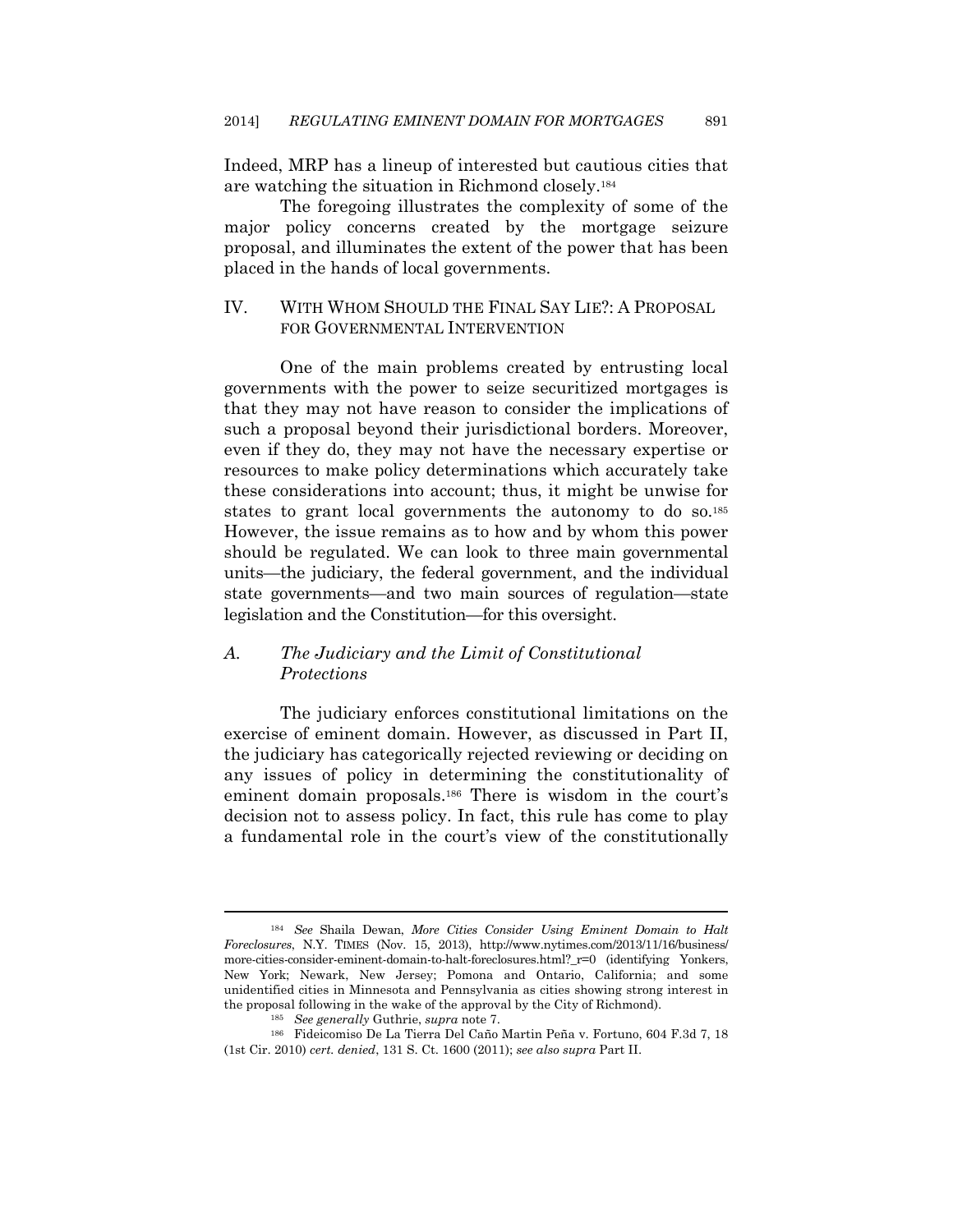Indeed, MRP has a lineup of interested but cautious cities that are watching the situation in Richmond closely.[184]

The foregoing illustrates the complexity of some of the major policy concerns created by the mortgage seizure proposal, and illuminates the extent of the power that has been placed in the hands of local governments.

## IV. WITH WHOM SHOULD THE FINAL SAY LIE?: A PROPOSAL FOR GOVERNMENTAL INTERVENTION

One of the main problems created by entrusting local governments with the power to seize securitized mortgages is that they may not have reason to consider the implications of such a proposal beyond their jurisdictional borders. Moreover, even if they do, they may not have the necessary expertise or resources to make policy determinations which accurately take these considerations into account; thus, it might be unwise for states to grant local governments the autonomy to do so.[185] However, the issue remains as to how and by whom this power should be regulated. We can look to three main governmental units—the judiciary, the federal government, and the individual state governments—and two main sources of regulation—state legislation and the Constitution—for this oversight.

### A. *The Judiciary and the Limit of Constitutional Protections*

The judiciary enforces constitutional limitations on the exercise of eminent domain. However, as discussed in Part II, the judiciary has categorically rejected reviewing or deciding on any issues of policy in determining the constitutionality of eminent domain proposals.[186] There is wisdom in the court's decision not to assess policy. In fact, this rule has come to play a fundamental role in the court's view of the constitutionally

---

[184] *See* Shaila Dewan, *More Cities Consider Using Eminent Domain to Halt Foreclosures*, N.Y. TIMES (Nov. 15, 2013), http://www.nytimes.com/2013/11/16/business/more-cities-consider-eminent-domain-to-halt-foreclosures.html?_r=0 (identifying Yonkers, New York; Newark, New Jersey; Pomona and Ontario, California; and some unidentified cities in Minnesota and Pennsylvania as cities showing strong interest in the proposal following in the wake of the approval by the City of Richmond).

[185] *See generally* Guthrie, *supra* note 7.

[186] Fideicomiso De La Tierra Del Caño Martin Peña v. Fortuno, 604 F.3d 7, 18 (1st Cir. 2010) *cert. denied*, 131 S. Ct. 1600 (2011); *see also supra* Part II.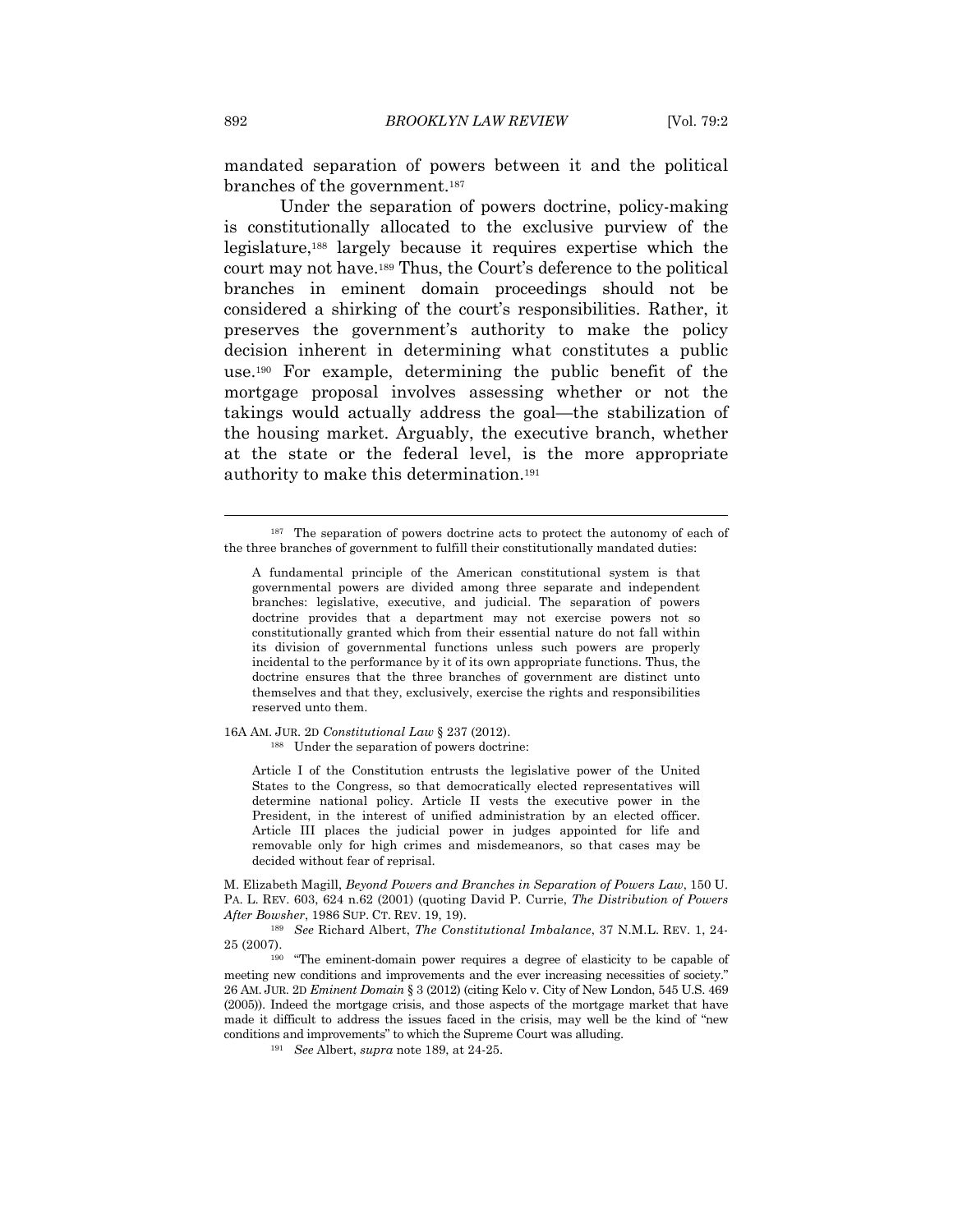mandated separation of powers between it and the political branches of the government.[187]

Under the separation of powers doctrine, policy-making is constitutionally allocated to the exclusive purview of the legislature,[188] largely because it requires expertise which the court may not have.[189] Thus, the Court's deference to the political branches in eminent domain proceedings should not be considered a shirking of the court's responsibilities. Rather, it preserves the government's authority to make the policy decision inherent in determining what constitutes a public use.[190] For example, determining the public benefit of the mortgage proposal involves assessing whether or not the takings would actually address the goal—the stabilization of the housing market. Arguably, the executive branch, whether at the state or the federal level, is the more appropriate authority to make this determination.[191]

---

[187] The separation of powers doctrine acts to protect the autonomy of each of the three branches of government to fulfill their constitutionally mandated duties:

> A fundamental principle of the American constitutional system is that governmental powers are divided among three separate and independent branches: legislative, executive, and judicial. The separation of powers doctrine provides that a department may not exercise powers not so constitutionally granted which from their essential nature do not fall within its division of governmental functions unless such powers are properly incidental to the performance by it of its own appropriate functions. Thus, the doctrine ensures that the three branches of government are distinct unto themselves and that they, exclusively, exercise the rights and responsibilities reserved unto them.

16A AM. JUR. 2D *Constitutional Law* § 237 (2012).

[188] Under the separation of powers doctrine:

> Article I of the Constitution entrusts the legislative power of the United States to the Congress, so that democratically elected representatives will determine national policy. Article II vests the executive power in the President, in the interest of unified administration by an elected officer. Article III places the judicial power in judges appointed for life and removable only for high crimes and misdemeanors, so that cases may be decided without fear of reprisal.

M. Elizabeth Magill, *Beyond Powers and Branches in Separation of Powers Law*, 150 U. PA. L. REV. 603, 624 n.62 (2001) (quoting David P. Currie, *The Distribution of Powers After Bowsher*, 1986 SUP. CT. REV. 19, 19).

[189] *See* Richard Albert, *The Constitutional Imbalance*, 37 N.M.L. REV. 1, 24-25 (2007).

[190] "The eminent-domain power requires a degree of elasticity to be capable of meeting new conditions and improvements and the ever increasing necessities of society." 26 AM. JUR. 2D *Eminent Domain* § 3 (2012) (citing Kelo v. City of New London, 545 U.S. 469 (2005)). Indeed the mortgage crisis, and those aspects of the mortgage market that have made it difficult to address the issues faced in the crisis, may well be the kind of "new conditions and improvements" to which the Supreme Court was alluding.

[191] *See* Albert, *supra* note 189, at 24-25.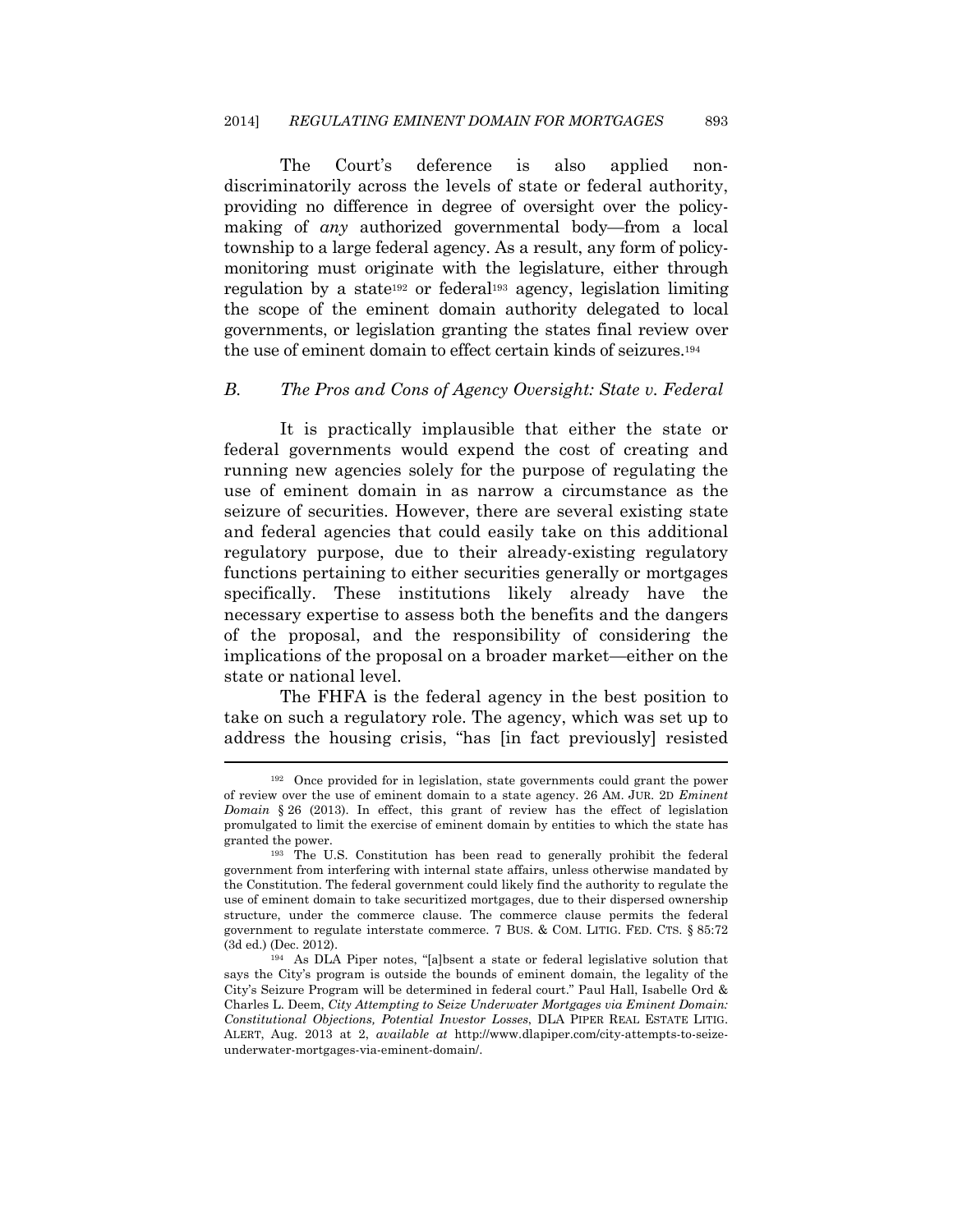The Court's deference is also applied non-discriminatorily across the levels of state or federal authority, providing no difference in degree of oversight over the policy-making of *any* authorized governmental body—from a local township to a large federal agency. As a result, any form of policy-monitoring must originate with the legislature, either through regulation by a state[192] or federal[193] agency, legislation limiting the scope of the eminent domain authority delegated to local governments, or legislation granting the states final review over the use of eminent domain to effect certain kinds of seizures.[194]

### *B. The Pros and Cons of Agency Oversight: State v. Federal*

It is practically implausible that either the state or federal governments would expend the cost of creating and running new agencies solely for the purpose of regulating the use of eminent domain in as narrow a circumstance as the seizure of securities. However, there are several existing state and federal agencies that could easily take on this additional regulatory purpose, due to their already-existing regulatory functions pertaining to either securities generally or mortgages specifically. These institutions likely already have the necessary expertise to assess both the benefits and the dangers of the proposal, and the responsibility of considering the implications of the proposal on a broader market—either on the state or national level.

The FHFA is the federal agency in the best position to take on such a regulatory role. The agency, which was set up to address the housing crisis, "has [in fact previously] resisted

---

[192] Once provided for in legislation, state governments could grant the power of review over the use of eminent domain to a state agency. 26 AM. JUR. 2D *Eminent Domain* § 26 (2013). In effect, this grant of review has the effect of legislation promulgated to limit the exercise of eminent domain by entities to which the state has granted the power.

[193] The U.S. Constitution has been read to generally prohibit the federal government from interfering with internal state affairs, unless otherwise mandated by the Constitution. The federal government could likely find the authority to regulate the use of eminent domain to take securitized mortgages, due to their dispersed ownership structure, under the commerce clause. The commerce clause permits the federal government to regulate interstate commerce. 7 BUS. & COM. LITIG. FED. CTS. § 85:72 (3d ed.) (Dec. 2012).

[194] As DLA Piper notes, "[a]bsent a state or federal legislative solution that says the City's program is outside the bounds of eminent domain, the legality of the City's Seizure Program will be determined in federal court." Paul Hall, Isabelle Ord & Charles L. Deem, *City Attempting to Seize Underwater Mortgages via Eminent Domain: Constitutional Objections, Potential Investor Losses*, DLA PIPER REAL ESTATE LITIG. ALERT, Aug. 2013 at 2, *available at* http://www.dlapiper.com/city-attempts-to-seize-underwater-mortgages-via-eminent-domain/.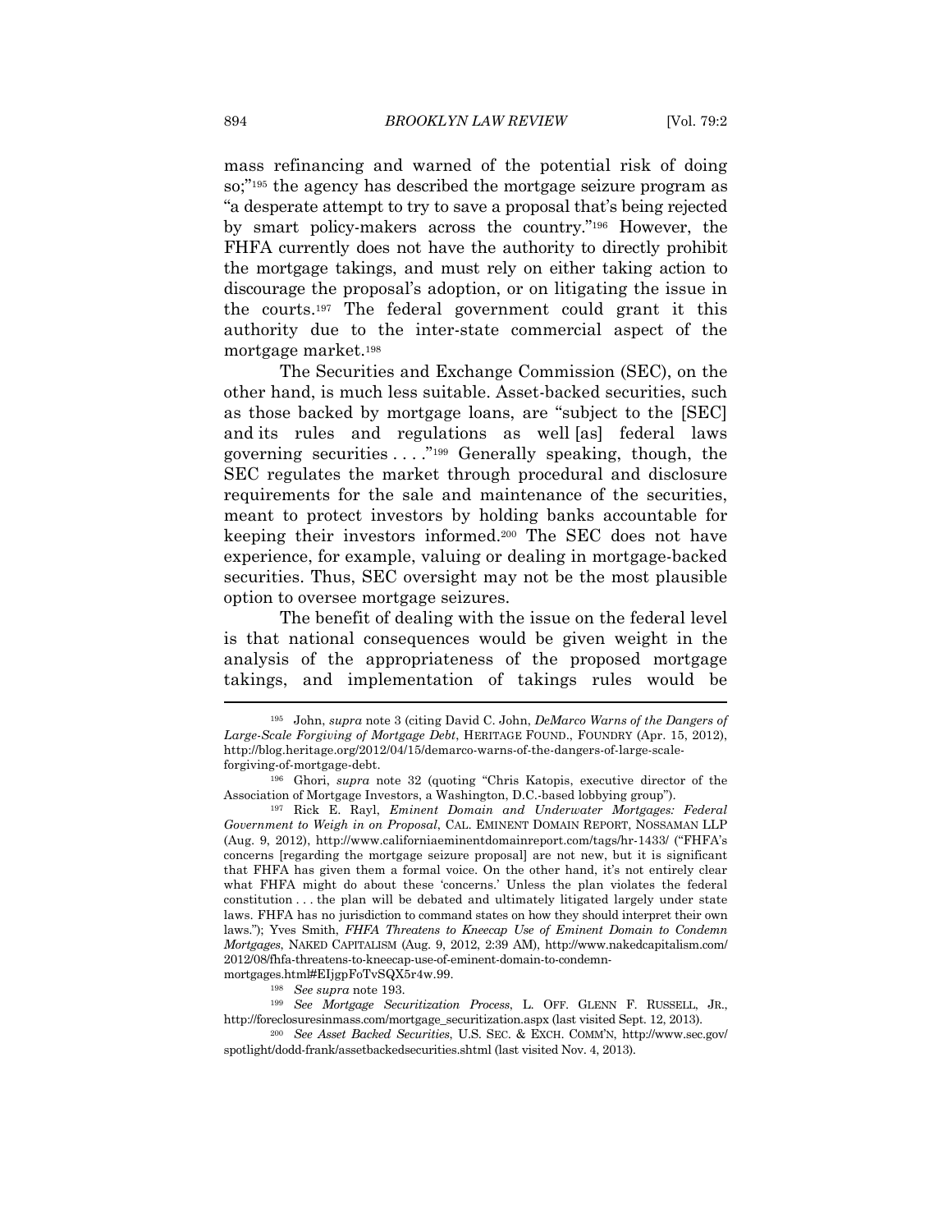mass refinancing and warned of the potential risk of doing so;"[195] the agency has described the mortgage seizure program as "a desperate attempt to try to save a proposal that's being rejected by smart policy-makers across the country."[196] However, the FHFA currently does not have the authority to directly prohibit the mortgage takings, and must rely on either taking action to discourage the proposal's adoption, or on litigating the issue in the courts.[197] The federal government could grant it this authority due to the inter-state commercial aspect of the mortgage market.[198]

The Securities and Exchange Commission (SEC), on the other hand, is much less suitable. Asset-backed securities, such as those backed by mortgage loans, are "subject to the [SEC] and its rules and regulations as well [as] federal laws governing securities . . . ."[199] Generally speaking, though, the SEC regulates the market through procedural and disclosure requirements for the sale and maintenance of the securities, meant to protect investors by holding banks accountable for keeping their investors informed.[200] The SEC does not have experience, for example, valuing or dealing in mortgage-backed securities. Thus, SEC oversight may not be the most plausible option to oversee mortgage seizures.

The benefit of dealing with the issue on the federal level is that national consequences would be given weight in the analysis of the appropriateness of the proposed mortgage takings, and implementation of takings rules would be

---

[195] John, *supra* note 3 (citing David C. John, *DeMarco Warns of the Dangers of Large-Scale Forgiving of Mortgage Debt*, HERITAGE FOUND., FOUNDRY (Apr. 15, 2012), http://blog.heritage.org/2012/04/15/demarco-warns-of-the-dangers-of-large-scale-forgiving-of-mortgage-debt.

[196] Ghori, *supra* note 32 (quoting "Chris Katopis, executive director of the Association of Mortgage Investors, a Washington, D.C.-based lobbying group").

[197] Rick E. Rayl, *Eminent Domain and Underwater Mortgages: Federal Government to Weigh in on Proposal*, CAL. EMINENT DOMAIN REPORT, NOSSAMAN LLP (Aug. 9, 2012), http://www.californiaeminentdomainreport.com/tags/hr-1433/ ("FHFA's concerns [regarding the mortgage seizure proposal] are not new, but it is significant that FHFA has given them a formal voice. On the other hand, it's not entirely clear what FHFA might do about these 'concerns.' Unless the plan violates the federal constitution . . . the plan will be debated and ultimately litigated largely under state laws. FHFA has no jurisdiction to command states on how they should interpret their own laws."); Yves Smith, *FHFA Threatens to Kneecap Use of Eminent Domain to Condemn Mortgages*, NAKED CAPITALISM (Aug. 9, 2012, 2:39 AM), http://www.nakedcapitalism.com/2012/08/fhfa-threatens-to-kneecap-use-of-eminent-domain-to-condemn-mortgages.html#EIjgpFoTvSQX5r4w.99.

[198] *See supra* note 193.

[199] *See Mortgage Securitization Process*, L. OFF. GLENN F. RUSSELL, JR., http://foreclosuresinmass.com/mortgage_securitization.aspx (last visited Sept. 12, 2013).

[200] *See Asset Backed Securities*, U.S. SEC. & EXCH. COMM'N, http://www.sec.gov/spotlight/dodd-frank/assetbackedsecurities.shtml (last visited Nov. 4, 2013).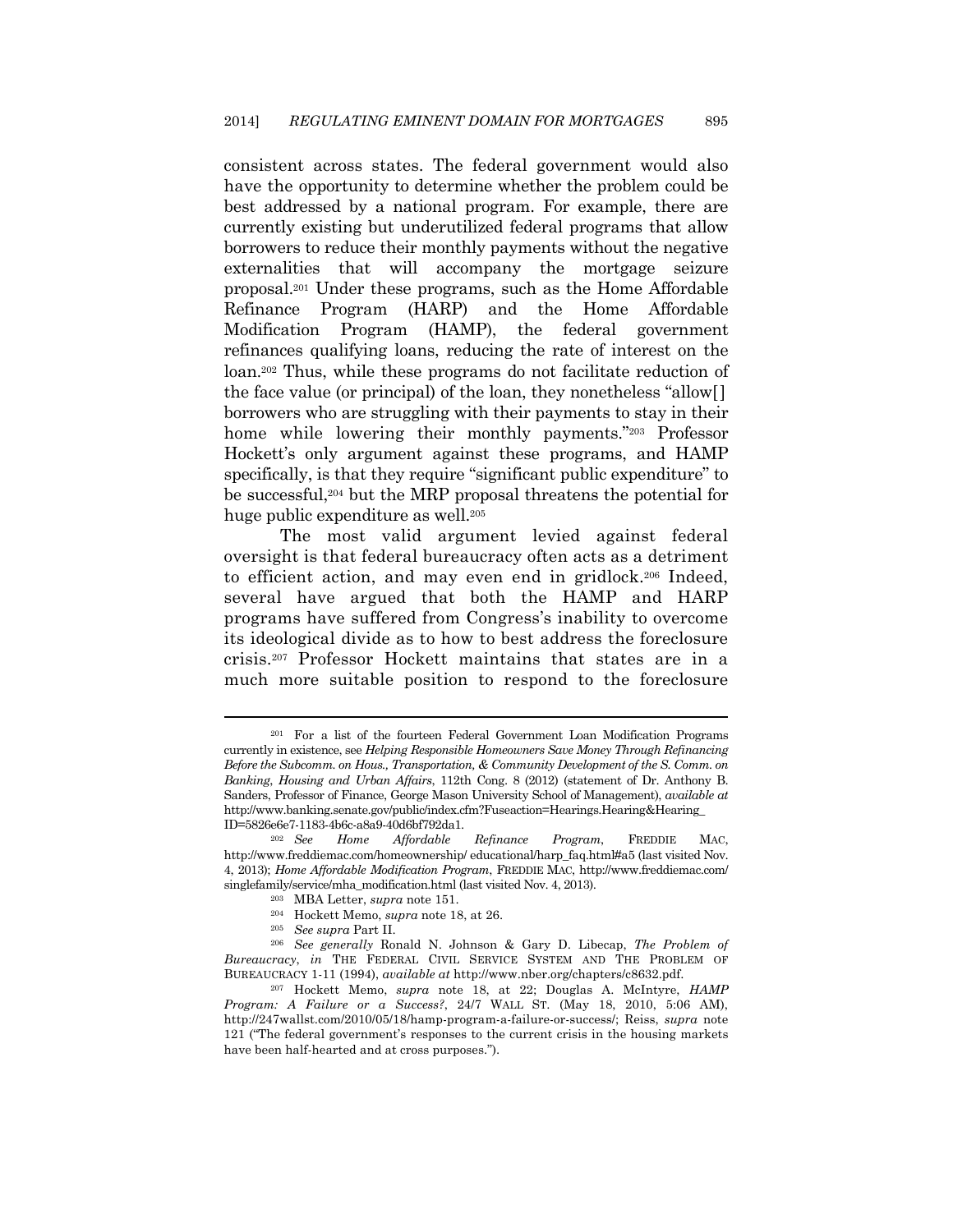consistent across states. The federal government would also have the opportunity to determine whether the problem could be best addressed by a national program. For example, there are currently existing but underutilized federal programs that allow borrowers to reduce their monthly payments without the negative externalities that will accompany the mortgage seizure proposal.[201] Under these programs, such as the Home Affordable Refinance Program (HARP) and the Home Affordable Modification Program (HAMP), the federal government refinances qualifying loans, reducing the rate of interest on the loan.[202] Thus, while these programs do not facilitate reduction of the face value (or principal) of the loan, they nonetheless "allow[] borrowers who are struggling with their payments to stay in their home while lowering their monthly payments."[203] Professor Hockett's only argument against these programs, and HAMP specifically, is that they require "significant public expenditure" to be successful,[204] but the MRP proposal threatens the potential for huge public expenditure as well.[205]

The most valid argument levied against federal oversight is that federal bureaucracy often acts as a detriment to efficient action, and may even end in gridlock.[206] Indeed, several have argued that both the HAMP and HARP programs have suffered from Congress's inability to overcome its ideological divide as to how to best address the foreclosure crisis.[207] Professor Hockett maintains that states are in a much more suitable position to respond to the foreclosure

---

[201] For a list of the fourteen Federal Government Loan Modification Programs currently in existence, see *Helping Responsible Homeowners Save Money Through Refinancing Before the Subcomm. on Hous., Transportation, & Community Development of the S. Comm. on Banking, Housing and Urban Affairs*, 112th Cong. 8 (2012) (statement of Dr. Anthony B. Sanders, Professor of Finance, George Mason University School of Management), *available at* http://www.banking.senate.gov/public/index.cfm?Fuseaction=Hearings.Hearing&Hearing_ID=5826e6e7-1183-4b6c-a8a9-40d6bf792da1.

[202] *See Home Affordable Refinance Program*, FREDDIE MAC, http://www.freddiemac.com/homeownership/ educational/harp_faq.html#a5 (last visited Nov. 4, 2013); *Home Affordable Modification Program*, FREDDIE MAC, http://www.freddiemac.com/singlefamily/service/mha_modification.html (last visited Nov. 4, 2013).

[203] MBA Letter, *supra* note 151.

[204] Hockett Memo, *supra* note 18, at 26.

[205] *See supra* Part II.

[206] *See generally* Ronald N. Johnson & Gary D. Libecap, *The Problem of Bureaucracy*, *in* THE FEDERAL CIVIL SERVICE SYSTEM AND THE PROBLEM OF BUREAUCRACY 1-11 (1994), *available at* http://www.nber.org/chapters/c8632.pdf.

[207] Hockett Memo, *supra* note 18, at 22; Douglas A. McIntyre, *HAMP Program: A Failure or a Success?*, 24/7 WALL ST. (May 18, 2010, 5:06 AM), http://247wallst.com/2010/05/18/hamp-program-a-failure-or-success/; Reiss, *supra* note 121 ("The federal government's responses to the current crisis in the housing markets have been half-hearted and at cross purposes.").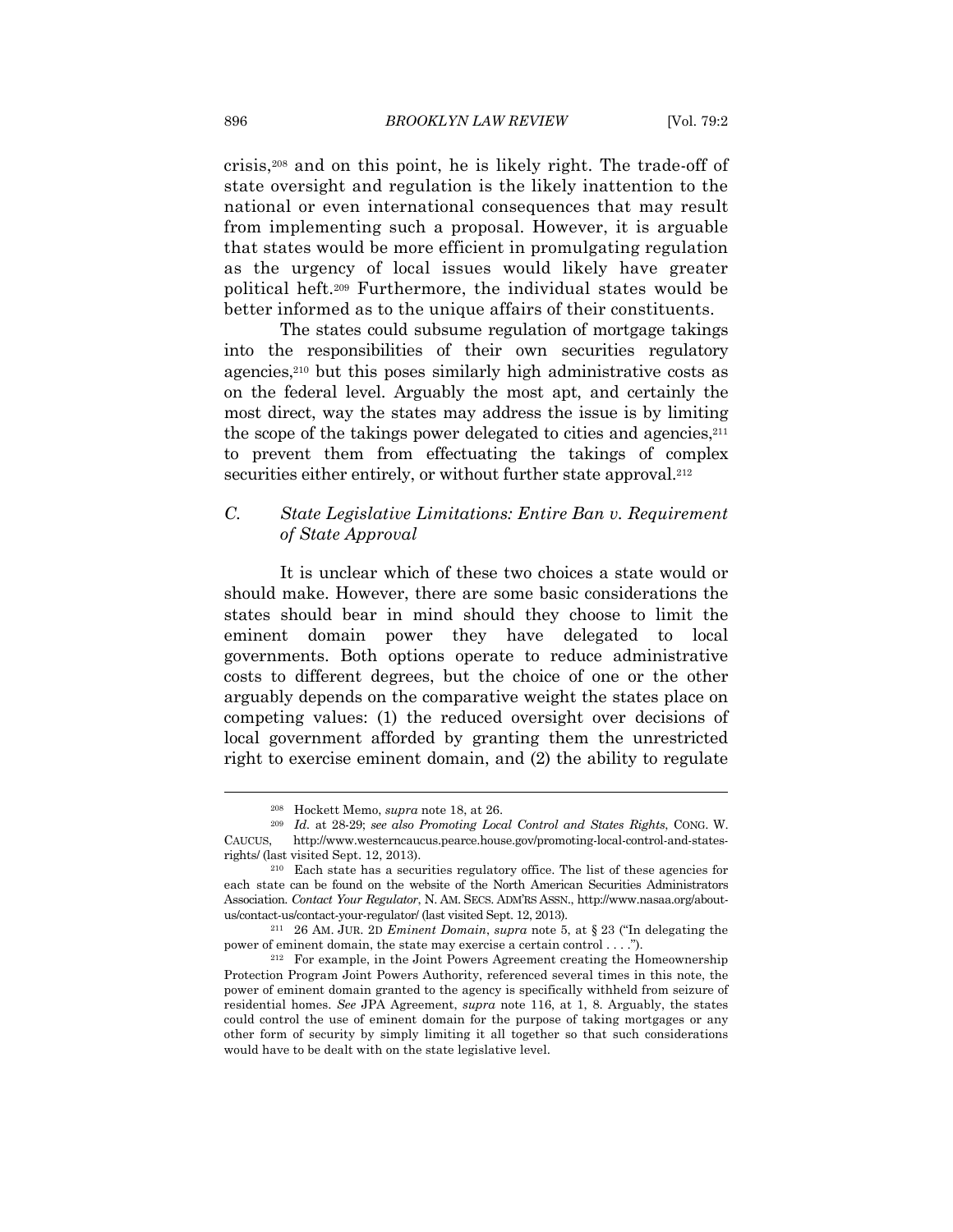crisis,[208] and on this point, he is likely right. The trade-off of state oversight and regulation is the likely inattention to the national or even international consequences that may result from implementing such a proposal. However, it is arguable that states would be more efficient in promulgating regulation as the urgency of local issues would likely have greater political heft.[209] Furthermore, the individual states would be better informed as to the unique affairs of their constituents.

The states could subsume regulation of mortgage takings into the responsibilities of their own securities regulatory agencies,[210] but this poses similarly high administrative costs as on the federal level. Arguably the most apt, and certainly the most direct, way the states may address the issue is by limiting the scope of the takings power delegated to cities and agencies,[211] to prevent them from effectuating the takings of complex securities either entirely, or without further state approval.[212]

### C. *State Legislative Limitations: Entire Ban v. Requirement of State Approval*

It is unclear which of these two choices a state would or should make. However, there are some basic considerations the states should bear in mind should they choose to limit the eminent domain power they have delegated to local governments. Both options operate to reduce administrative costs to different degrees, but the choice of one or the other arguably depends on the comparative weight the states place on competing values: (1) the reduced oversight over decisions of local government afforded by granting them the unrestricted right to exercise eminent domain, and (2) the ability to regulate

---

[208] Hockett Memo, *supra* note 18, at 26.

[209] *Id.* at 28-29; *see also Promoting Local Control and States Rights*, CONG. W. CAUCUS, http://www.westerncaucus.pearce.house.gov/promoting-local-control-and-states-rights/ (last visited Sept. 12, 2013).

[210] Each state has a securities regulatory office. The list of these agencies for each state can be found on the website of the North American Securities Administrators Association. *Contact Your Regulator*, N. AM. SECS. ADM'RS ASSN., http://www.nasaa.org/about-us/contact-us/contact-your-regulator/ (last visited Sept. 12, 2013).

[211] 26 AM. JUR. 2D *Eminent Domain*, *supra* note 5, at § 23 ("In delegating the power of eminent domain, the state may exercise a certain control . . . .").

[212] For example, in the Joint Powers Agreement creating the Homeownership Protection Program Joint Powers Authority, referenced several times in this note, the power of eminent domain granted to the agency is specifically withheld from seizure of residential homes. *See* JPA Agreement, *supra* note 116, at 1, 8. Arguably, the states could control the use of eminent domain for the purpose of taking mortgages or any other form of security by simply limiting it all together so that such considerations would have to be dealt with on the state legislative level.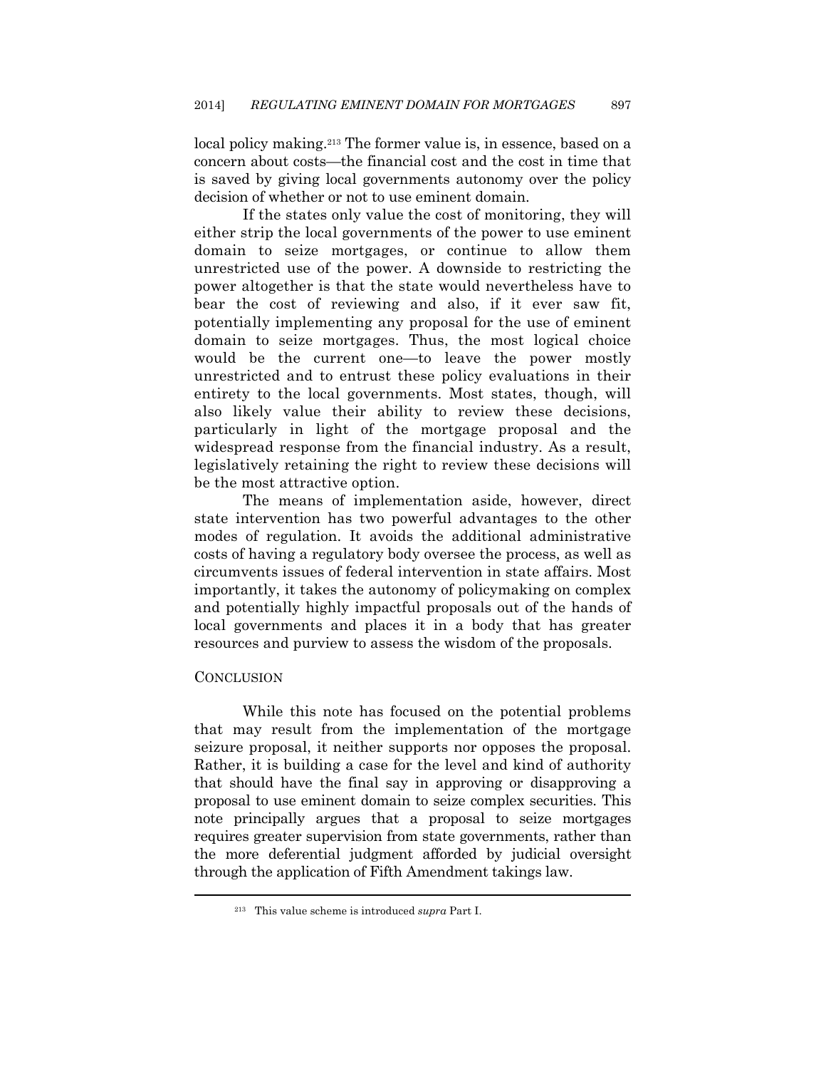local policy making.[213] The former value is, in essence, based on a concern about costs—the financial cost and the cost in time that is saved by giving local governments autonomy over the policy decision of whether or not to use eminent domain.

If the states only value the cost of monitoring, they will either strip the local governments of the power to use eminent domain to seize mortgages, or continue to allow them unrestricted use of the power. A downside to restricting the power altogether is that the state would nevertheless have to bear the cost of reviewing and also, if it ever saw fit, potentially implementing any proposal for the use of eminent domain to seize mortgages. Thus, the most logical choice would be the current one—to leave the power mostly unrestricted and to entrust these policy evaluations in their entirety to the local governments. Most states, though, will also likely value their ability to review these decisions, particularly in light of the mortgage proposal and the widespread response from the financial industry. As a result, legislatively retaining the right to review these decisions will be the most attractive option.

The means of implementation aside, however, direct state intervention has two powerful advantages to the other modes of regulation. It avoids the additional administrative costs of having a regulatory body oversee the process, as well as circumvents issues of federal intervention in state affairs. Most importantly, it takes the autonomy of policymaking on complex and potentially highly impactful proposals out of the hands of local governments and places it in a body that has greater resources and purview to assess the wisdom of the proposals.

## CONCLUSION

While this note has focused on the potential problems that may result from the implementation of the mortgage seizure proposal, it neither supports nor opposes the proposal. Rather, it is building a case for the level and kind of authority that should have the final say in approving or disapproving a proposal to use eminent domain to seize complex securities. This note principally argues that a proposal to seize mortgages requires greater supervision from state governments, rather than the more deferential judgment afforded by judicial oversight through the application of Fifth Amendment takings law.

---

[213] This value scheme is introduced *supra* Part I.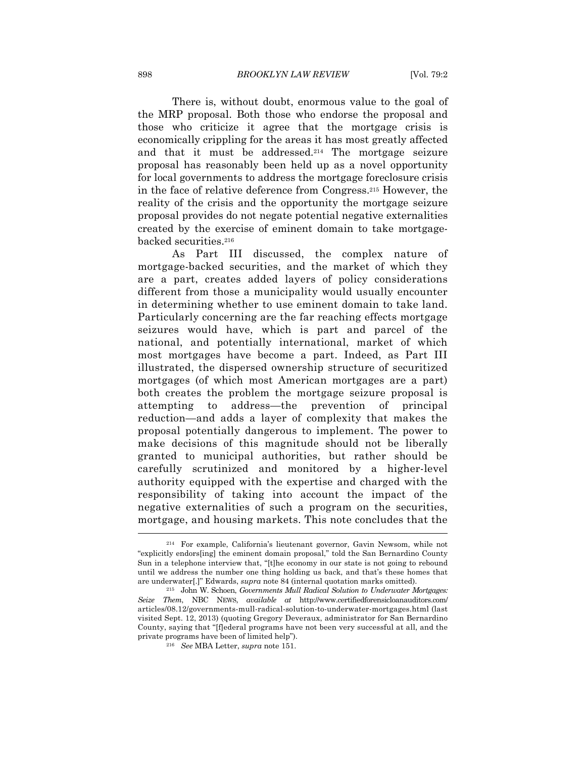There is, without doubt, enormous value to the goal of the MRP proposal. Both those who endorse the proposal and those who criticize it agree that the mortgage crisis is economically crippling for the areas it has most greatly affected and that it must be addressed.[214] The mortgage seizure proposal has reasonably been held up as a novel opportunity for local governments to address the mortgage foreclosure crisis in the face of relative deference from Congress.[215] However, the reality of the crisis and the opportunity the mortgage seizure proposal provides do not negate potential negative externalities created by the exercise of eminent domain to take mortgage-backed securities.[216]

As Part III discussed, the complex nature of mortgage-backed securities, and the market of which they are a part, creates added layers of policy considerations different from those a municipality would usually encounter in determining whether to use eminent domain to take land. Particularly concerning are the far reaching effects mortgage seizures would have, which is part and parcel of the national, and potentially international, market of which most mortgages have become a part. Indeed, as Part III illustrated, the dispersed ownership structure of securitized mortgages (of which most American mortgages are a part) both creates the problem the mortgage seizure proposal is attempting to address—the prevention of principal reduction—and adds a layer of complexity that makes the proposal potentially dangerous to implement. The power to make decisions of this magnitude should not be liberally granted to municipal authorities, but rather should be carefully scrutinized and monitored by a higher-level authority equipped with the expertise and charged with the responsibility of taking into account the impact of the negative externalities of such a program on the securities, mortgage, and housing markets. This note concludes that the

---

[214] For example, California's lieutenant governor, Gavin Newsom, while not "explicitly endors[ing] the eminent domain proposal," told the San Bernardino County Sun in a telephone interview that, "[t]he economy in our state is not going to rebound until we address the number one thing holding us back, and that's these homes that are underwater[.]" Edwards, *supra* note 84 (internal quotation marks omitted).

[215] John W. Schoen, *Governments Mull Radical Solution to Underwater Mortgages: Seize Them*, NBC NEWS, *available at* http://www.certifiedforensicloanauditors.com/articles/08.12/governments-mull-radical-solution-to-underwater-mortgages.html (last visited Sept. 12, 2013) (quoting Gregory Deveraux, administrator for San Bernardino County, saying that "[f]ederal programs have not been very successful at all, and the private programs have been of limited help").

[216] *See* MBA Letter, *supra* note 151.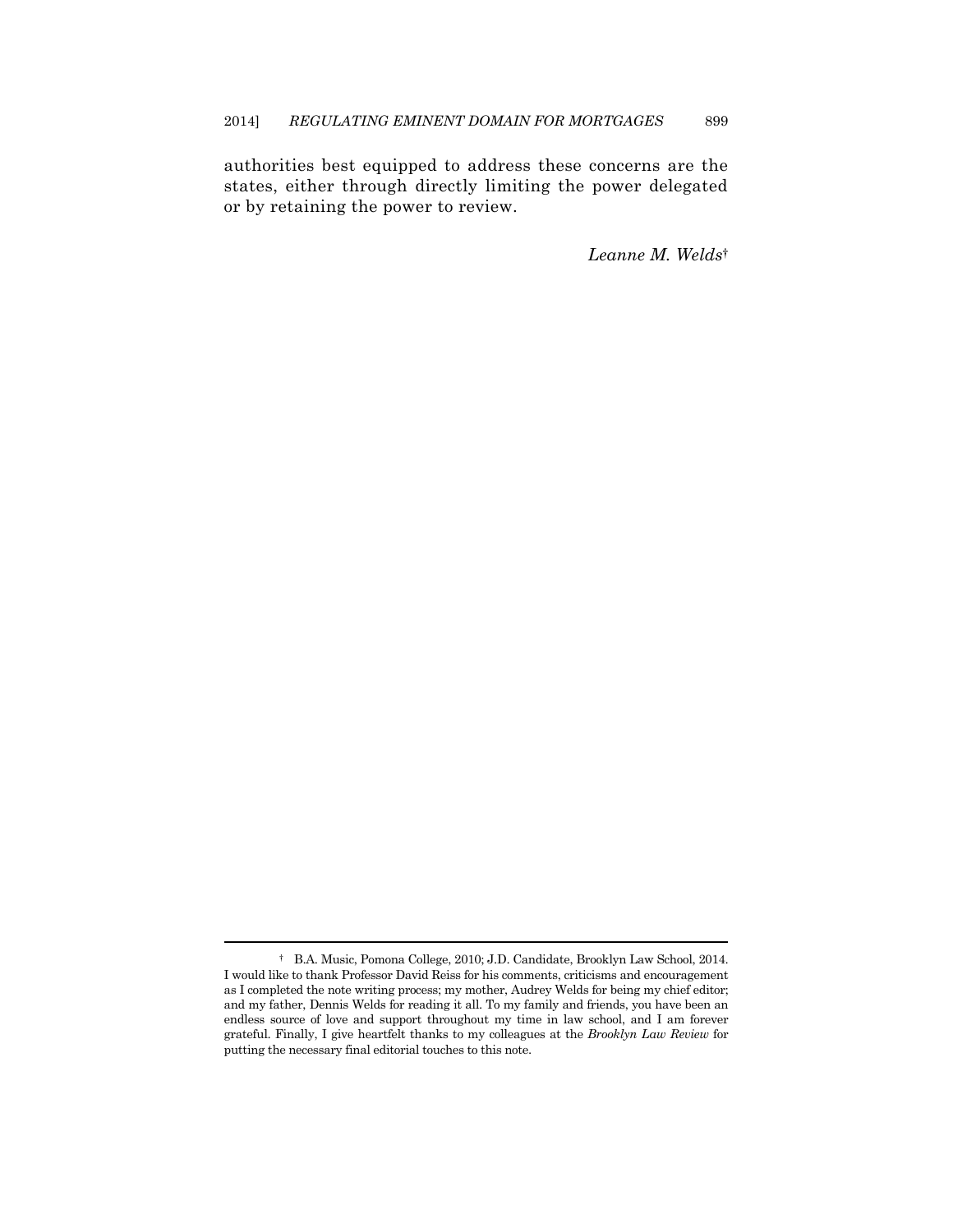authorities best equipped to address these concerns are the states, either through directly limiting the power delegated or by retaining the power to review.

*Leanne M. Welds*[†]

[†] B.A. Music, Pomona College, 2010; J.D. Candidate, Brooklyn Law School, 2014. I would like to thank Professor David Reiss for his comments, criticisms and encouragement as I completed the note writing process; my mother, Audrey Welds for being my chief editor; and my father, Dennis Welds for reading it all. To my family and friends, you have been an endless source of love and support throughout my time in law school, and I am forever grateful. Finally, I give heartfelt thanks to my colleagues at the *Brooklyn Law Review* for putting the necessary final editorial touches to this note.